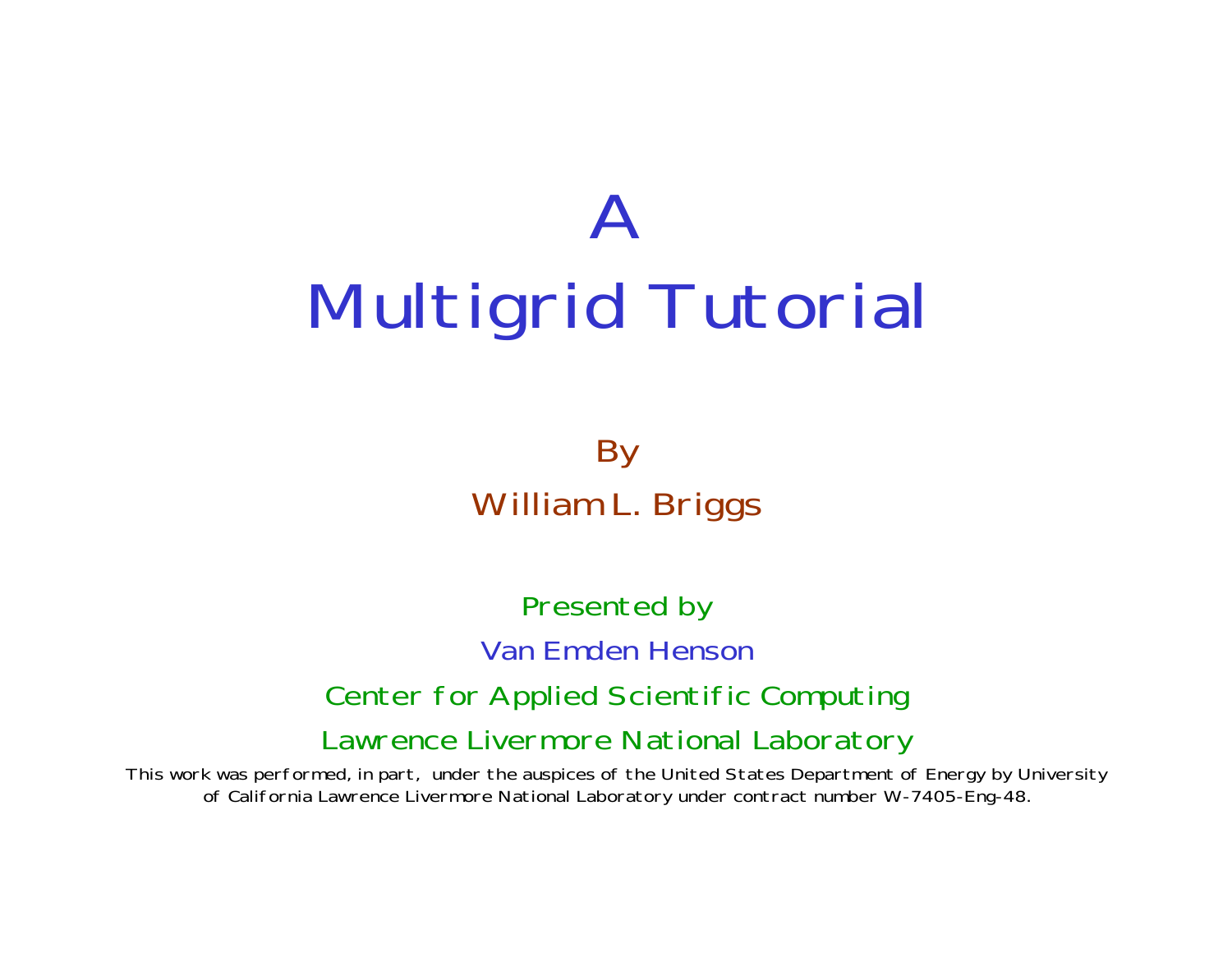# A Multigrid Tutorial

By

William L. Briggs

Presented by

Van Emden Henson

Center for Applied Scientific Computing

Lawrence Livermore National Laboratory

This work was performed, in part, under the auspices of the United States Department of Energy by University of California Lawrence Livermore National Laboratory under contract number W-7405-Eng-48.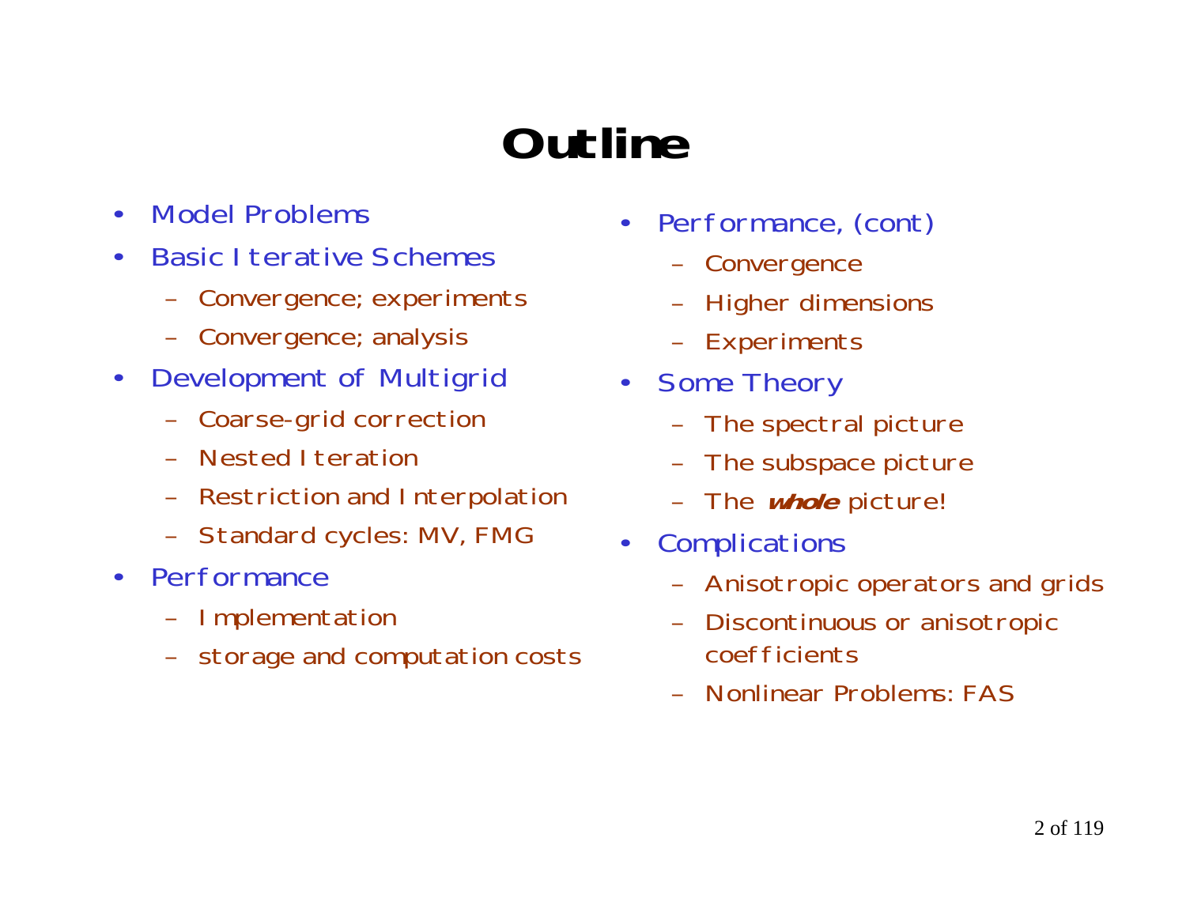# Outline

- Model Problems
- Basic Iterative Schemes
  - Convergence; experiments
  - Convergence; analysis
- Development of Multigrid
  - Coarse-grid correction
  - Nested Iteration
  - Restriction and Interpolation
  - Standard cycles: MV, FMG
- Performance
  - Implementation
  - storage and computation costs
- Performance, (cont)
  - Convergence
  - Higher dimensions
  - Experiments
- Some Theory
  - The spectral picture
  - The subspace picture
  - The ***whole*** picture!
- Complications
  - Anisotropic operators and grids
  - Discontinuous or anisotropic coefficients
  - Nonlinear Problems: FAS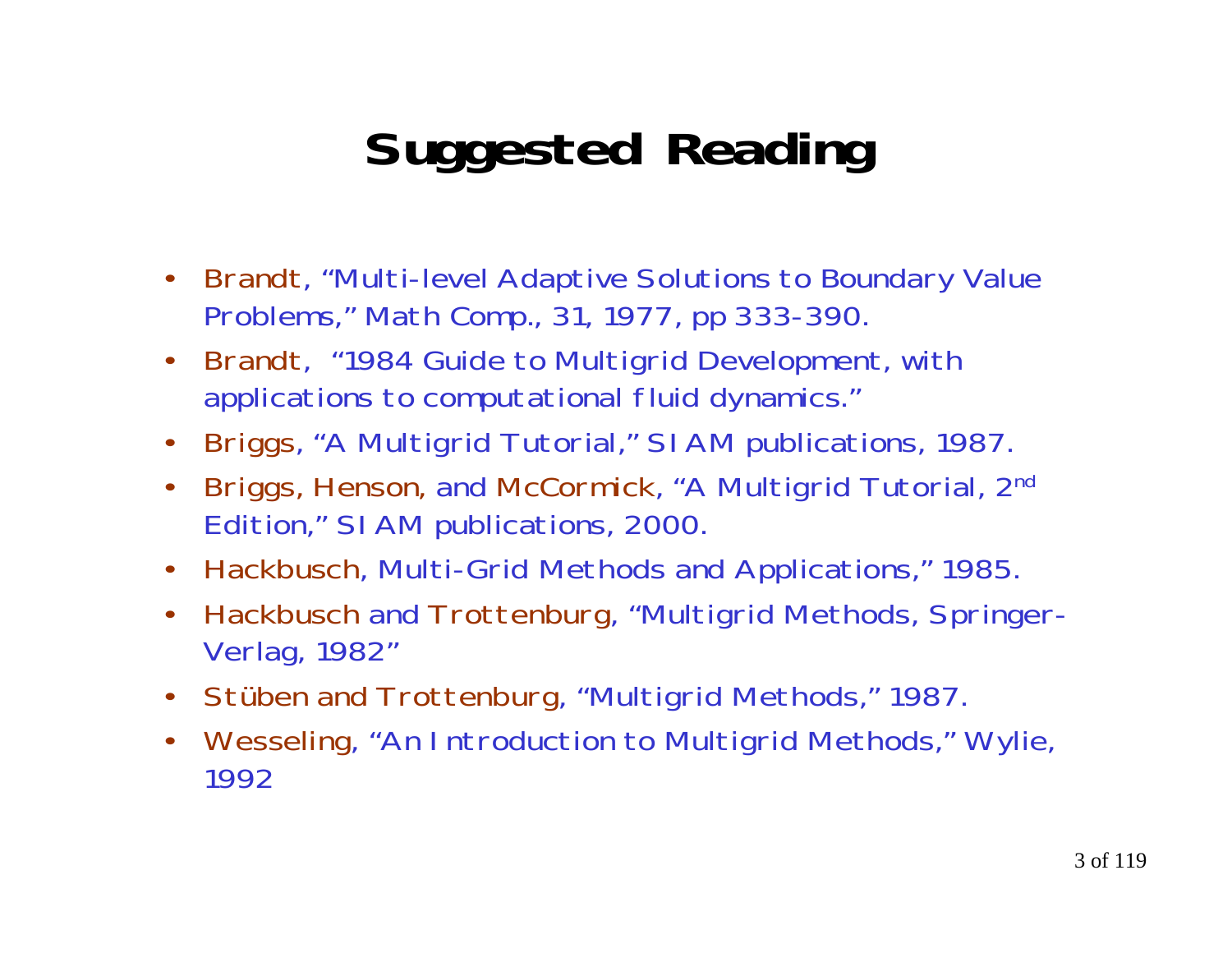# Suggested Reading

- Brandt, "Multi-level Adaptive Solutions to Boundary Value Problems," Math Comp., 31, 1977, pp 333-390.
- Brandt, "1984 Guide to Multigrid Development, with applications to computational fluid dynamics."
- Briggs, "A Multigrid Tutorial," SIAM publications, 1987.
- Briggs, Henson, and McCormick, "A Multigrid Tutorial, 2nd Edition," SIAM publications, 2000.
- Hackbusch, Multi-Grid Methods and Applications," 1985.
- Hackbusch and Trottenburg, "Multigrid Methods, Springer-Verlag, 1982"
- Stüben and Trottenburg, "Multigrid Methods," 1987.
- Wesseling, "An Introduction to Multigrid Methods," Wylie, 1992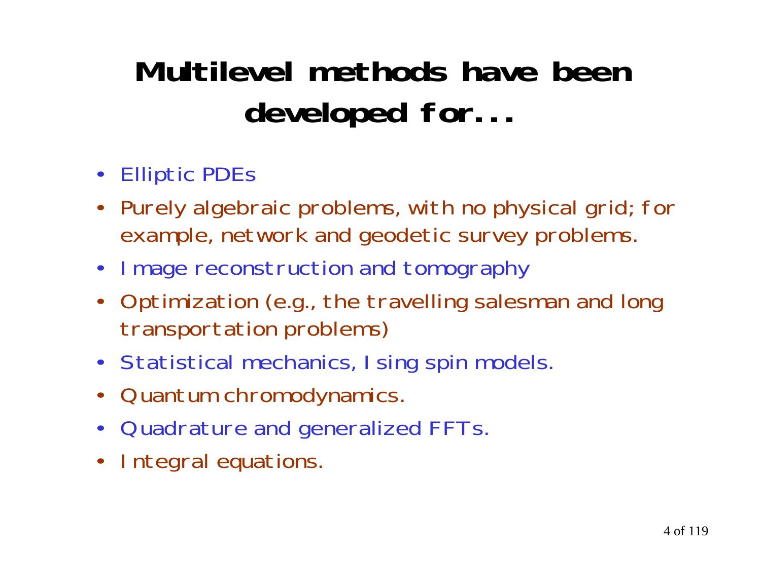# Multilevel methods have been developed for...

- Elliptic PDEs
- Purely algebraic problems, with no physical grid; for example, network and geodetic survey problems.
- Image reconstruction and tomography
- Optimization (e.g., the travelling salesman and long transportation problems)
- Statistical mechanics, Ising spin models.
- Quantum chromodynamics.
- Quadrature and generalized FFTs.
- Integral equations.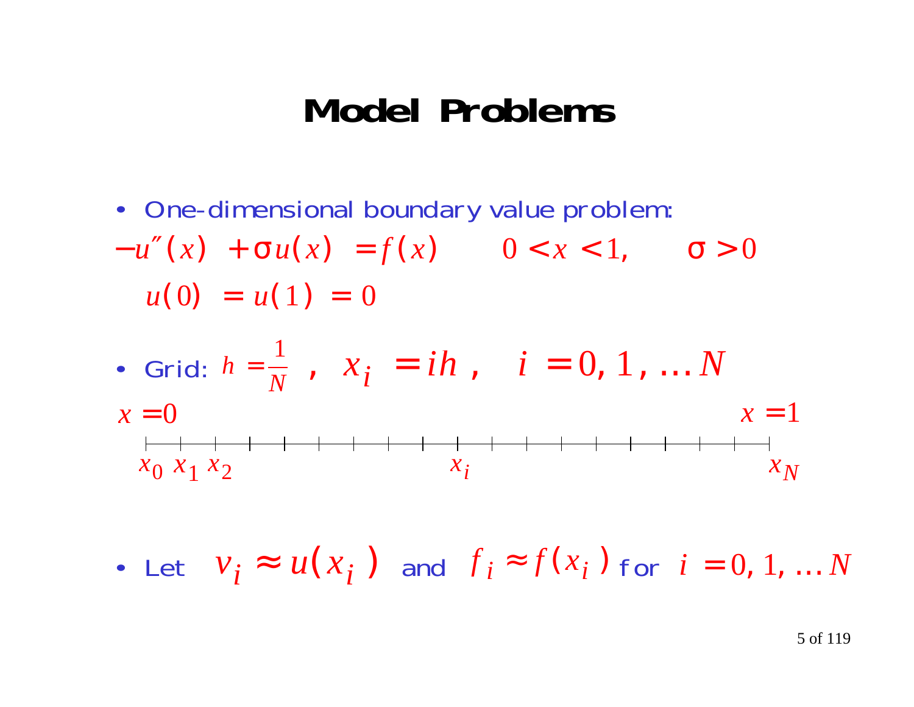# Model Problems

- One-dimensional boundary value problem:

$$-u''(x) + \sigma u(x) = f(x) \qquad 0 < x < 1, \qquad \sigma > 0$$

$$u(0) = u(1) = 0$$

- Grid: $h = \frac{1}{N}$ , $x_i = ih$ , $i = 0, 1, \ldots N$

$x = 0$ $\qquad\qquad\qquad\qquad\qquad\qquad$ $x = 1$

$x_0 \; x_1 \; x_2 \qquad\qquad\qquad x_i \qquad\qquad\qquad x_N$

- Let $v_i \approx u(x_i)$ and $f_i \approx f(x_i)$ for $i = 0, 1, \ldots N$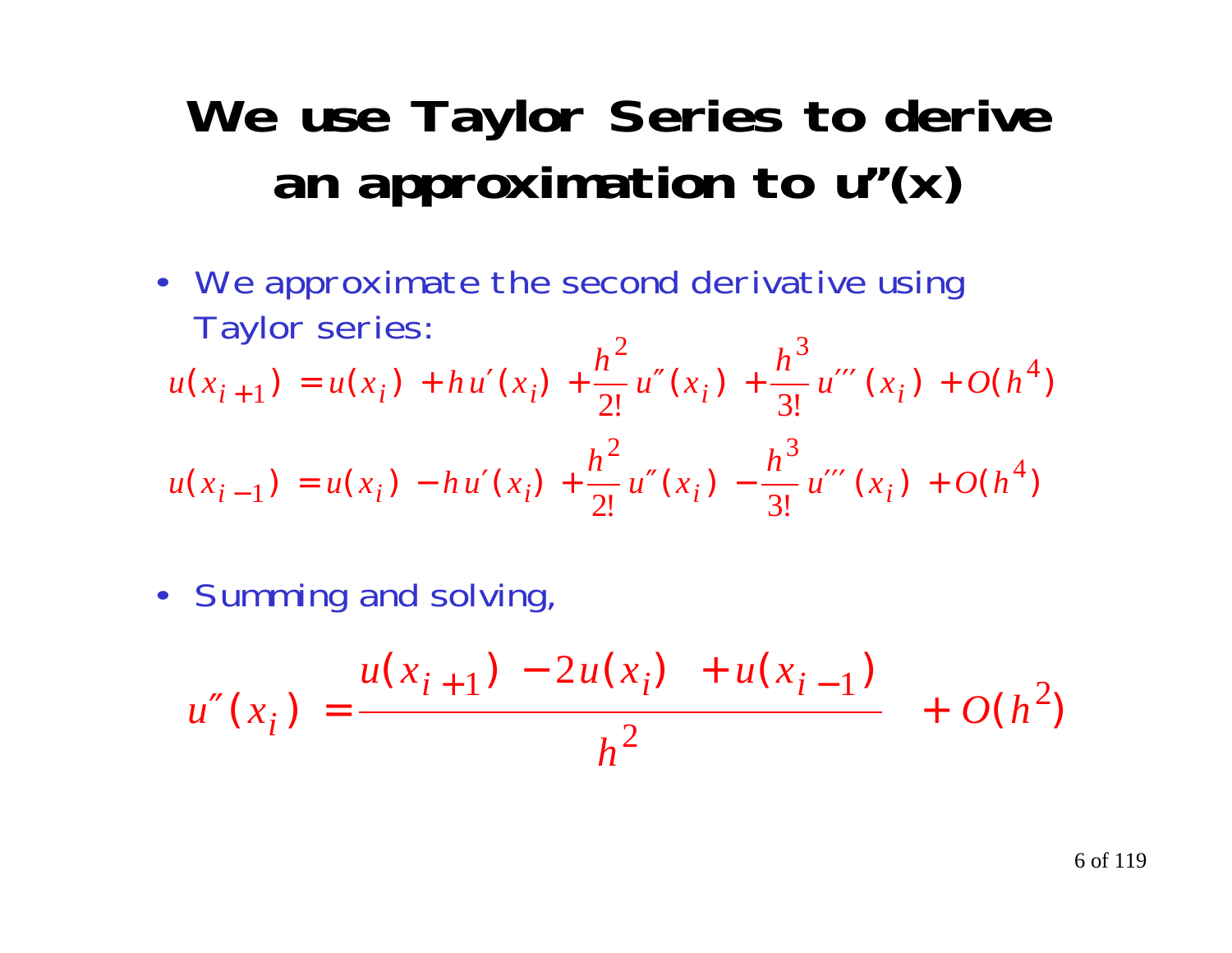# We use Taylor Series to derive an approximation to u"(x)

- We approximate the second derivative using Taylor series:

$$u(x_{i+1}) = u(x_i) + h u'(x_i) + \frac{h^2}{2!} u''(x_i) + \frac{h^3}{3!} u'''(x_i) + O(h^4)$$

$$u(x_{i-1}) = u(x_i) - h u'(x_i) + \frac{h^2}{2!} u''(x_i) - \frac{h^3}{3!} u'''(x_i) + O(h^4)$$

- Summing and solving,

$$u''(x_i) = \frac{u(x_{i+1}) - 2u(x_i) + u(x_{i-1})}{h^2} + O(h^2)$$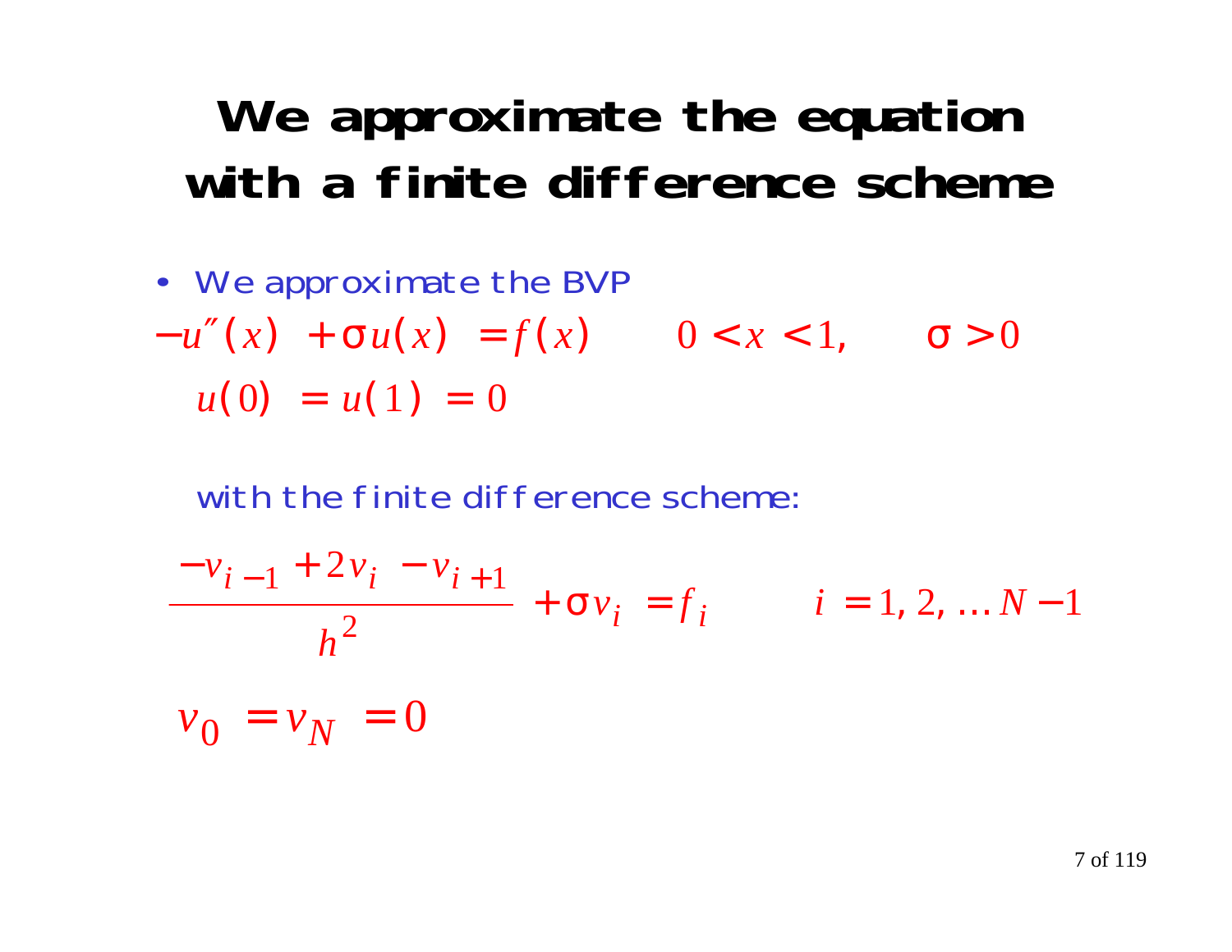# We approximate the equation with a finite difference scheme

- We approximate the BVP

$$-u''(x) + \sigma u(x) = f(x) \qquad 0 < x < 1, \qquad \sigma > 0$$

$$u(0) = u(1) = 0$$

with the finite difference scheme:

$$\frac{-v_{i-1} + 2v_i - v_{i+1}}{h^2} + \sigma v_i = f_i \qquad i = 1, 2, \ldots N-1$$

$$v_0 = v_N = 0$$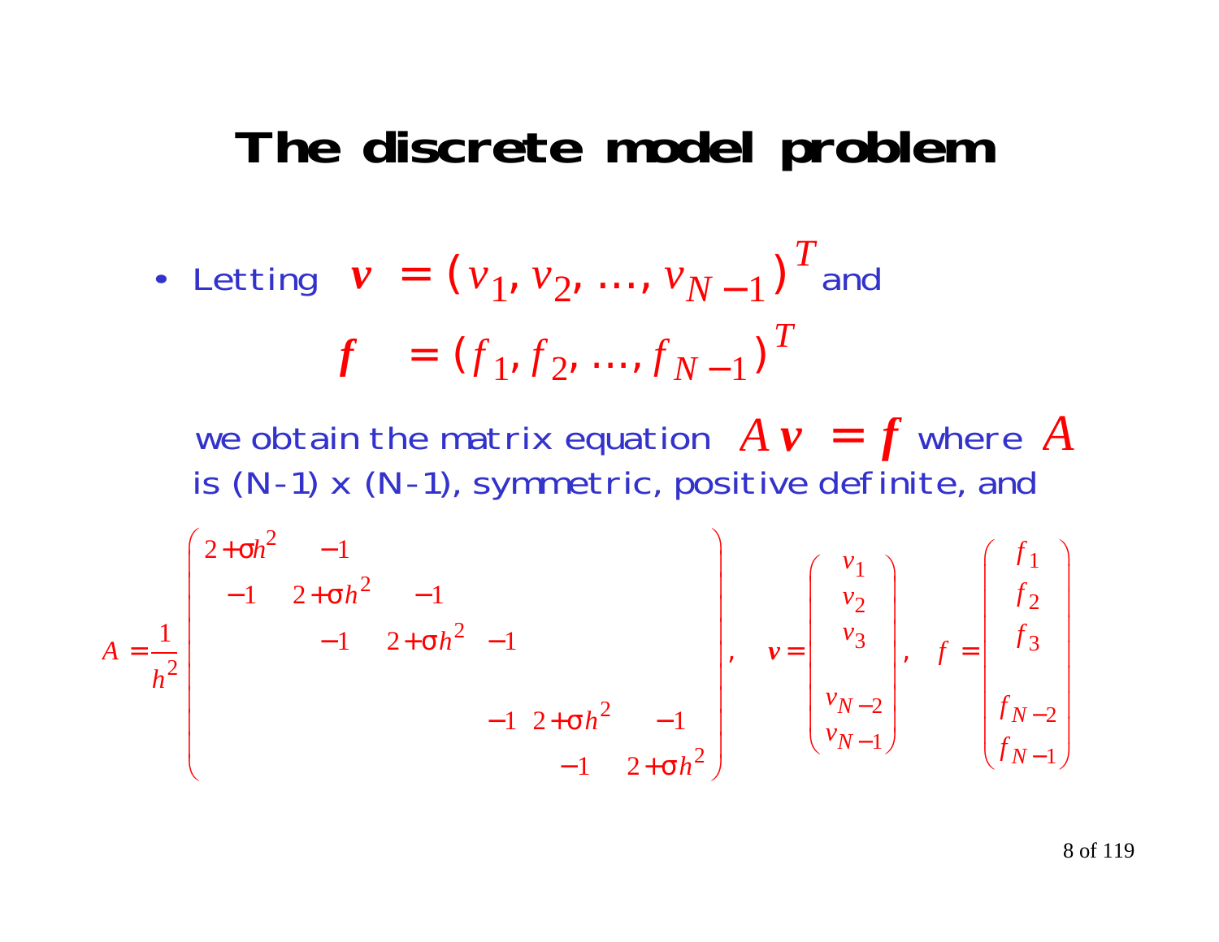# The discrete model problem

- Letting $\boldsymbol{v} = (v_1, v_2, \ldots, v_{N-1})^T$ and

$$\boldsymbol{f} = (f_1, f_2, \ldots, f_{N-1})^T$$

we obtain the matrix equation $A\boldsymbol{v} = \boldsymbol{f}$ where $A$ is (N-1) x (N-1), symmetric, positive definite, and

$$A = \frac{1}{h^2}\begin{pmatrix} 2+\sigma h^2 & -1 & & & & \\ -1 & 2+\sigma h^2 & -1 & & & \\ & -1 & 2+\sigma h^2 & -1 & & \\ & & & & & \\ & & & -1 & 2+\sigma h^2 & -1 \\ & & & & -1 & 2+\sigma h^2 \end{pmatrix}, \quad \boldsymbol{v} = \begin{pmatrix} v_1 \\ v_2 \\ v_3 \\ \\ v_{N-2} \\ v_{N-1} \end{pmatrix}, \quad f = \begin{pmatrix} f_1 \\ f_2 \\ f_3 \\ \\ f_{N-2} \\ f_{N-1} \end{pmatrix}$$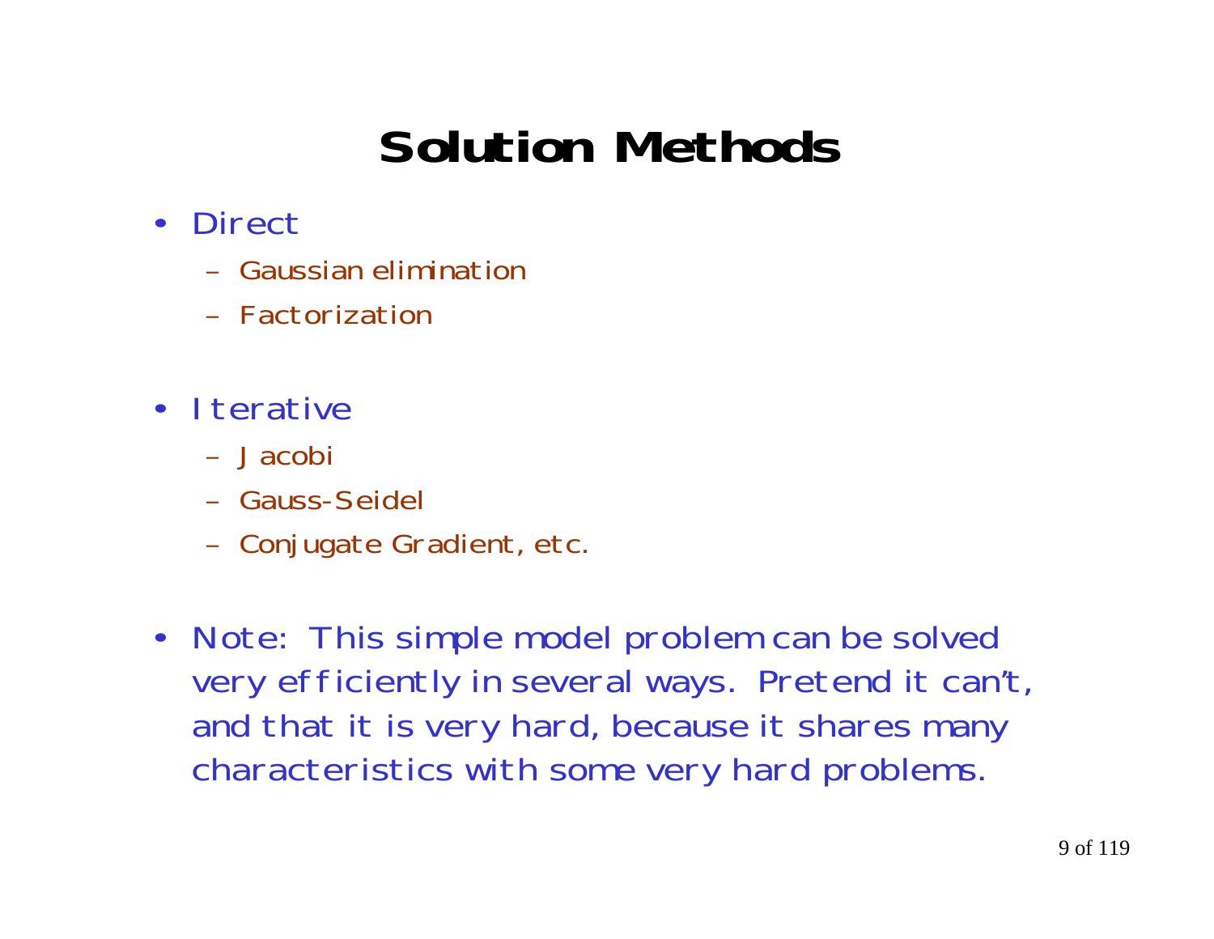# Solution Methods

- Direct
  - Gaussian elimination
  - Factorization
- Iterative
  - Jacobi
  - Gauss-Seidel
  - Conjugate Gradient, etc.
- Note: This simple model problem can be solved very efficiently in several ways. Pretend it can't, and that it is very hard, because it shares many characteristics with some very hard problems.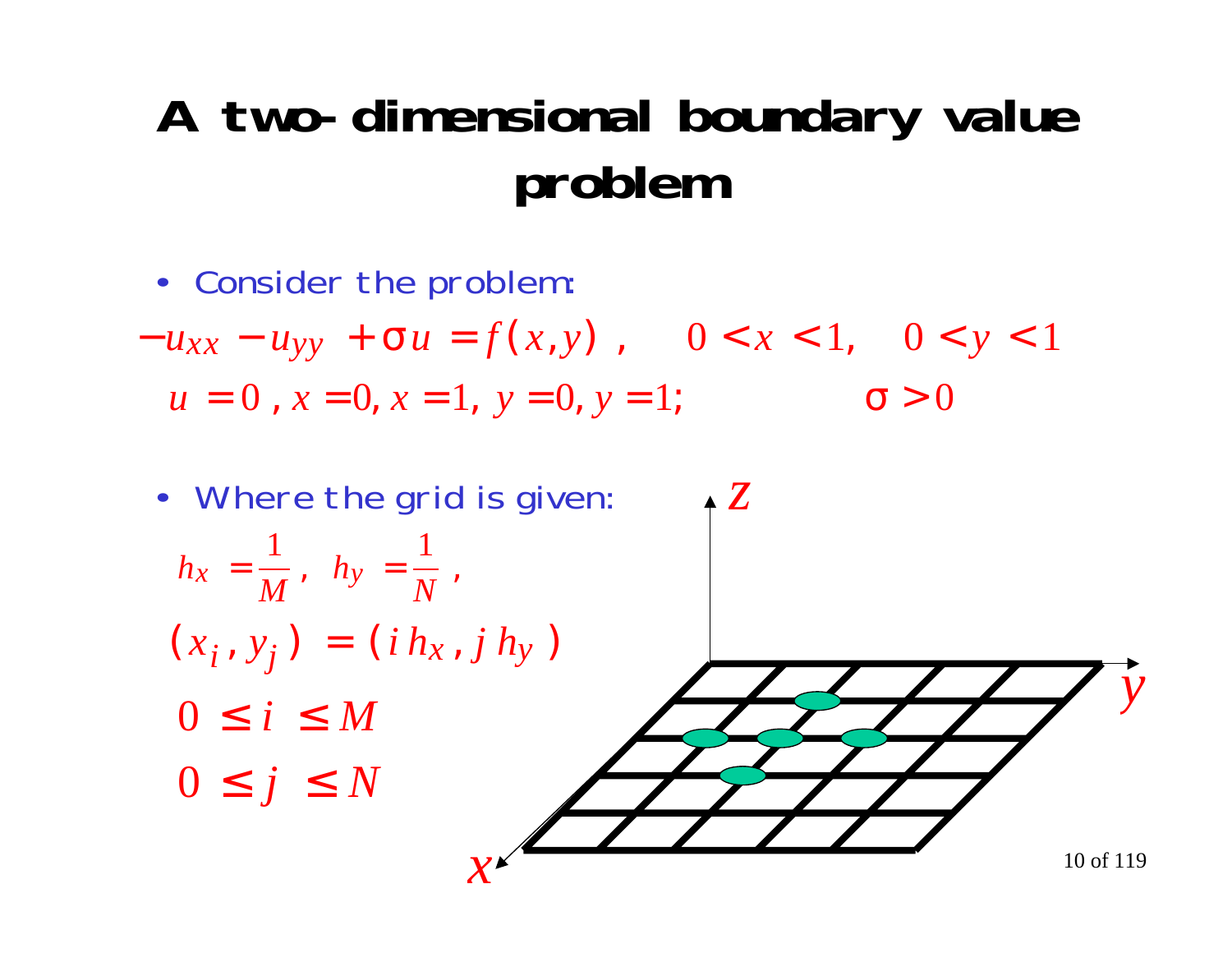# A two-dimensional boundary value problem

- Consider the problem:

$$-u_{xx} - u_{yy} + \sigma u = f(x,y), \quad 0 < x < 1, \quad 0 < y < 1$$

$$u = 0, \; x = 0, x = 1, y = 0, y = 1; \qquad \sigma > 0$$

- Where the grid is given:

$$h_x = \frac{1}{M}, \quad h_y = \frac{1}{N},$$

$$(x_i, y_j) = (i\,h_x, j\,h_y)$$

$$0 \le i \le M$$

$$0 \le j \le N$$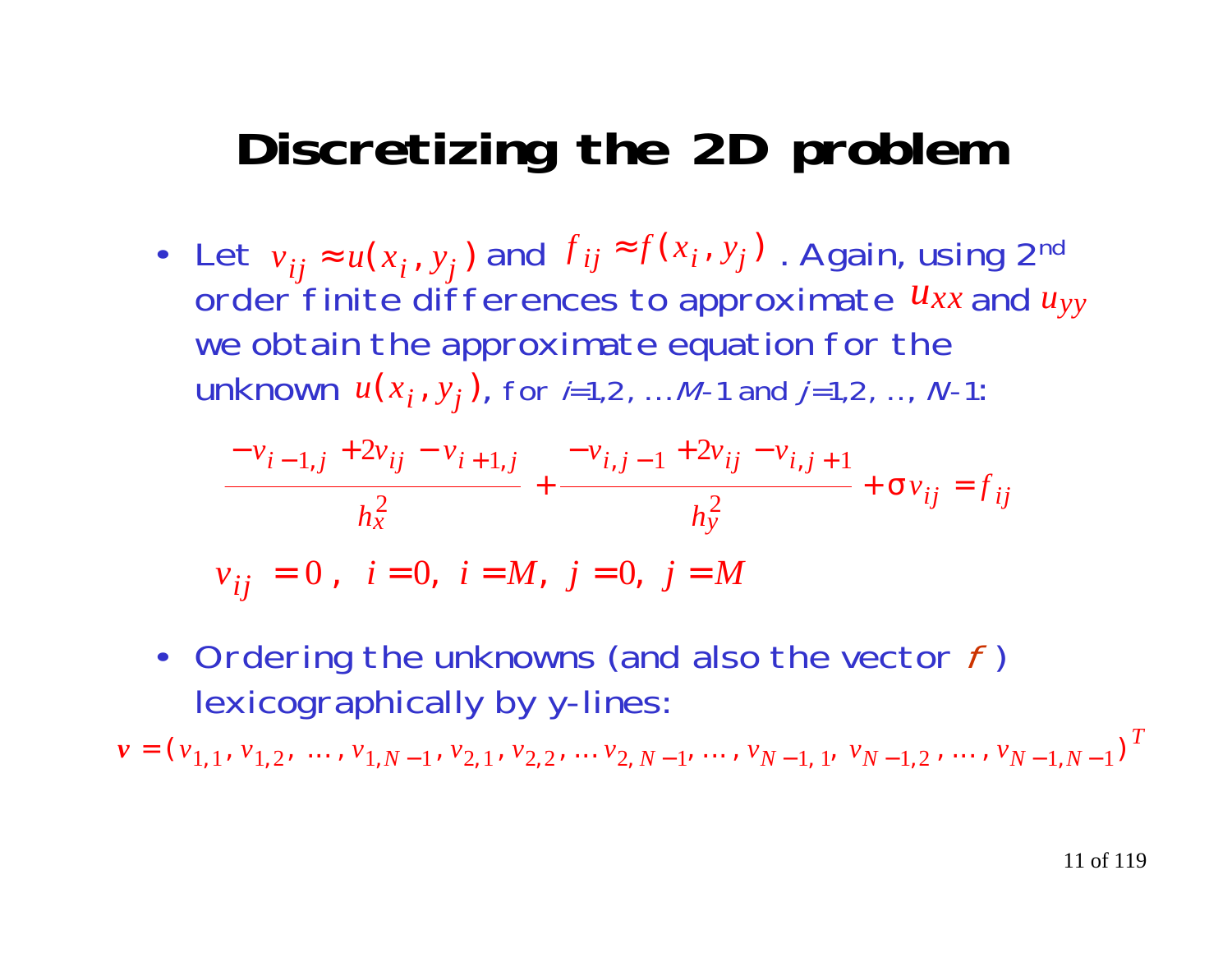# Discretizing the 2D problem

- Let $v_{ij} \approx u(x_i, y_j)$ and $f_{ij} \approx f(x_i, y_j)$. Again, using 2nd order finite differences to approximate $u_{xx}$ and $u_{yy}$ we obtain the approximate equation for the unknown $u(x_i, y_j)$, for $i=1,2, \ldots M-1$ and $j=1,2, \ldots, N-1$:

$$\frac{-v_{i-1,j} + 2v_{ij} - v_{i+1,j}}{h_x^2} + \frac{-v_{i,j-1} + 2v_{ij} - v_{i,j+1}}{h_y^2} + \sigma v_{ij} = f_{ij}$$

$$v_{ij} = 0\,, \quad i = 0,\ i = M,\ j = 0,\ j = M$$

- Ordering the unknowns (and also the vector $f$) lexicographically by y-lines:

$$\boldsymbol{v} = (v_{1,1}, v_{1,2}, \ldots, v_{1,N-1}, v_{2,1}, v_{2,2}, \ldots v_{2,N-1}, \ldots, v_{N-1,1}, v_{N-1,2}, \ldots, v_{N-1,N-1})^T$$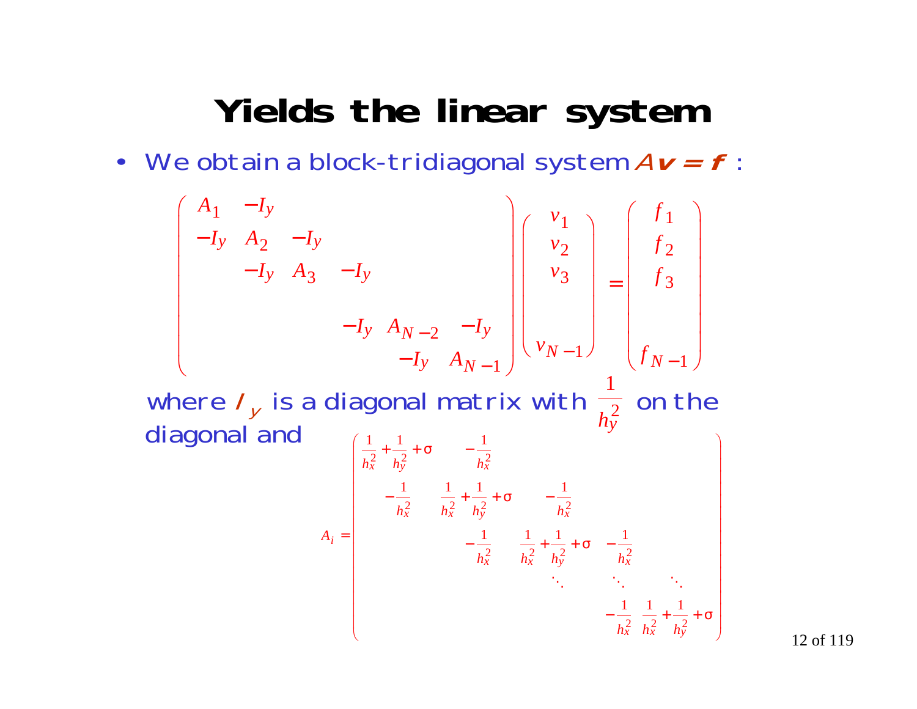# Yields the linear system

- We obtain a block-tridiagonal system $A\mathbf{v} = \mathbf{f}$ :

$$
\begin{pmatrix}
A_1 & -I_y & & & & \\
-I_y & A_2 & -I_y & & & \\
 & -I_y & A_3 & -I_y & & \\
 & & & & & \\
 & & & -I_y & A_{N-2} & -I_y \\
 & & & & -I_y & A_{N-1}
\end{pmatrix}
\begin{pmatrix}
v_1 \\ v_2 \\ v_3 \\ \\ v_{N-1}
\end{pmatrix}
=
\begin{pmatrix}
f_1 \\ f_2 \\ f_3 \\ \\ f_{N-1}
\end{pmatrix}
$$

where $I_y$ is a diagonal matrix with $\frac{1}{h_y^2}$ on the diagonal and

$$
A_i = \begin{pmatrix}
\frac{1}{h_x^2} + \frac{1}{h_y^2} + \sigma & -\frac{1}{h_x^2} & & & \\
-\frac{1}{h_x^2} & \frac{1}{h_x^2} + \frac{1}{h_y^2} + \sigma & -\frac{1}{h_x^2} & & \\
 & -\frac{1}{h_x^2} & \frac{1}{h_x^2} + \frac{1}{h_y^2} + \sigma & -\frac{1}{h_x^2} & \\
 & & \ddots & \ddots & \ddots \\
 & & & -\frac{1}{h_x^2} & \frac{1}{h_x^2} + \frac{1}{h_y^2} + \sigma
\end{pmatrix}
$$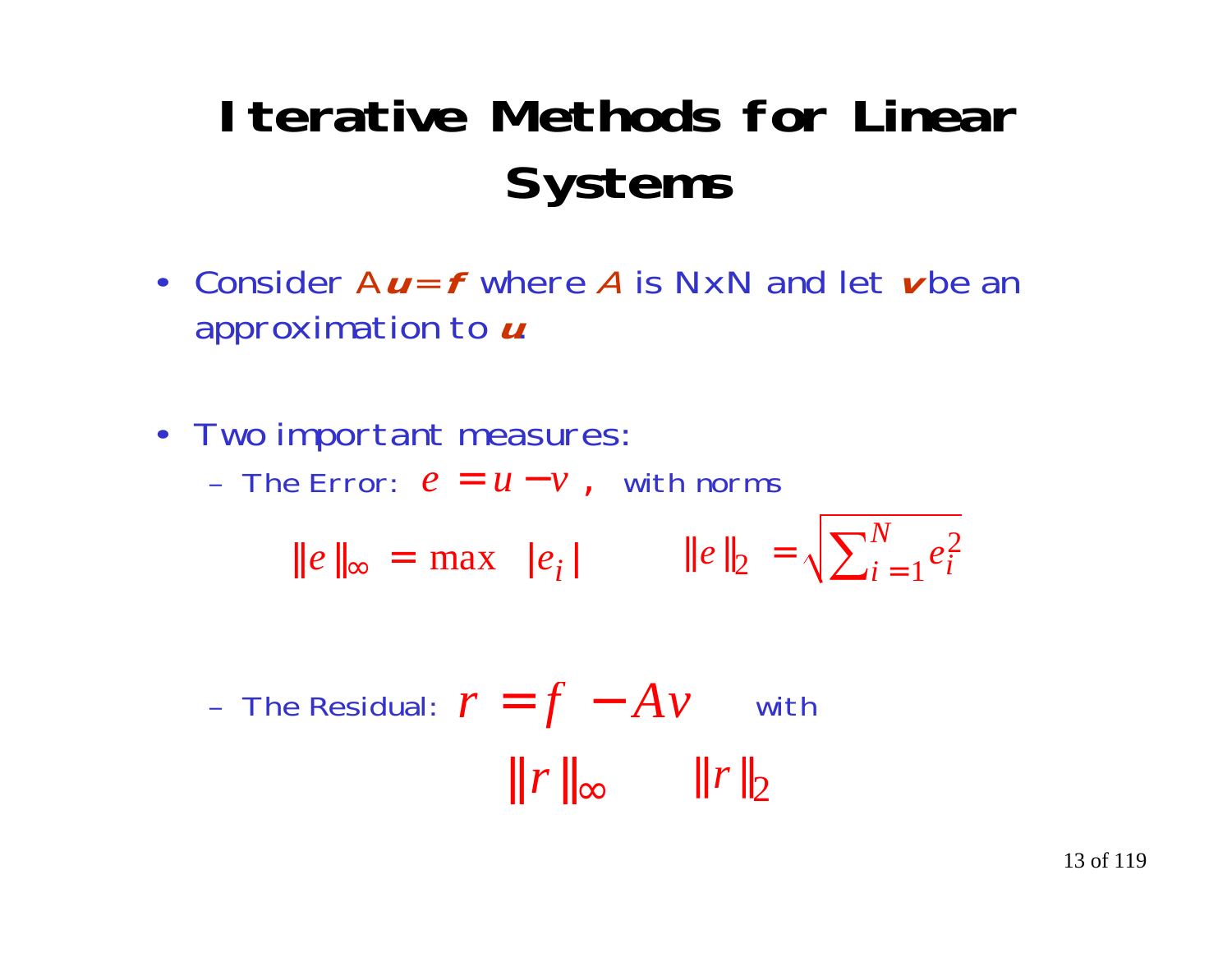# Iterative Methods for Linear Systems

- Consider $A\boldsymbol{u} = \boldsymbol{f}$ where $A$ is NxN and let $\boldsymbol{v}$ be an approximation to $\boldsymbol{u}$.

- Two important measures:
  - The Error: $e = u - v$, with norms

$$\| e \|_\infty = \max \; | e_i | \qquad \| e \|_2 = \sqrt{\sum_{i=1}^{N} e_i^2}$$

  - The Residual: $r = f - Av$ with

$$\| r \|_\infty \qquad \| r \|_2$$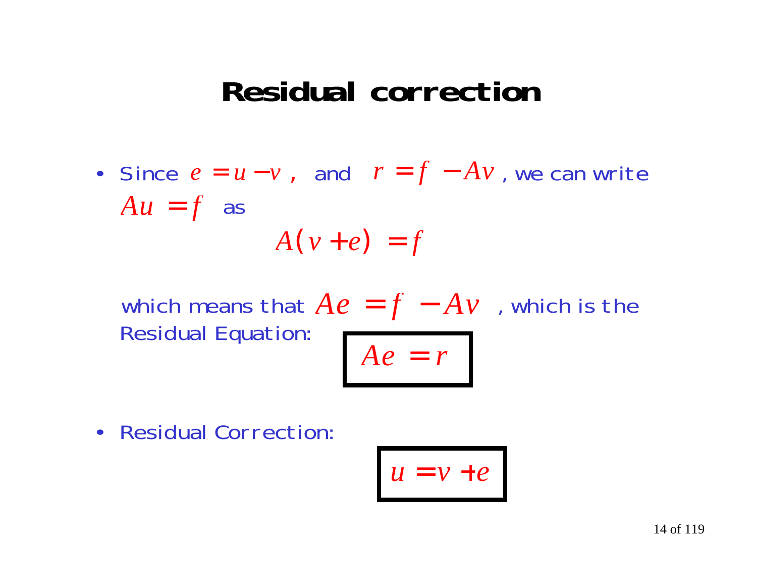# Residual correction

- Since $e = u - v$, and $r = f - Av$, we can write $Au = f$ as

$$A(v + e) = f$$

  which means that $Ae = f - Av$, which is the Residual Equation:

$$\boxed{Ae = r}$$

- Residual Correction:

$$\boxed{u = v + e}$$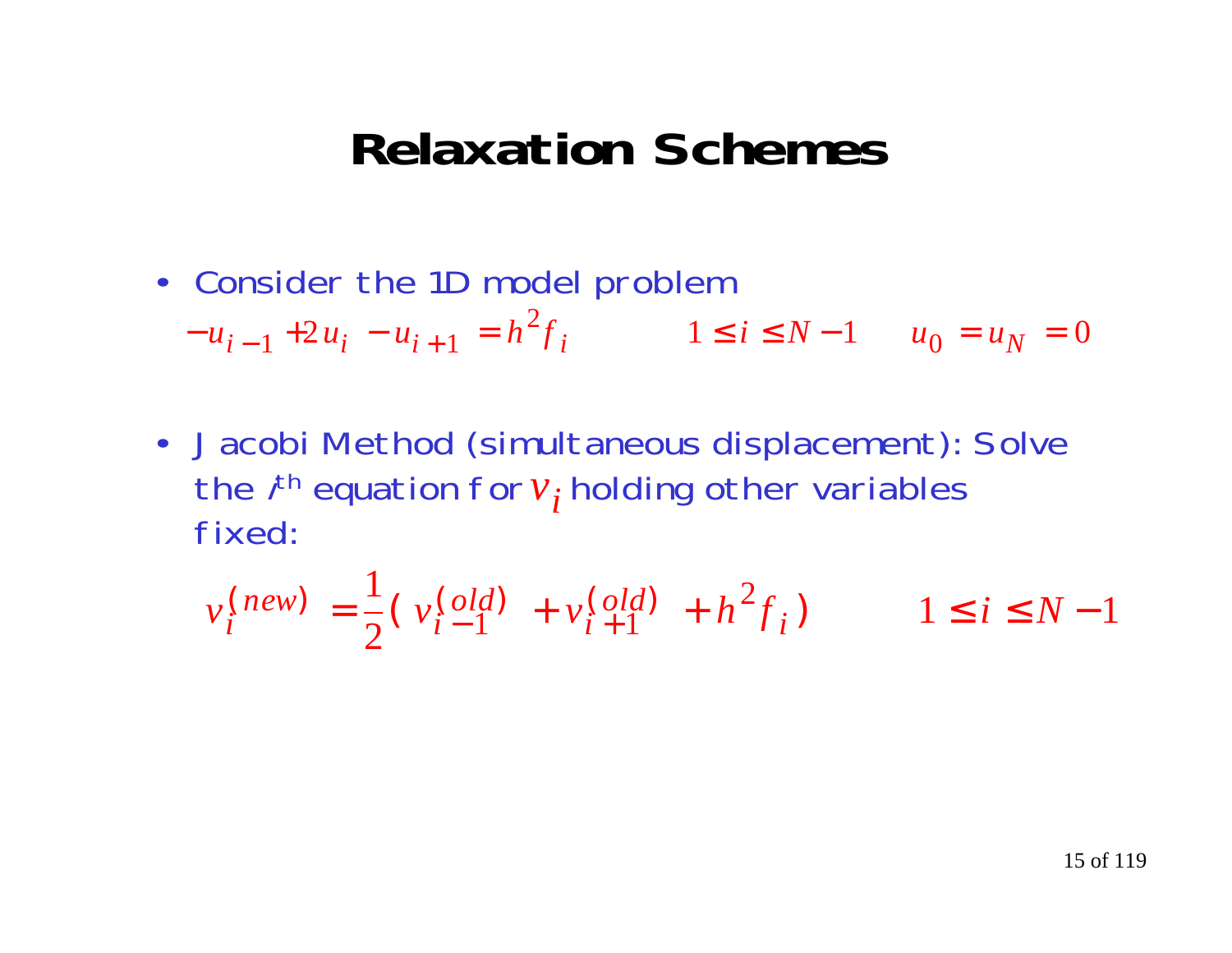# Relaxation Schemes

- Consider the 1D model problem

$$-u_{i-1} + 2u_i - u_{i+1} = h^2 f_i \qquad 1 \le i \le N-1 \qquad u_0 = u_N = 0$$

- Jacobi Method (simultaneous displacement): Solve the $i^{th}$ equation for $v_i$ holding other variables fixed:

$$v_i^{(new)} = \frac{1}{2}\left( v_{i-1}^{(old)} + v_{i+1}^{(old)} + h^2 f_i \right) \qquad 1 \le i \le N-1$$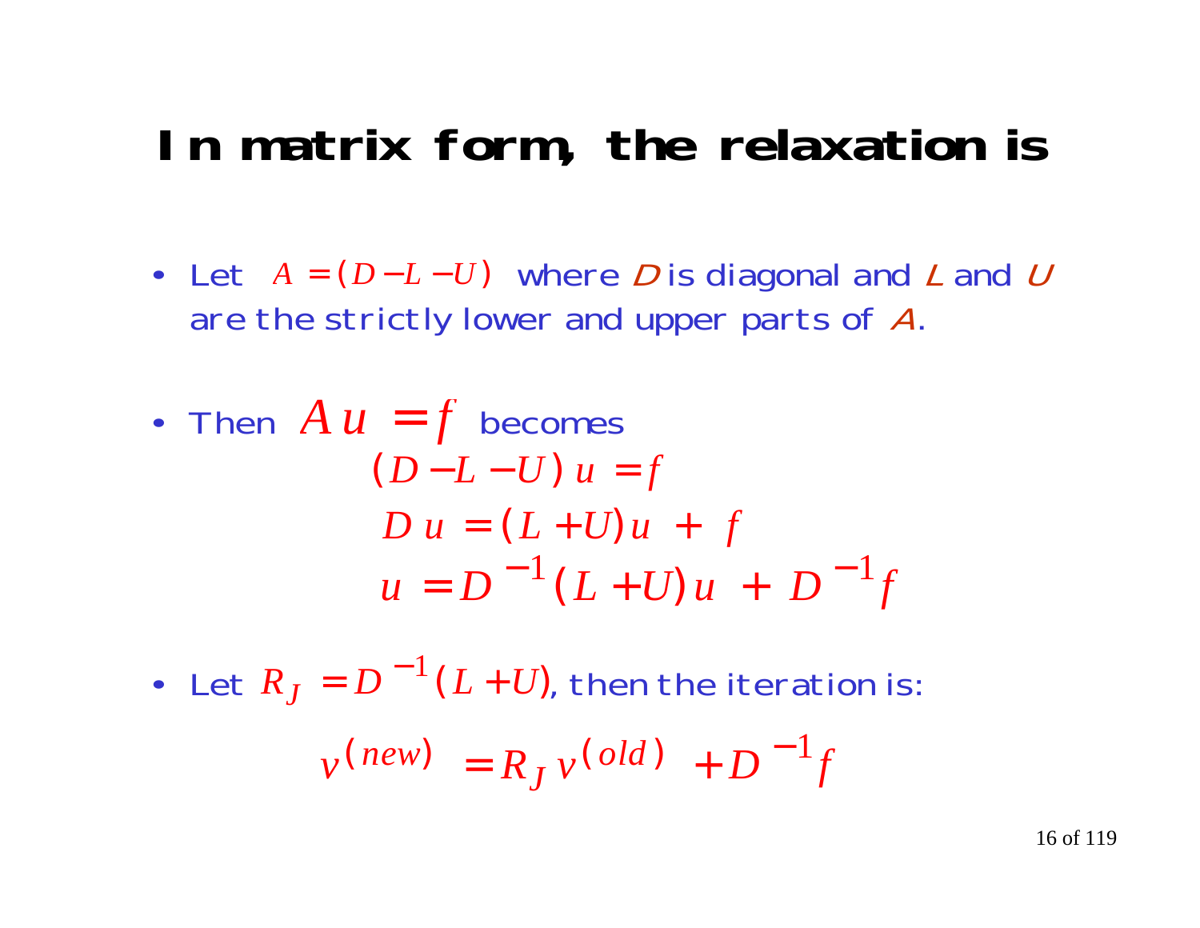# In matrix form, the relaxation is

- Let $A = (D - L - U)$ where $D$ is diagonal and $L$ and $U$ are the strictly lower and upper parts of $A$.

- Then $Au = f$ becomes

$$(D - L - U)\, u = f$$

$$D\, u = (L + U) u + f$$

$$u = D^{-1}(L + U) u + D^{-1} f$$

- Let $R_J = D^{-1}(L + U)$, then the iteration is:

$$v^{(new)} = R_J\, v^{(old)} + D^{-1} f$$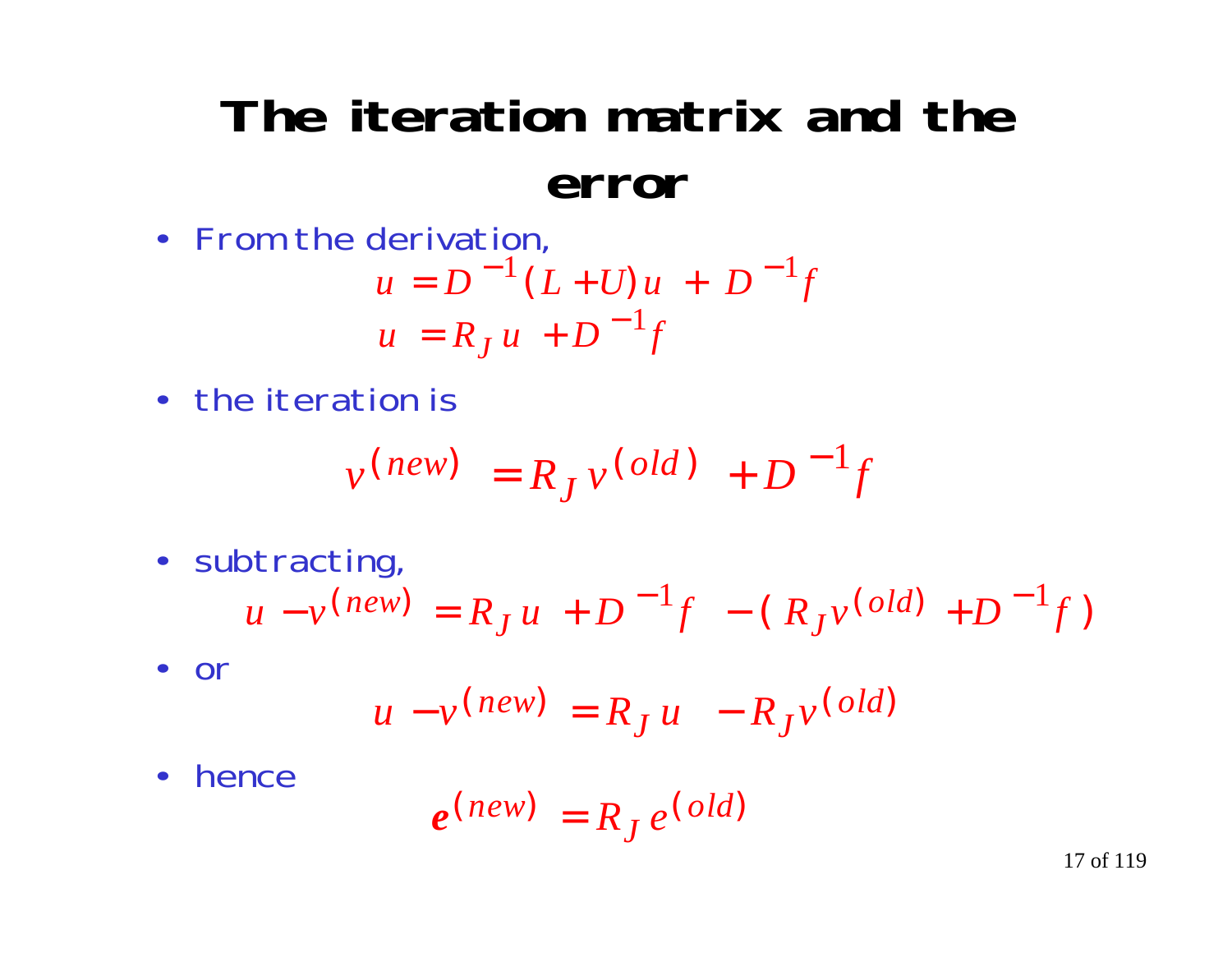# The iteration matrix and the error

- From the derivation,

$$u = D^{-1}(L+U)u + D^{-1}f$$

$$u = R_J u + D^{-1}f$$

- the iteration is

$$v^{(new)} = R_J v^{(old)} + D^{-1}f$$

- subtracting,

$$u - v^{(new)} = R_J u + D^{-1}f - (R_J v^{(old)} + D^{-1}f)$$

- or

$$u - v^{(new)} = R_J u - R_J v^{(old)}$$

- hence

$$e^{(new)} = R_J e^{(old)}$$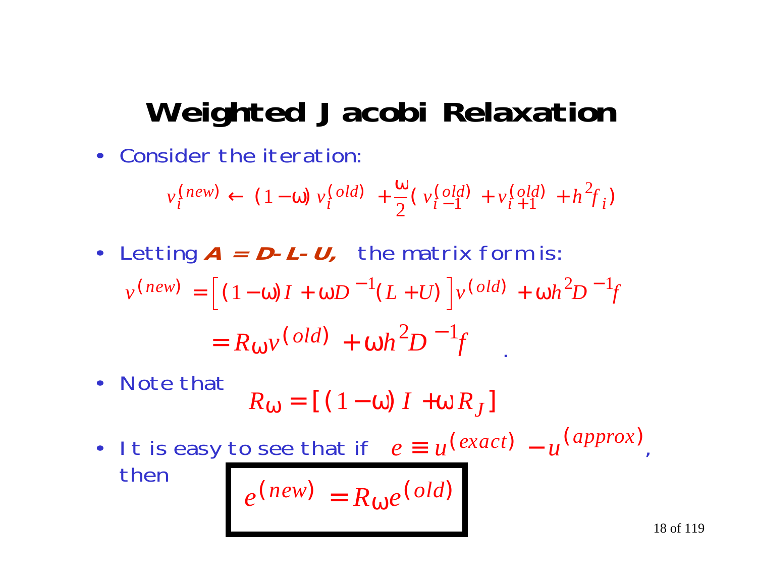# Weighted Jacobi Relaxation

- Consider the iteration:

$$v_i^{(new)} \leftarrow (1-\omega)\, v_i^{(old)} + \frac{\omega}{2}\left( v_{i-1}^{(old)} + v_{i+1}^{(old)} + h^2 f_i \right)$$

- Letting ***A = D- L- U,*** the matrix form is:

$$v^{(new)} = \left[ (1-\omega) I + \omega D^{-1}(L+U) \right] v^{(old)} + \omega h^2 D^{-1} f$$

$$= R_\omega v^{(old)} + \omega h^2 D^{-1} f \quad .$$

- Note that

$$R_\omega = [\,(1-\omega)\, I + \omega R_J\,]$$

- It is easy to see that if $e \equiv u^{(exact)} - u^{(approx)}$, then

$$\boxed{e^{(new)} = R_\omega e^{(old)}}$$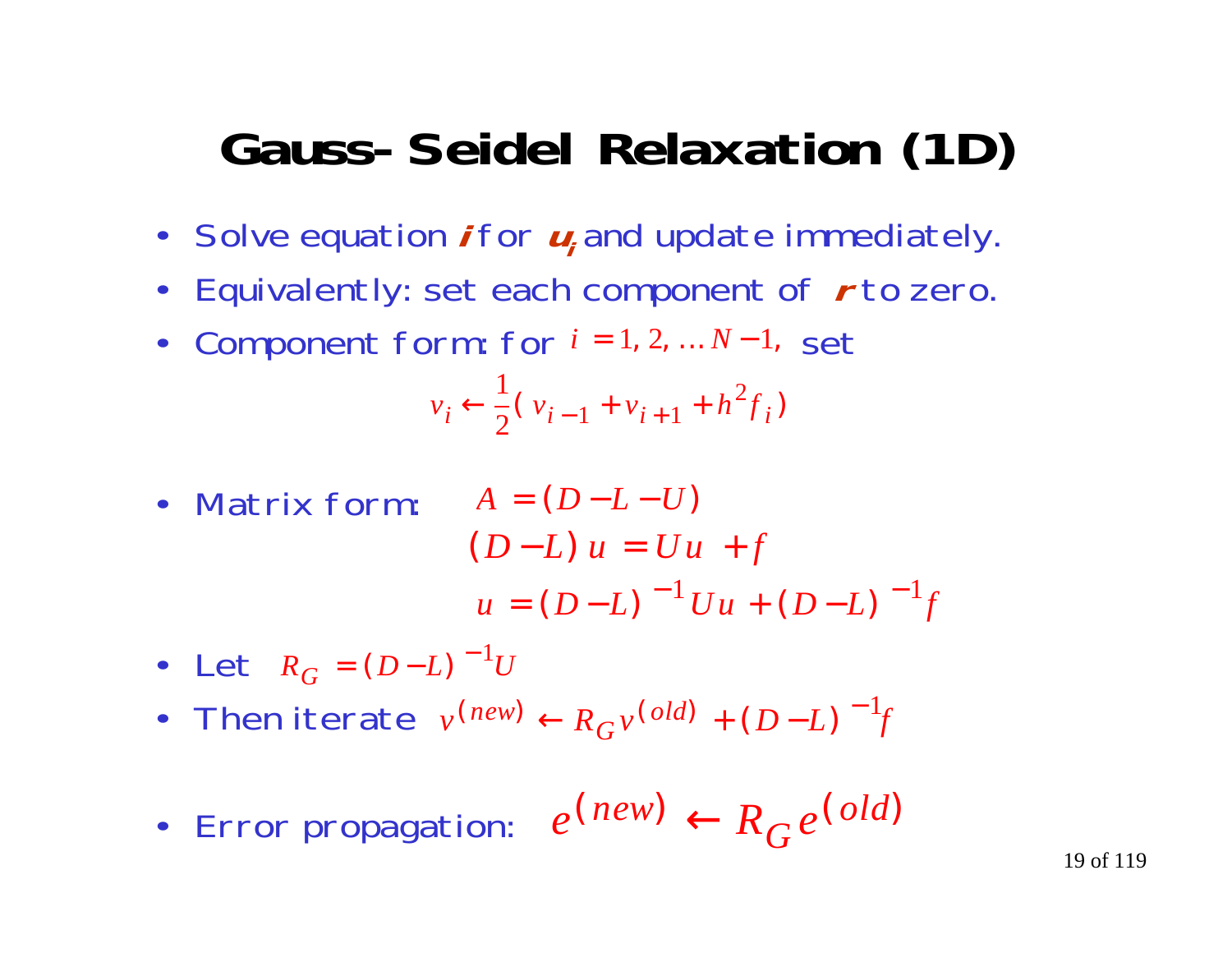# Gauss-Seidel Relaxation (1D)

- Solve equation ***i*** for $u_i$ and update immediately.
- Equivalently: set each component of ***r*** to zero.
- Component form: for $i = 1, 2, \ldots N-1,$ set

$$v_i \leftarrow \frac{1}{2}( v_{i-1} + v_{i+1} + h^2 f_i )$$

- Matrix form:

$$A = (D - L - U)$$

$$(D - L)\, u = U u + f$$

$$u = (D - L)^{-1} U u + (D - L)^{-1} f$$

- Let $R_G = (D - L)^{-1} U$
- Then iterate $v^{(new)} \leftarrow R_G v^{(old)} + (D - L)^{-1} f$
- Error propagation: $e^{(new)} \leftarrow R_G e^{(old)}$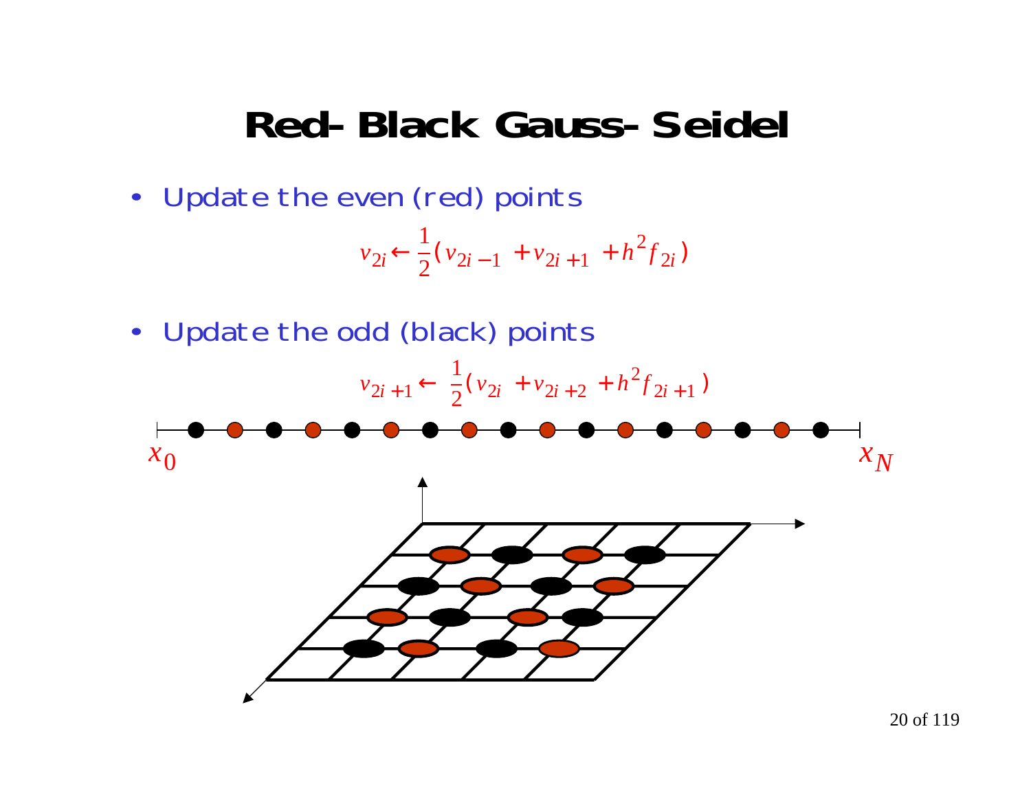# Red-Black Gauss-Seidel

- Update the even (red) points

$$v_{2i} \leftarrow \frac{1}{2}\left(v_{2i-1} + v_{2i+1} + h^2 f_{2i}\right)$$

- Update the odd (black) points

$$v_{2i+1} \leftarrow \frac{1}{2}\left(v_{2i} + v_{2i+2} + h^2 f_{2i+1}\right)$$

$x_0$ $x_N$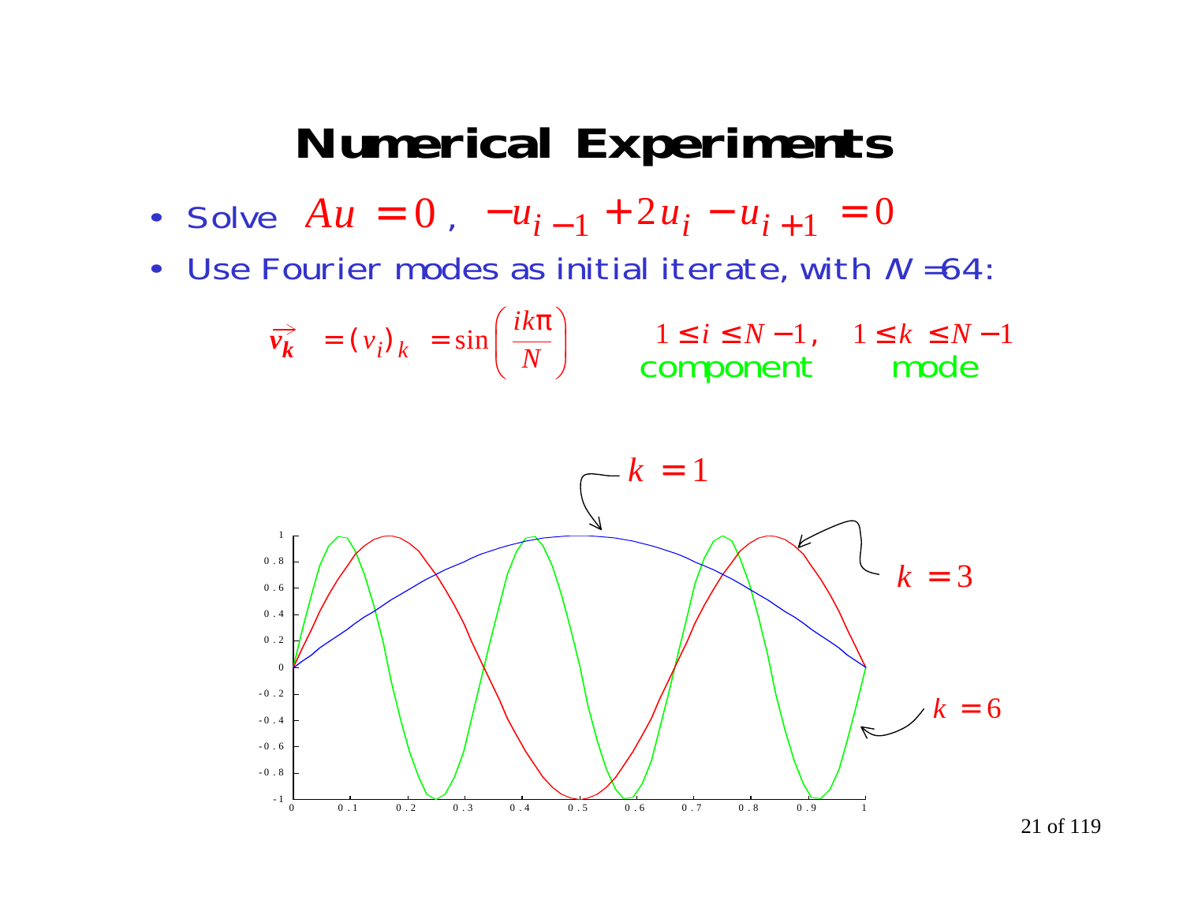# Numerical Experiments

- Solve $Au = 0$, $-u_{i-1} + 2u_i - u_{i+1} = 0$
- Use Fourier modes as initial iterate, with $N = 64$:

$$\vec{v_k} = (v_i)_k = \sin\left(\frac{ik\pi}{N}\right) \qquad 1 \le i \le N-1, \quad 1 \le k \le N-1$$

component mode

$k = 1$

$k = 3$

$k = 6$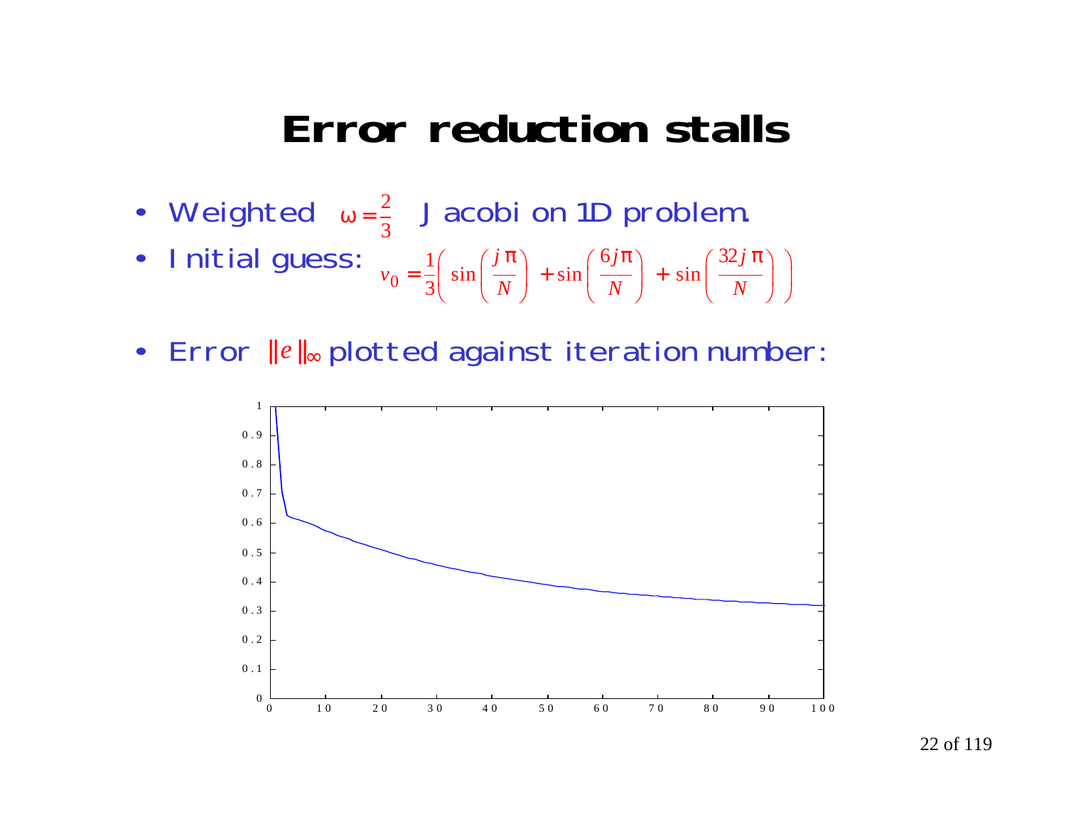# Error reduction stalls

- Weighted $\omega = \frac{2}{3}$ Jacobi on 1D problem.
- Initial guess: $v_0 = \frac{1}{3}\left( \sin\left(\frac{j\pi}{N}\right) + \sin\left(\frac{6j\pi}{N}\right) + \sin\left(\frac{32j\pi}{N}\right) \right)$
- Error $\|e\|_\infty$ plotted against iteration number: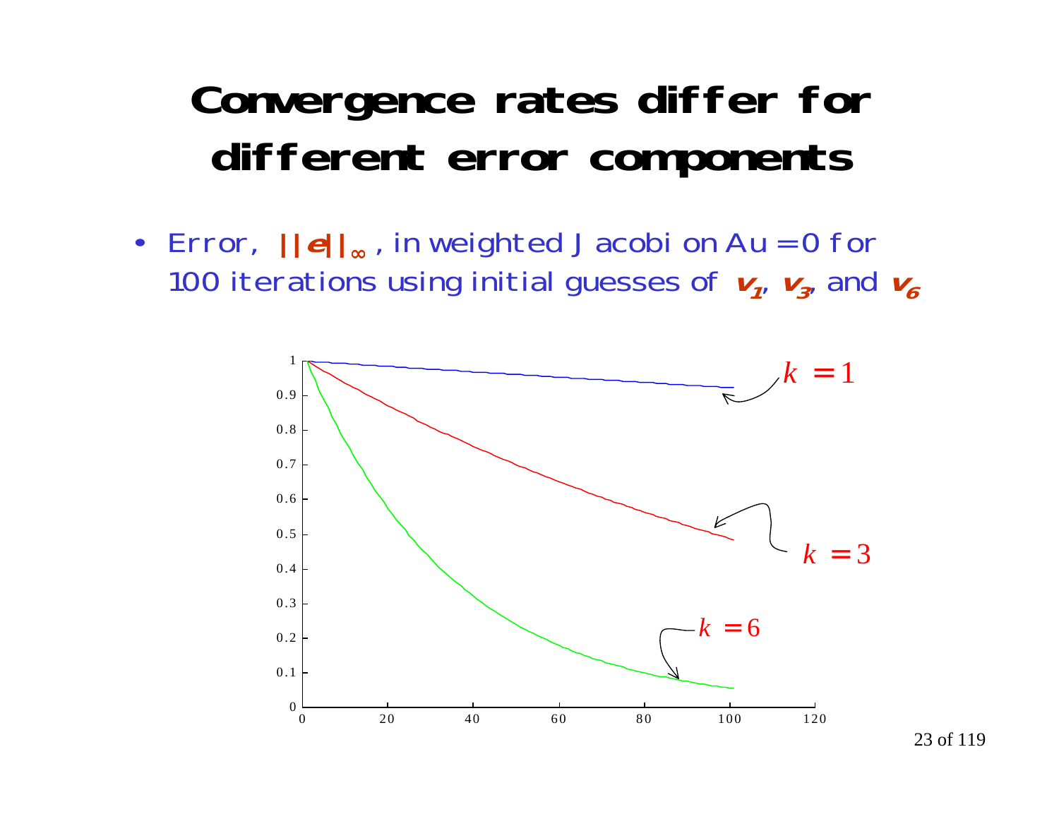# Convergence rates differ for different error components

- Error, $\|\boldsymbol{e}\|_\infty$, in weighted Jacobi on $Au = 0$ for 100 iterations using initial guesses of $\boldsymbol{v_1}$, $\boldsymbol{v_3}$, and $\boldsymbol{v_6}$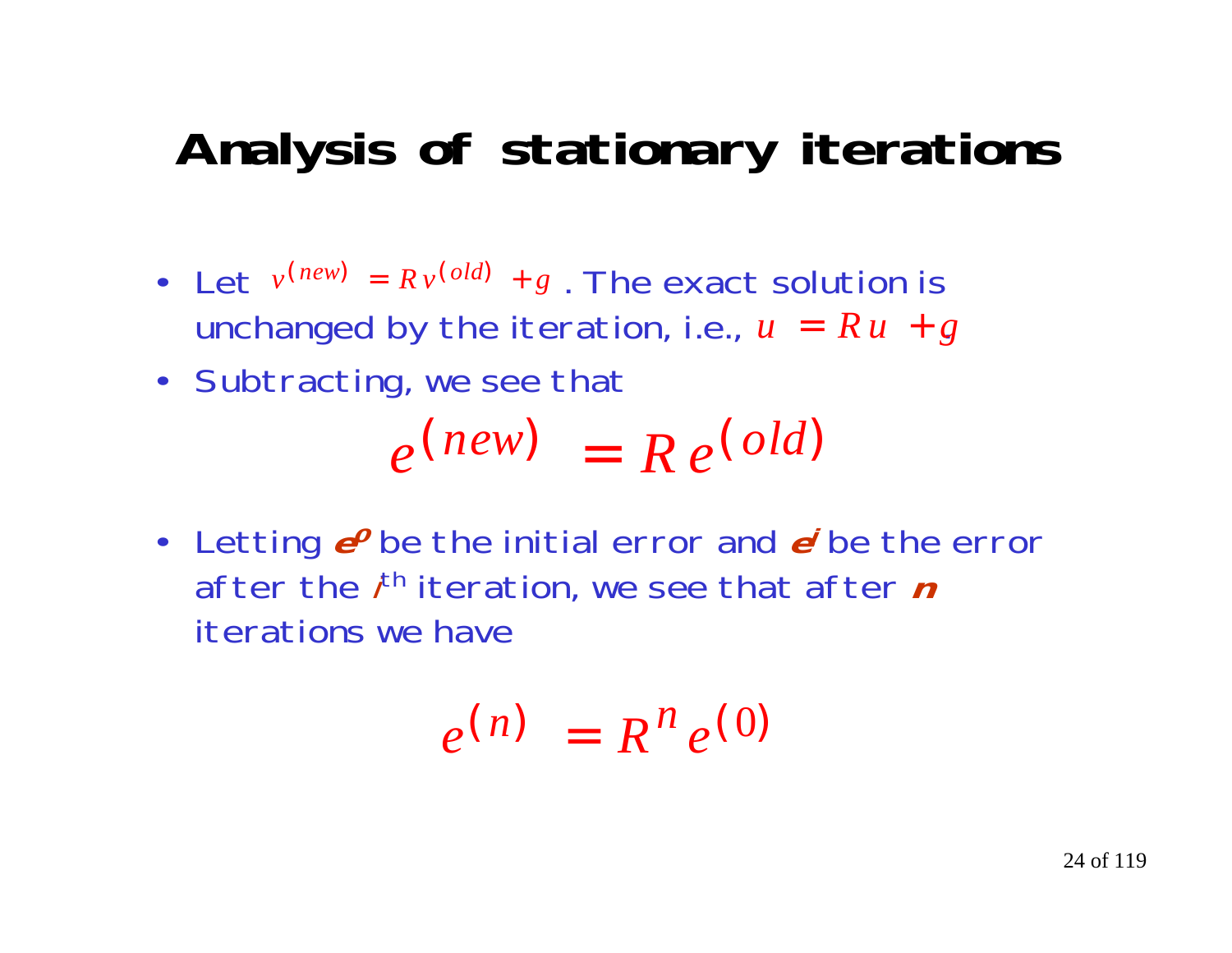# Analysis of stationary iterations

- Let $v^{(new)} = R v^{(old)} + g$ . The exact solution is unchanged by the iteration, i.e., $u = R u + g$
- Subtracting, we see that

$$e^{(new)} = R e^{(old)}$$

- Letting $e^0$ be the initial error and $e^i$ be the error after the $i^{th}$ iteration, we see that after $n$ iterations we have

$$e^{(n)} = R^n e^{(0)}$$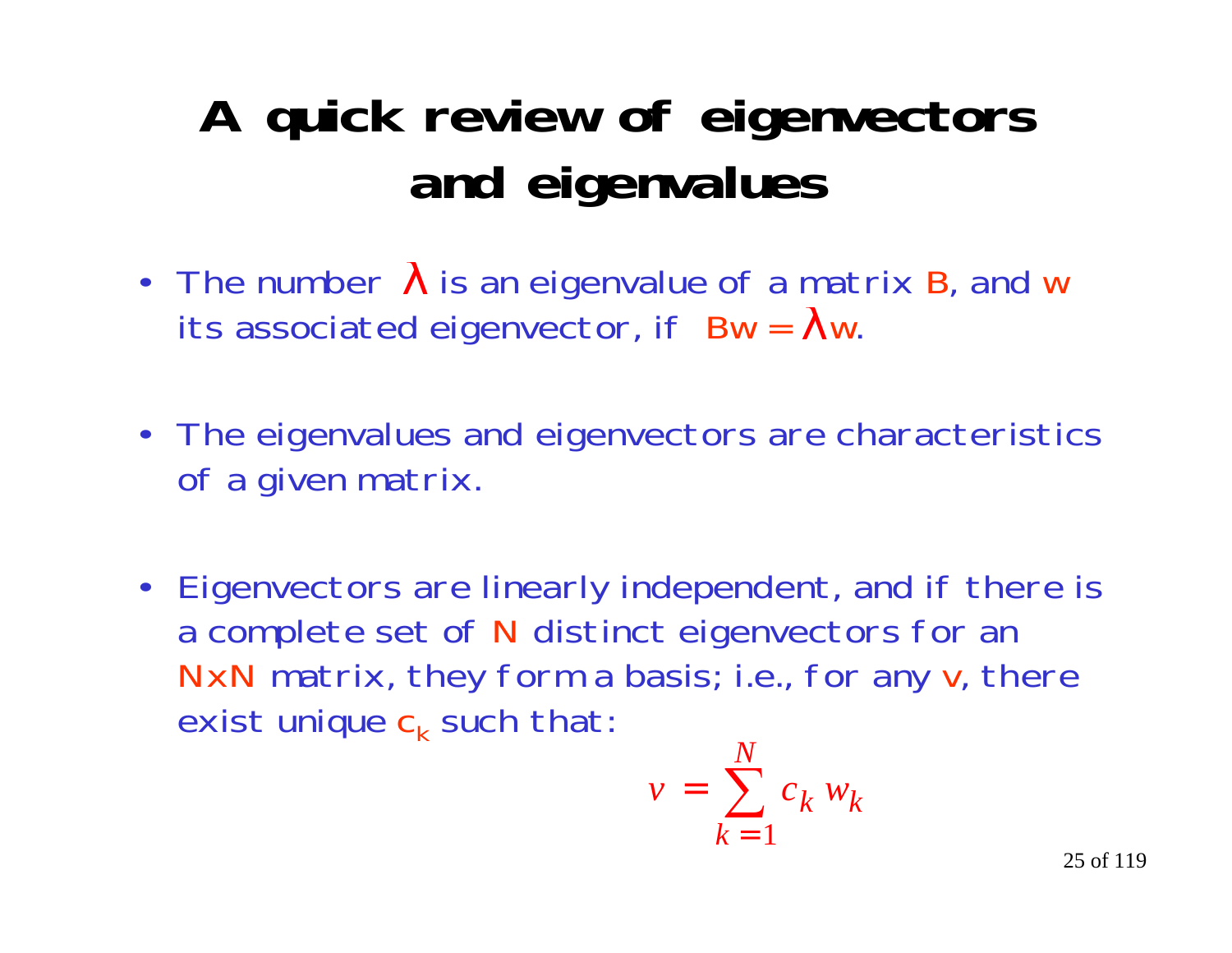# A quick review of eigenvectors and eigenvalues

- The number $\lambda$ is an eigenvalue of a matrix B, and w its associated eigenvector, if $Bw = \lambda w$.

- The eigenvalues and eigenvectors are characteristics of a given matrix.

- Eigenvectors are linearly independent, and if there is a complete set of N distinct eigenvectors for an NxN matrix, they form a basis; i.e., for any v, there exist unique $c_k$ such that:

$$v = \sum_{k=1}^{N} c_k \, w_k$$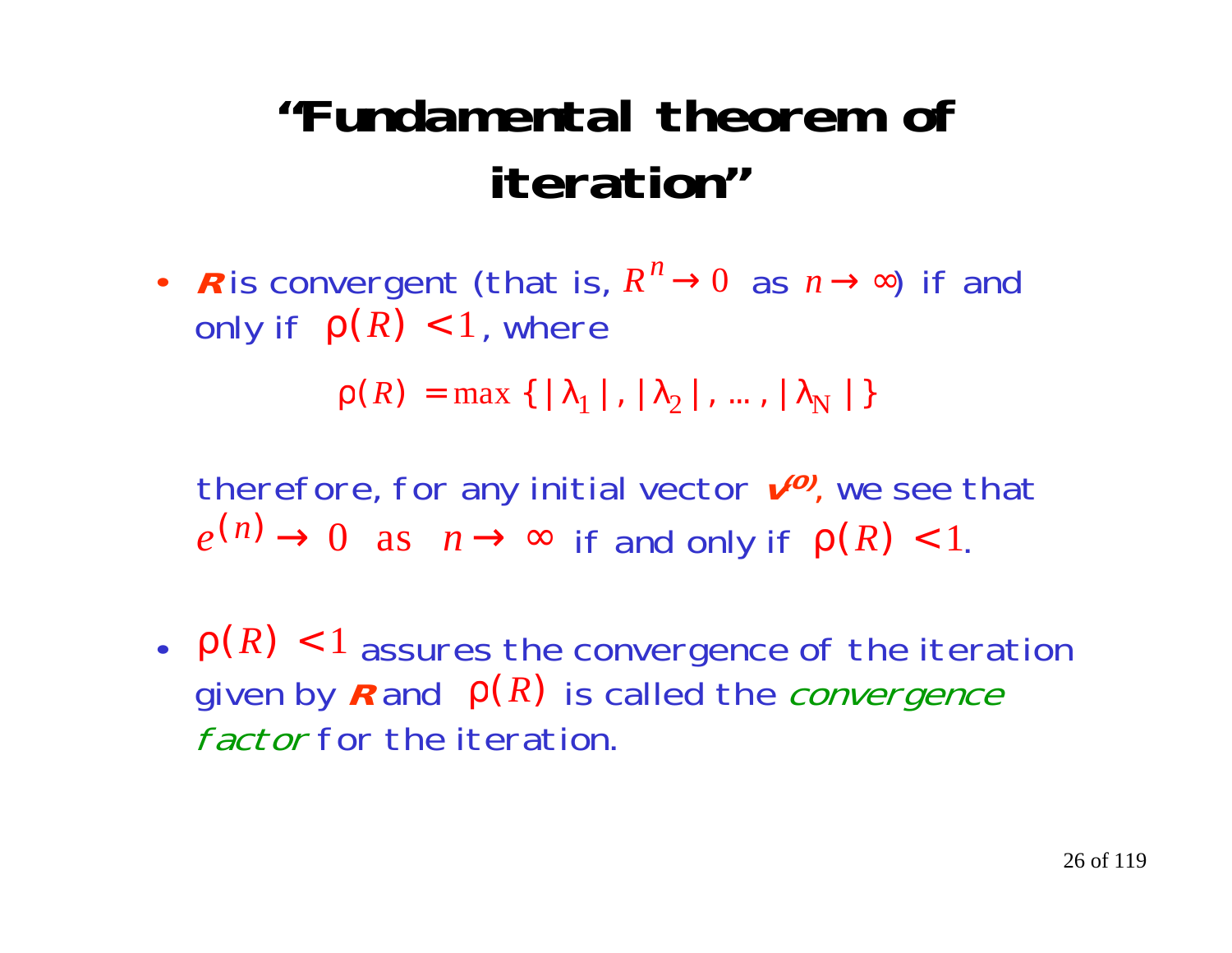# "Fundamental theorem of iteration"

- ***R*** is convergent (that is, $R^n \rightarrow 0$ as $n \rightarrow \infty$) if and only if $\rho(R) < 1$, where

  $$\rho(R) = \max \{ |\lambda_1|, |\lambda_2|, \ldots, |\lambda_N| \}$$

  therefore, for any initial vector ***v*^(0)**, we see that $e^{(n)} \rightarrow 0$ as $n \rightarrow \infty$ if and only if $\rho(R) < 1$.

- $\rho(R) < 1$ assures the convergence of the iteration given by ***R*** and $\rho(R)$ is called the *convergence factor* for the iteration.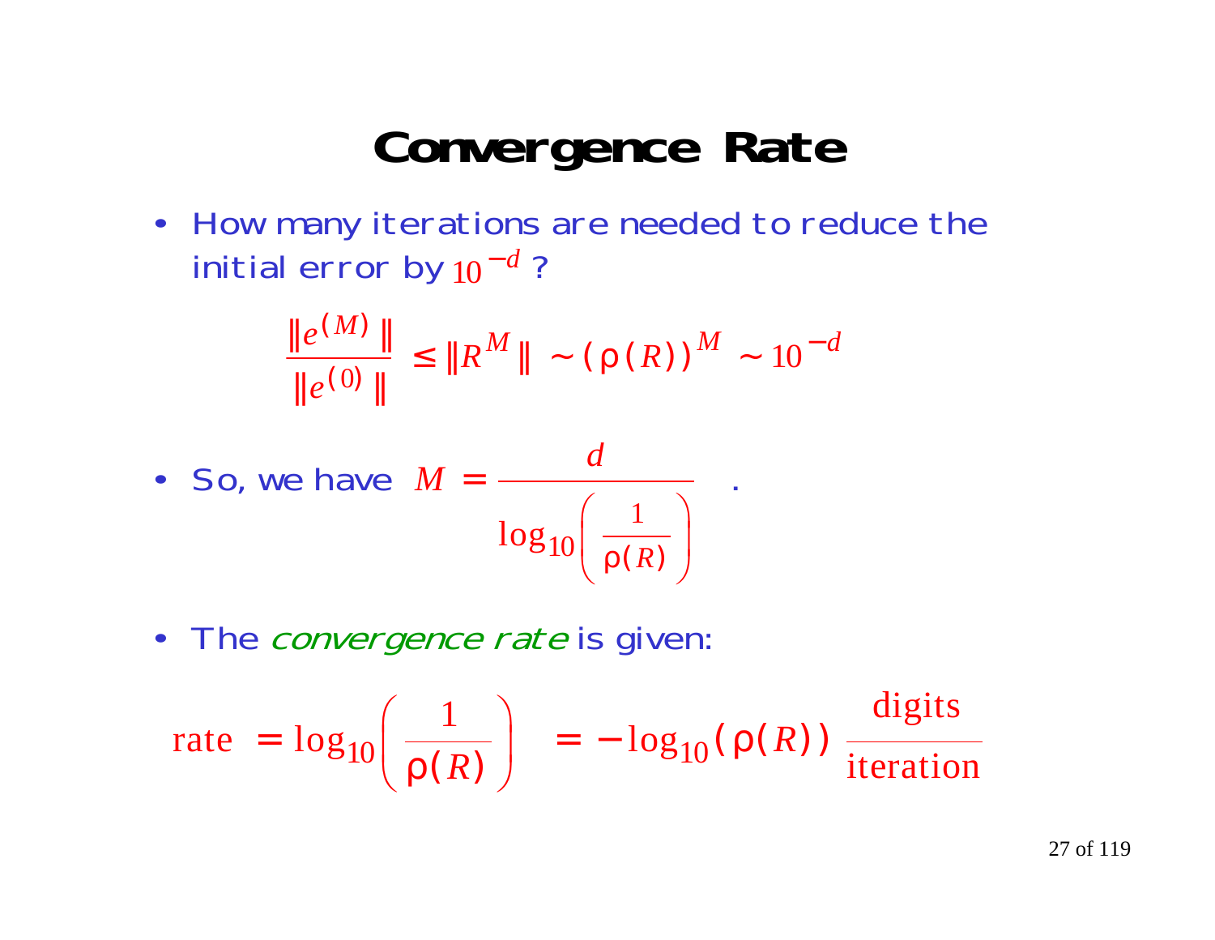# Convergence Rate

- How many iterations are needed to reduce the initial error by $10^{-d}$ ?

$$\frac{\|e^{(M)}\|}{\|e^{(0)}\|} \leq \|R^M\| \sim (\rho(R))^M \sim 10^{-d}$$

- So, we have $M = \dfrac{d}{\log_{10}\left(\dfrac{1}{\rho(R)}\right)}$ .

- The *convergence rate* is given:

$$\text{rate} = \log_{10}\left(\frac{1}{\rho(R)}\right) = -\log_{10}(\rho(R)) \ \frac{\text{digits}}{\text{iteration}}$$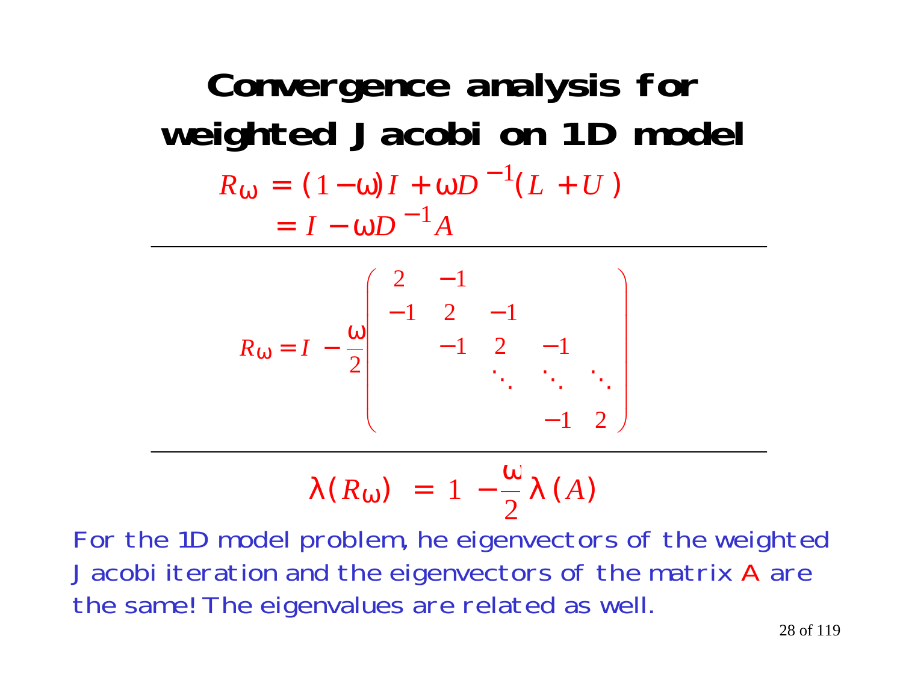# Convergence analysis for weighted Jacobi on 1D model

$$R_\omega = (1-\omega) I + \omega D^{-1}(L + U)$$
$$= I - \omega D^{-1} A$$

---

$$R_\omega = I - \frac{\omega}{2} \begin{pmatrix} 2 & -1 & & & \\ -1 & 2 & -1 & & \\ & -1 & 2 & -1 & \\ & & \ddots & \ddots & \ddots \\ & & & -1 & 2 \end{pmatrix}$$

---

$$\lambda(R_\omega) = 1 - \frac{\omega}{2} \lambda(A)$$

For the 1D model problem, he eigenvectors of the weighted Jacobi iteration and the eigenvectors of the matrix $A$ are the same! The eigenvalues are related as well.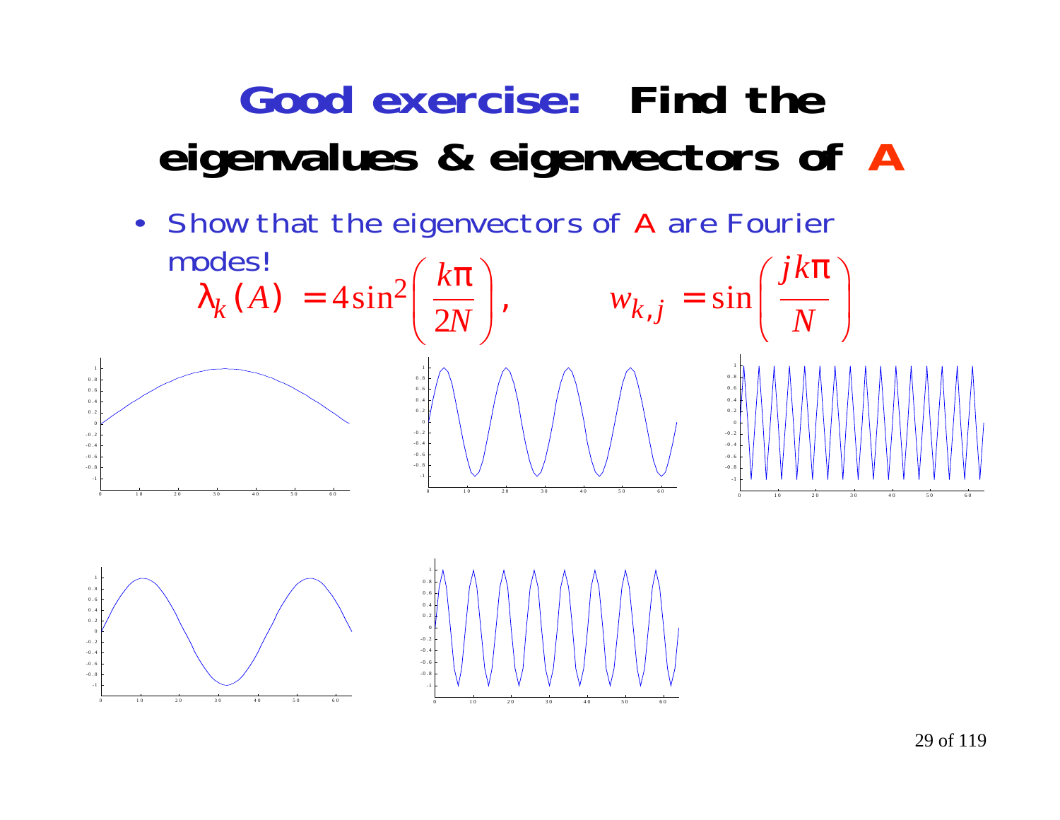# Good exercise: Find the eigenvalues & eigenvectors of A

- Show that the eigenvectors of A are Fourier modes!

$$\lambda_k(A) = 4\sin^2\left(\frac{k\pi}{2N}\right), \qquad w_{k,j} = \sin\left(\frac{jk\pi}{N}\right)$$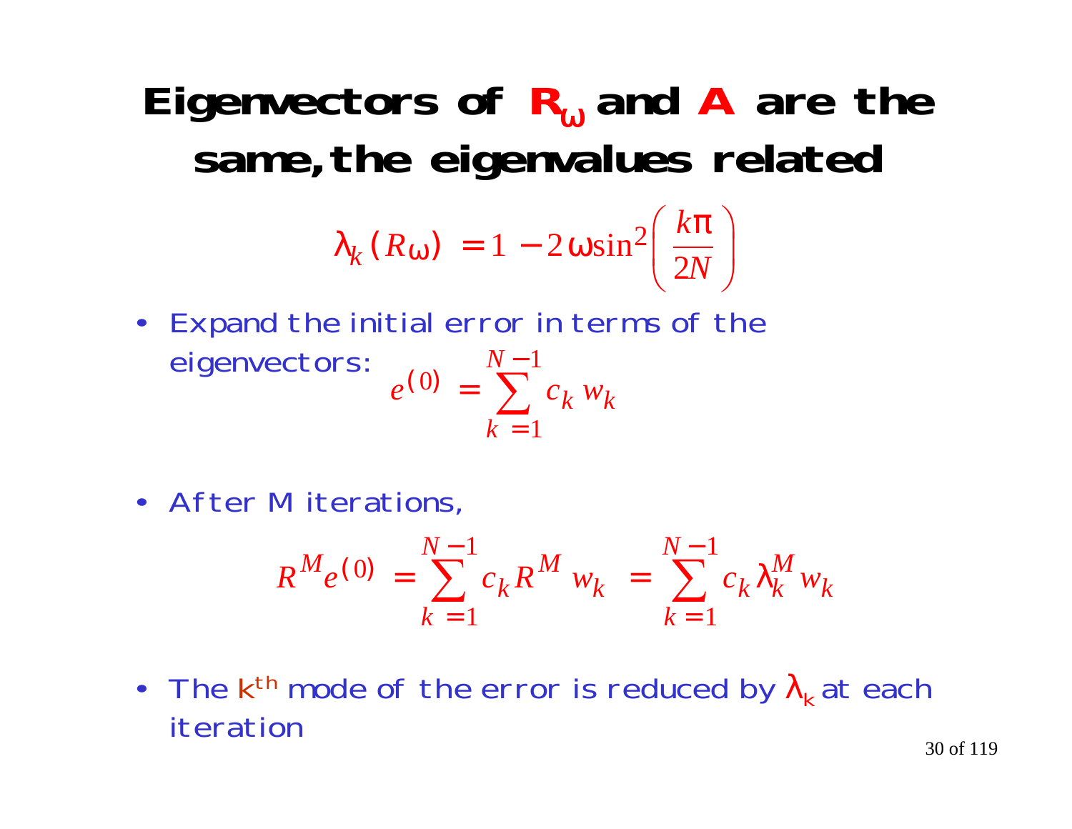# Eigenvectors of $R_\omega$ and $A$ are the same, the eigenvalues related

$$\lambda_k(R_\omega) = 1 - 2\omega \sin^2\left(\frac{k\pi}{2N}\right)$$

- Expand the initial error in terms of the eigenvectors: $e^{(0)} = \sum_{k=1}^{N-1} c_k w_k$

- After M iterations,

$$R^M e^{(0)} = \sum_{k=1}^{N-1} c_k R^M w_k = \sum_{k=1}^{N-1} c_k \lambda_k^M w_k$$

- The $k^{th}$ mode of the error is reduced by $\lambda_k$ at each iteration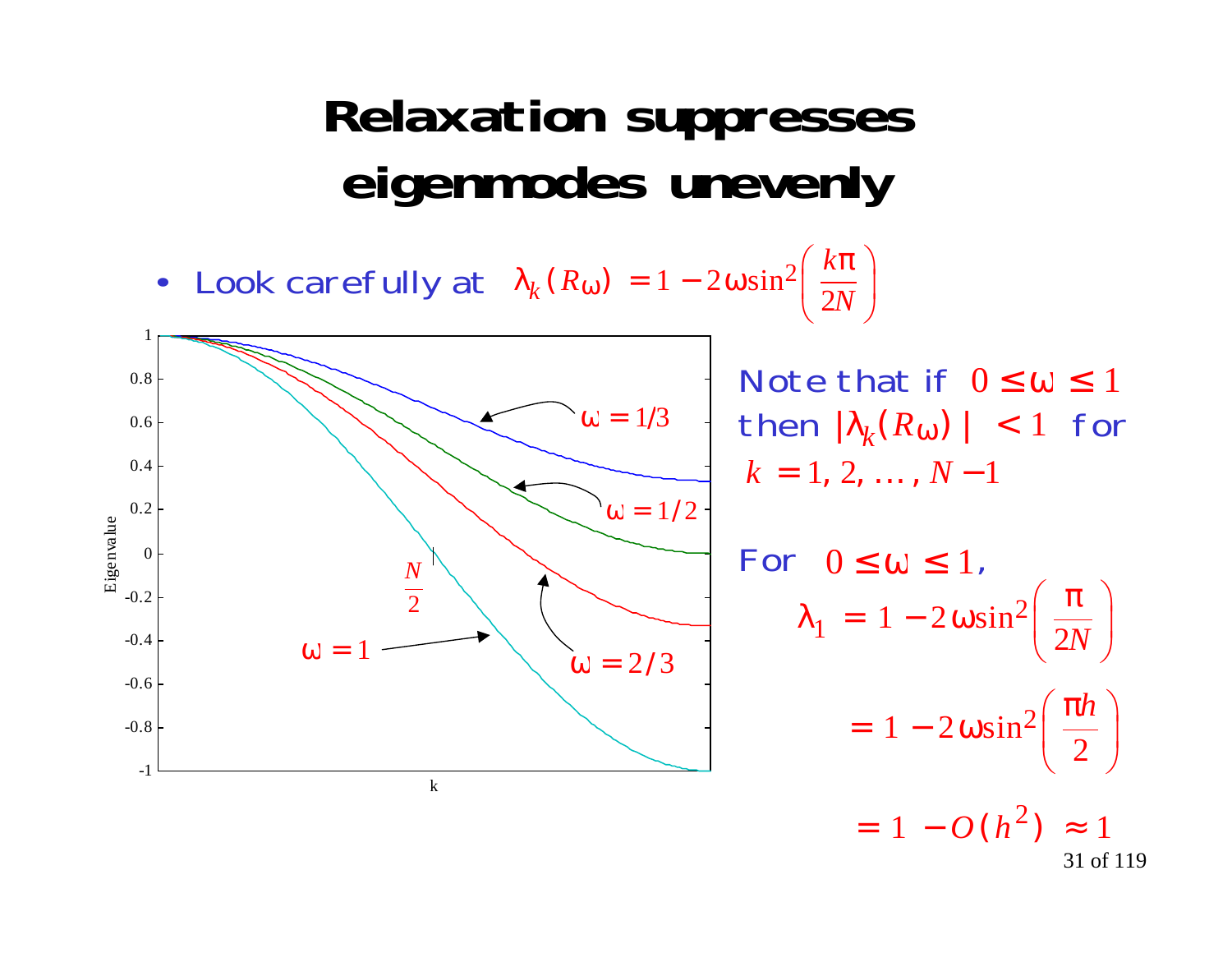# Relaxation suppresses eigenmodes unevenly

- Look carefully at $\lambda_k(R_\omega) = 1 - 2\omega \sin^2\left(\frac{k\pi}{2N}\right)$

Note that if $0 \le \omega \le 1$ then $|\lambda_k(R_\omega)| < 1$ for $k = 1, 2, \ldots, N-1$

For $0 \le \omega \le 1$,

$$\lambda_1 = 1 - 2\omega \sin^2\left(\frac{\pi}{2N}\right)$$

$$= 1 - 2\omega \sin^2\left(\frac{\pi h}{2}\right)$$

$$= 1 - O(h^2) \approx 1$$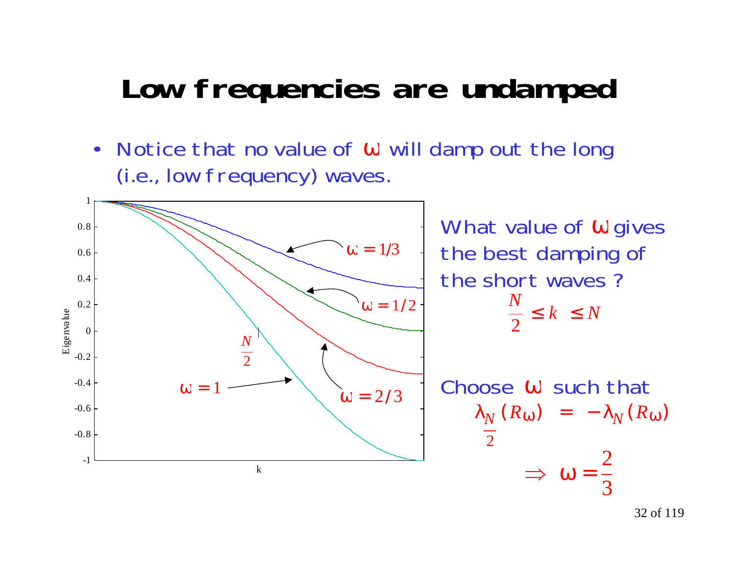# Low frequencies are undamped

- Notice that no value of $\omega$ will damp out the long (i.e., low frequency) waves.

What value of $\omega$ gives the best damping of the short waves ?

$$\frac{N}{2} \leq k \leq N$$

Choose $\omega$ such that

$$\lambda_{\frac{N}{2}}(R_\omega) = -\lambda_N(R_\omega)$$

$$\Rightarrow \omega = \frac{2}{3}$$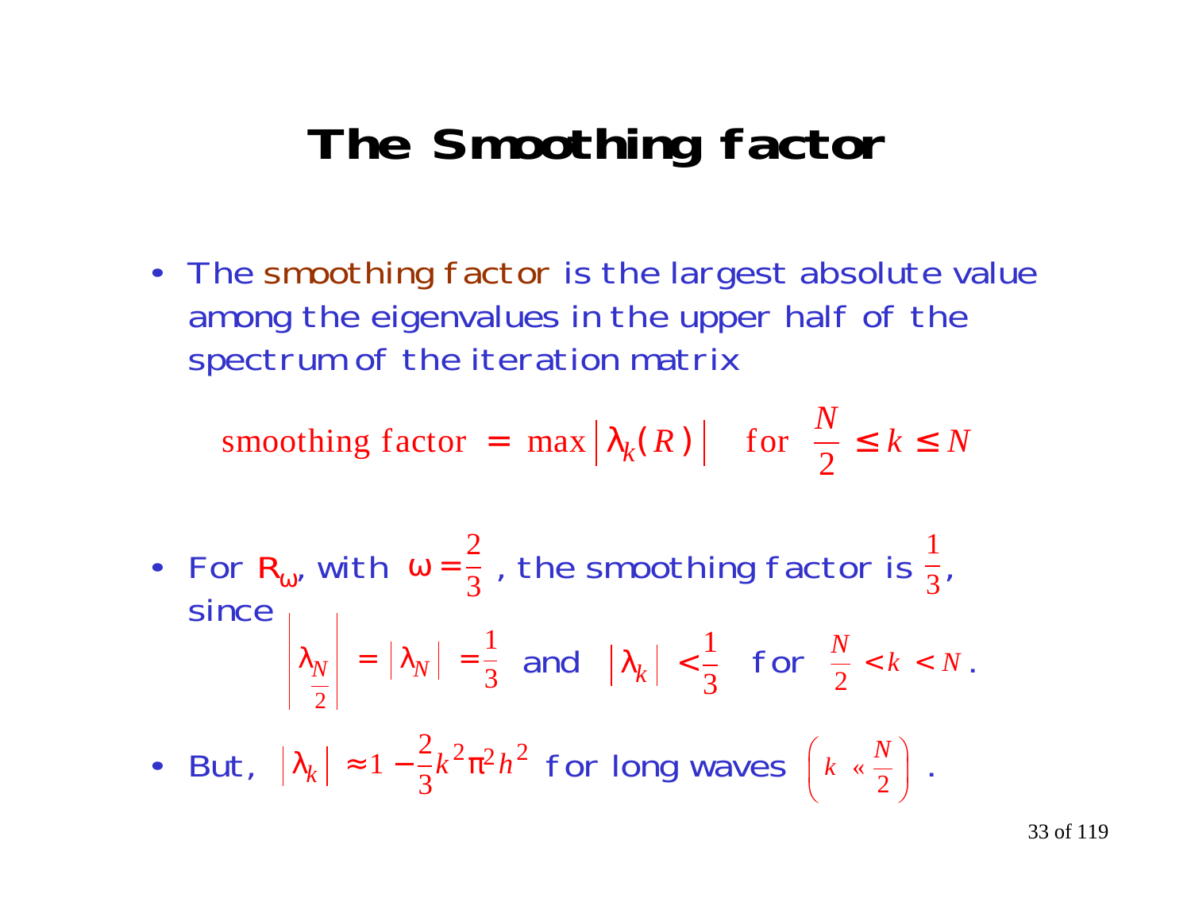# The Smoothing factor

- The smoothing factor is the largest absolute value among the eigenvalues in the upper half of the spectrum of the iteration matrix

$$\text{smoothing factor} = \max \left| \lambda_k(R) \right| \quad \text{for} \quad \frac{N}{2} \le k \le N$$

- For $R_\omega$, with $\omega = \frac{2}{3}$, the smoothing factor is $\frac{1}{3}$, since

$$\left| \lambda_{\frac{N}{2}} \right| = \left| \lambda_N \right| = \frac{1}{3} \quad \text{and} \quad \left| \lambda_k \right| < \frac{1}{3} \quad \text{for} \quad \frac{N}{2} < k < N .$$

- But, $\left| \lambda_k \right| \approx 1 - \frac{2}{3} k^2 \pi^2 h^2$ for long waves $\left( k \ll \frac{N}{2} \right)$ .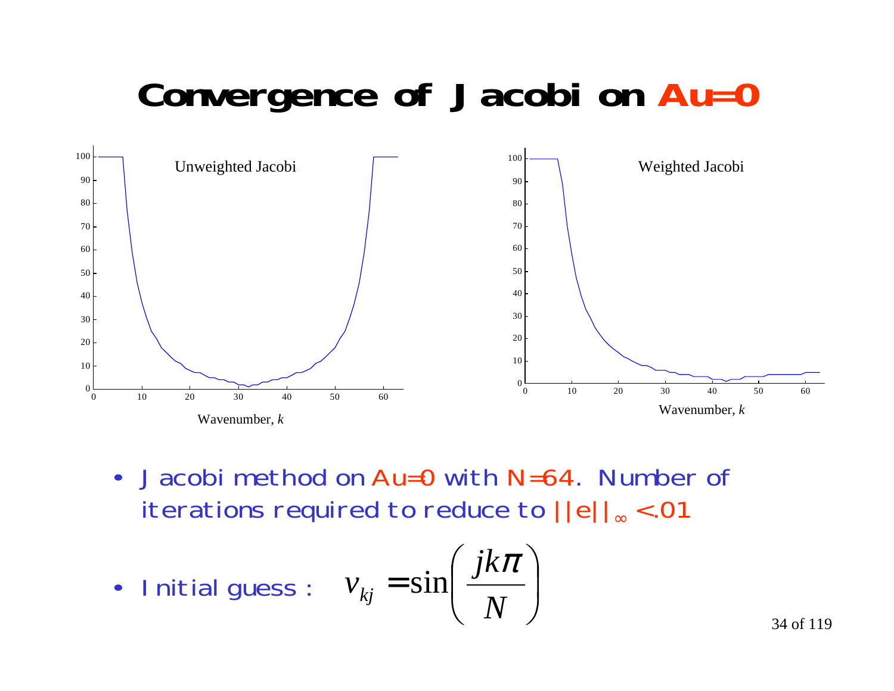# Convergence of Jacobi on Au=0

- Jacobi method on Au=0 with N=64. Number of iterations required to reduce to $||e||_\infty < .01$
- Initial guess: $v_{kj} = \sin\left(\frac{jk\pi}{N}\right)$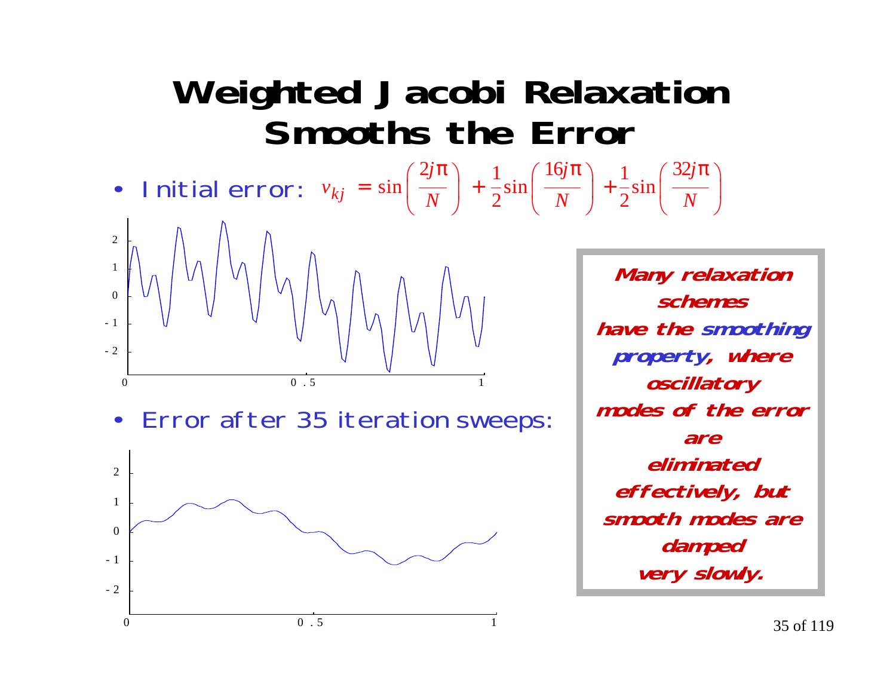# Weighted Jacobi Relaxation Smooths the Error

- Initial error: $v_{kj} = \sin\left(\frac{2j\pi}{N}\right) + \frac{1}{2}\sin\left(\frac{16j\pi}{N}\right) + \frac{1}{2}\sin\left(\frac{32j\pi}{N}\right)$

- Error after 35 iteration sweeps:

***Many relaxation schemes have the smoothing property, where oscillatory modes of the error are eliminated effectively, but smooth modes are damped very slowly.***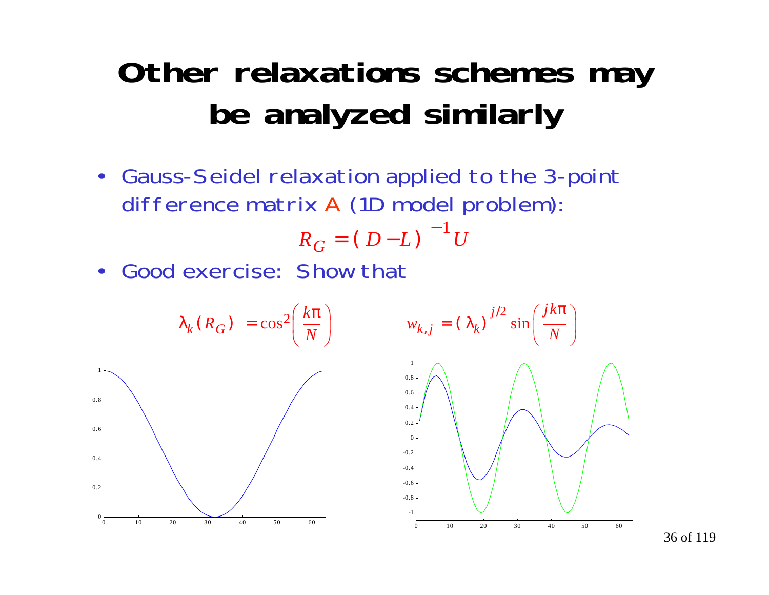# Other relaxations schemes may be analyzed similarly

- Gauss-Seidel relaxation applied to the 3-point difference matrix A (1D model problem):

$$R_G = (D - L)^{-1} U$$

- Good exercise: Show that

$$\lambda_k(R_G) = \cos^2\left(\frac{k\pi}{N}\right) \qquad w_{k,j} = (\lambda_k)^{j/2} \sin\left(\frac{jk\pi}{N}\right)$$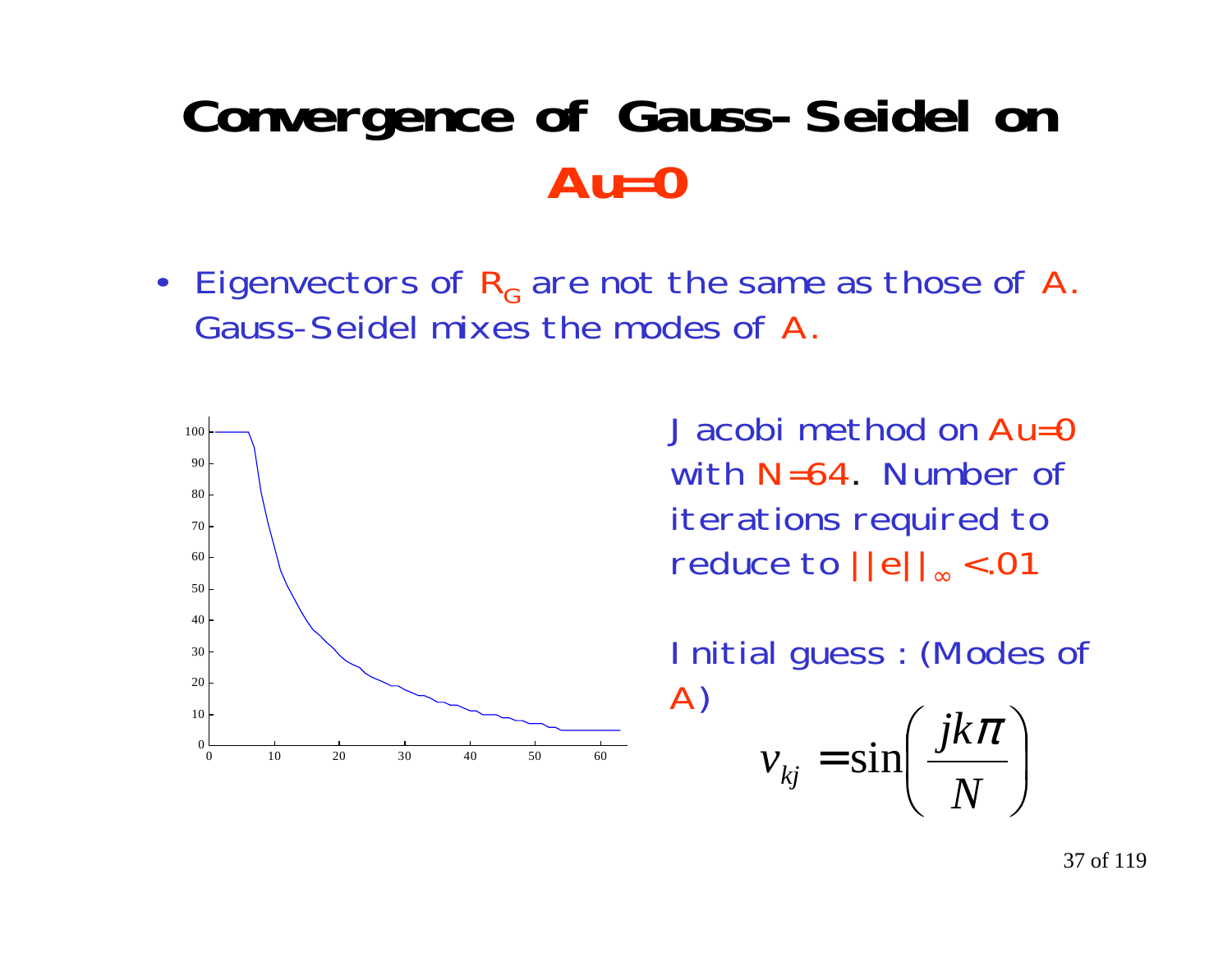# Convergence of Gauss-Seidel on Au=0

- Eigenvectors of $R_G$ are not the same as those of $A$. Gauss-Seidel mixes the modes of $A$.

Jacobi method on $Au=0$ with $N=64$. Number of iterations required to reduce to $||e||_\infty < .01$

Initial guess : (Modes of A)

$$v_{kj} = \sin\left(\frac{jk\pi}{N}\right)$$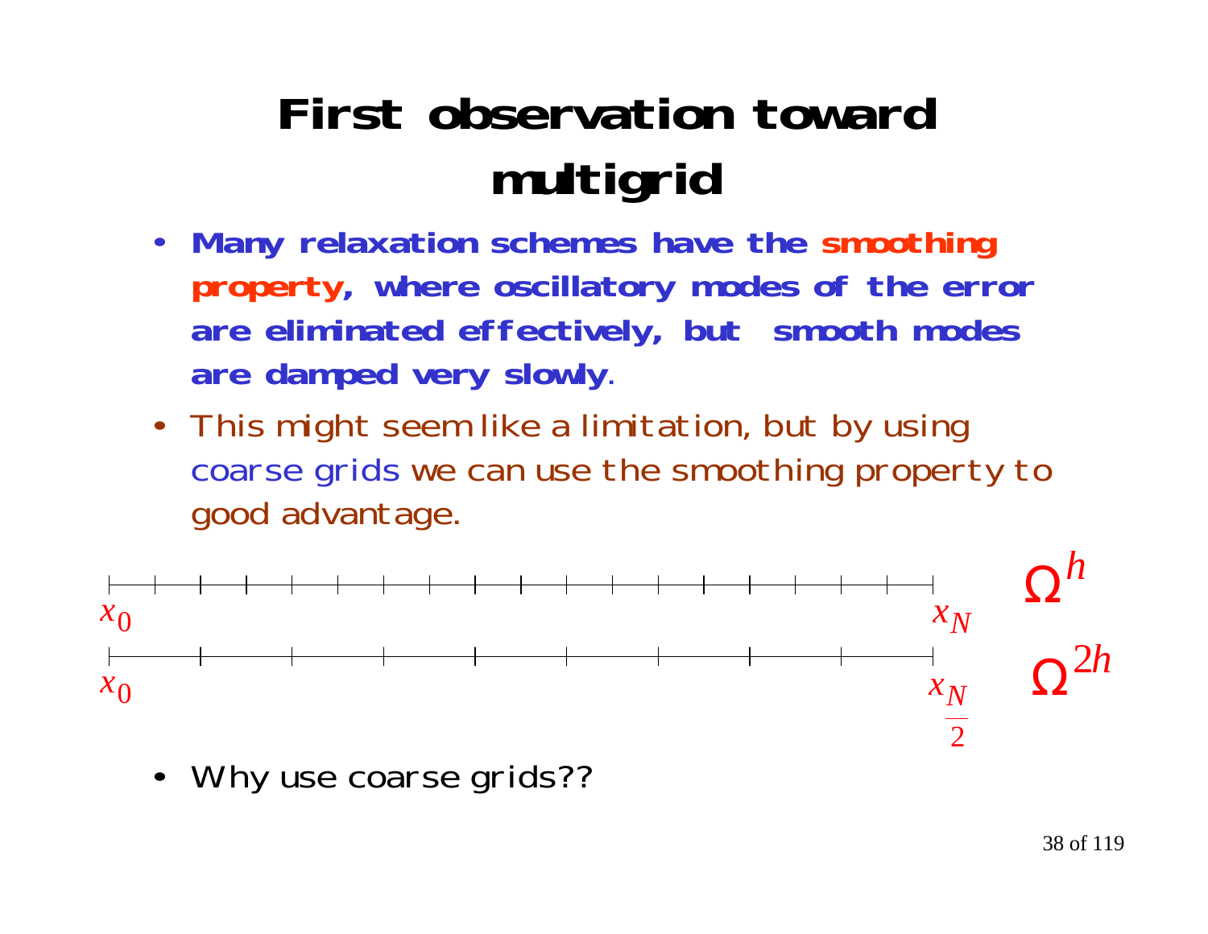# First observation toward multigrid

- **Many relaxation schemes have the smoothing property, where oscillatory modes of the error are eliminated effectively, but smooth modes are damped very slowly.**
- This might seem like a limitation, but by using coarse grids we can use the smoothing property to good advantage.

$x_0$ $\qquad\qquad\qquad\qquad\qquad$ $x_N$ $\qquad$ $\Omega^h$

$x_0$ $\qquad\qquad\qquad\qquad\qquad$ $x_{\frac{N}{2}}$ $\qquad$ $\Omega^{2h}$

- Why use coarse grids??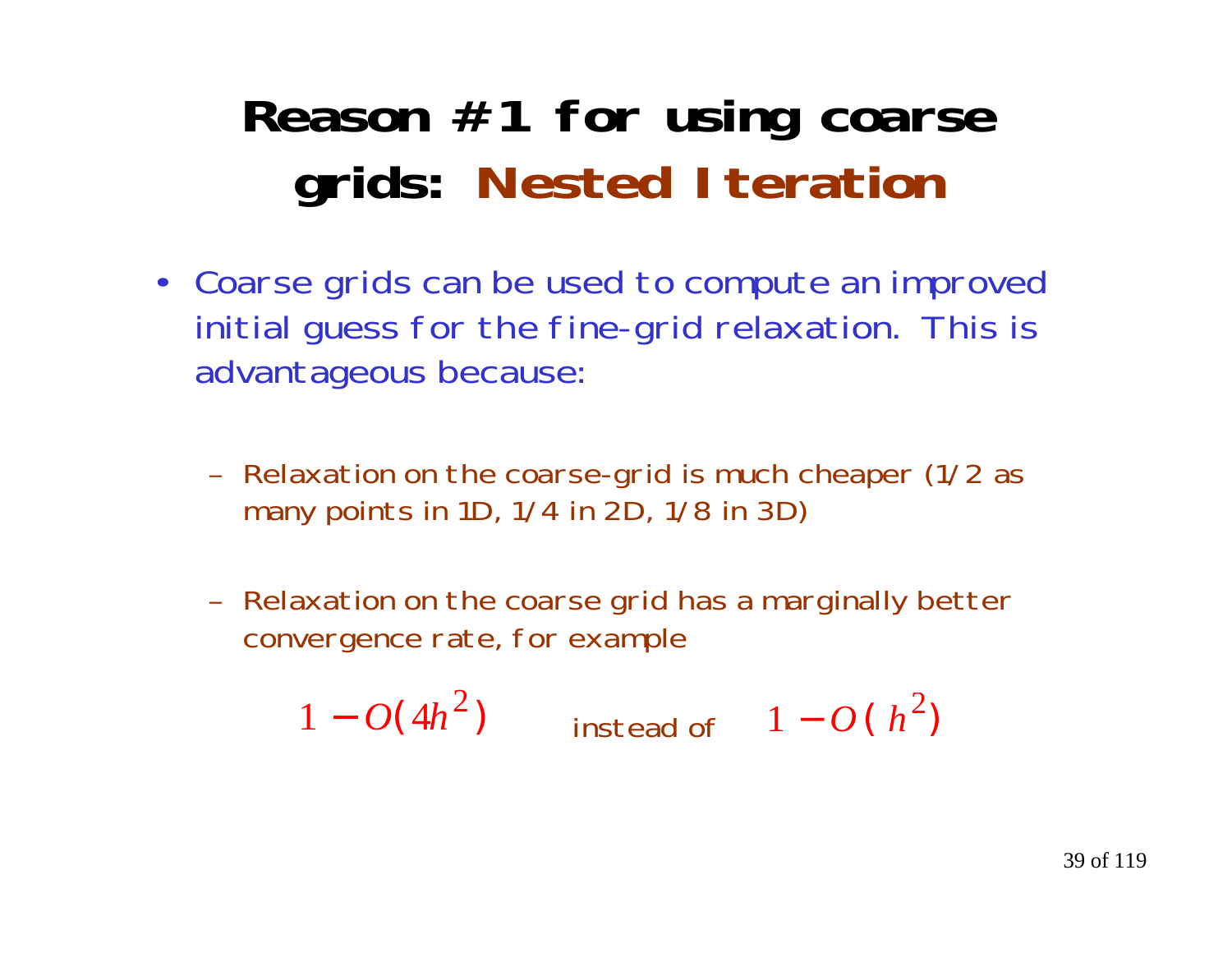# Reason #1 for using coarse grids: Nested Iteration

- Coarse grids can be used to compute an improved initial guess for the fine-grid relaxation. This is advantageous because:

  - Relaxation on the coarse-grid is much cheaper (1/2 as many points in 1D, 1/4 in 2D, 1/8 in 3D)

  - Relaxation on the coarse grid has a marginally better convergence rate, for example

$$1 - O(4h^2) \quad \text{instead of} \quad 1 - O(h^2)$$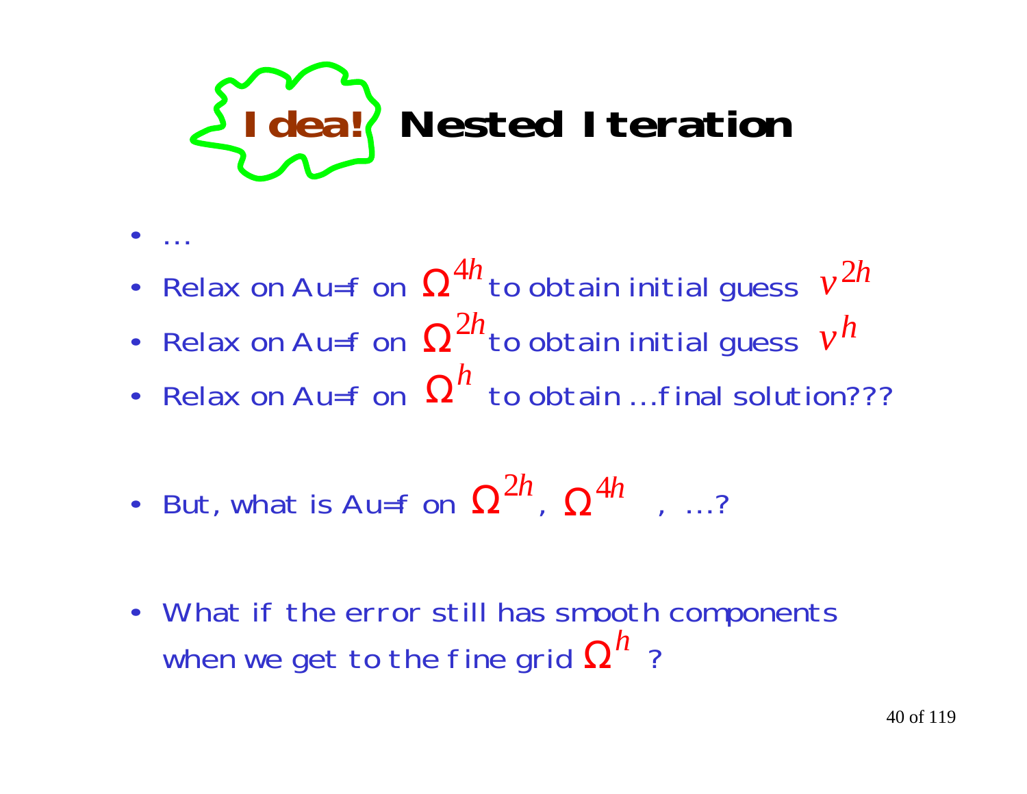# Idea! Nested Iteration

- …
- Relax on Au=f on $\Omega^{4h}$ to obtain initial guess $v^{2h}$
- Relax on Au=f on $\Omega^{2h}$ to obtain initial guess $v^{h}$
- Relax on Au=f on $\Omega^{h}$ to obtain …final solution???

- But, what is Au=f on $\Omega^{2h}$, $\Omega^{4h}$ , …?

- What if the error still has smooth components when we get to the fine grid $\Omega^{h}$ ?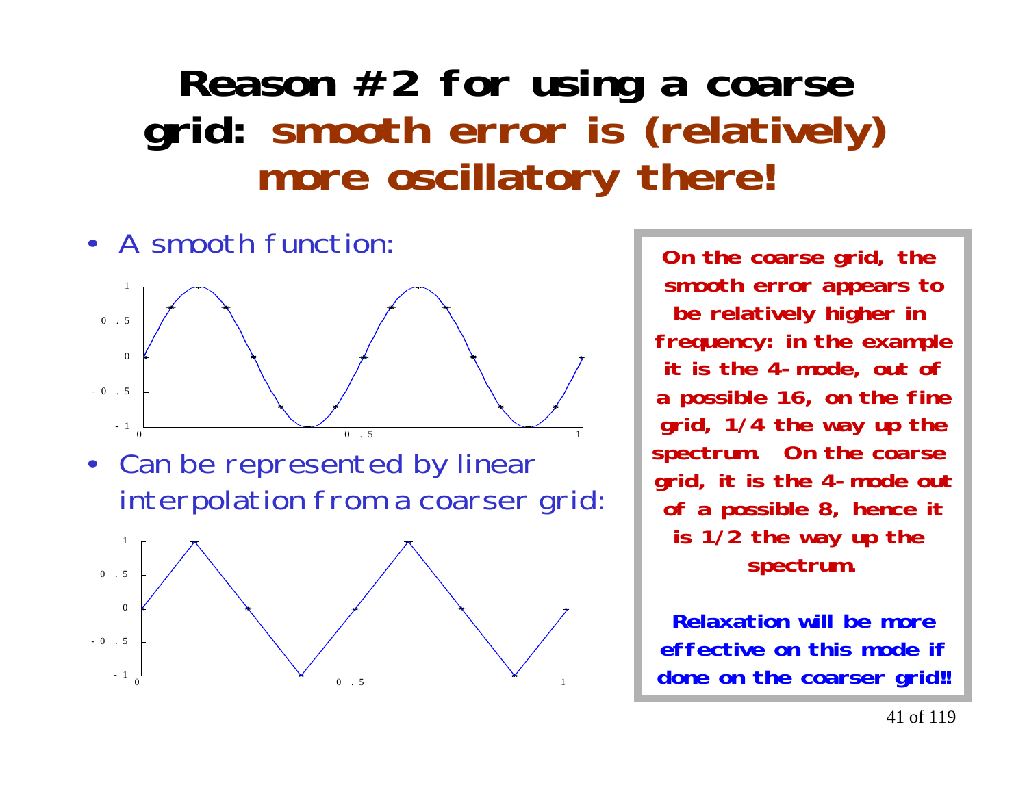# Reason #2 for using a coarse grid: smooth error is (relatively) more oscillatory there!

- A smooth function:

- Can be represented by linear interpolation from a coarser grid:

**On the coarse grid, the smooth error appears to be relatively higher in frequency: in the example it is the 4-mode, out of a possible 16, on the fine grid, 1/4 the way up the spectrum. On the coarse grid, it is the 4-mode out of a possible 8, hence it is 1/2 the way up the spectrum.**

**Relaxation will be more effective on this mode if done on the coarser grid!!**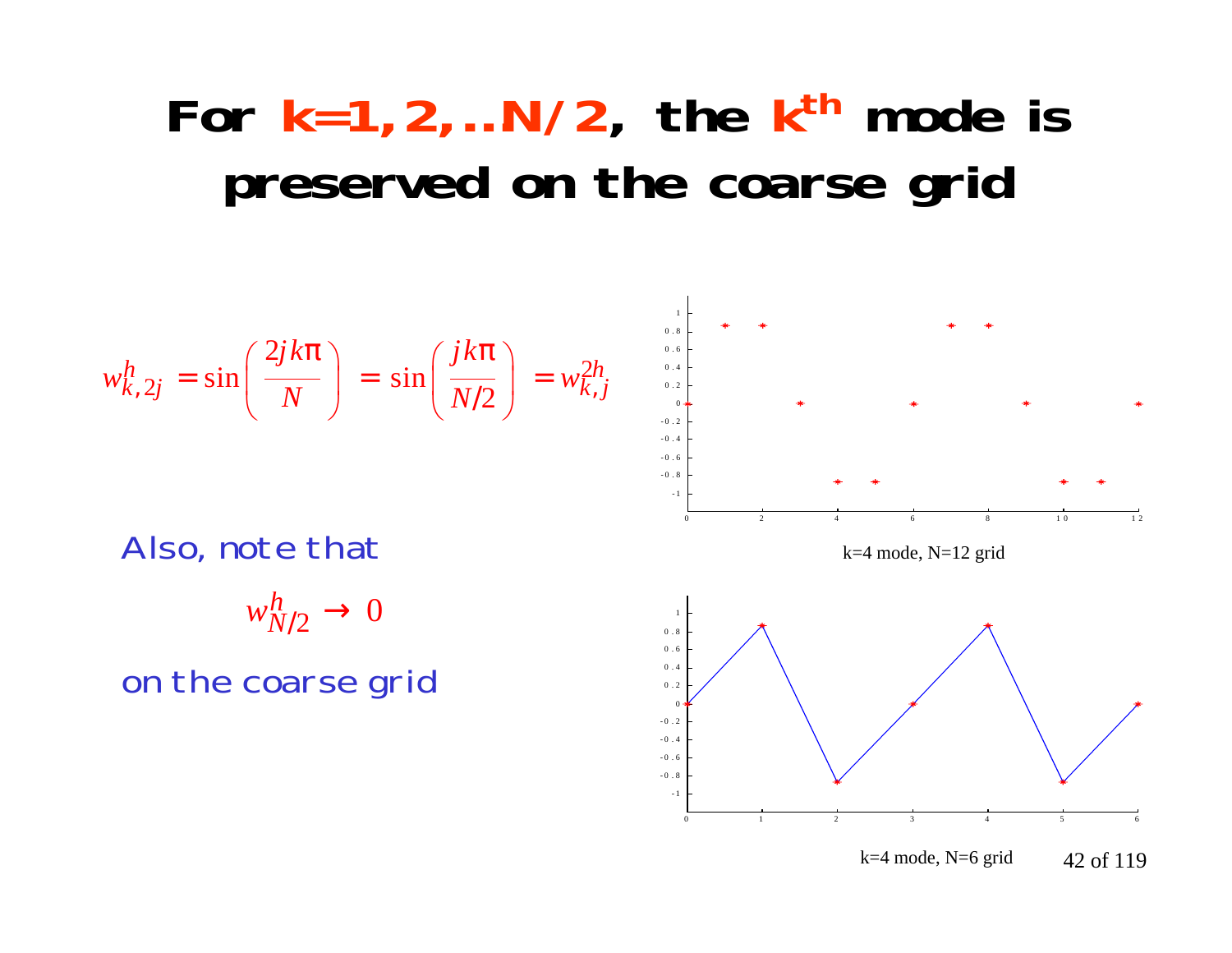# For k=1,2,..N/2, the $k^{th}$ mode is preserved on the coarse grid

$$w^h_{k,2j} = \sin\left(\frac{2jk\pi}{N}\right) = \sin\left(\frac{jk\pi}{N/2}\right) = w^{2h}_{k,j}$$

Also, note that

$$w^h_{N/2} \rightarrow 0$$

on the coarse grid

k=4 mode, N=12 grid

k=4 mode, N=6 grid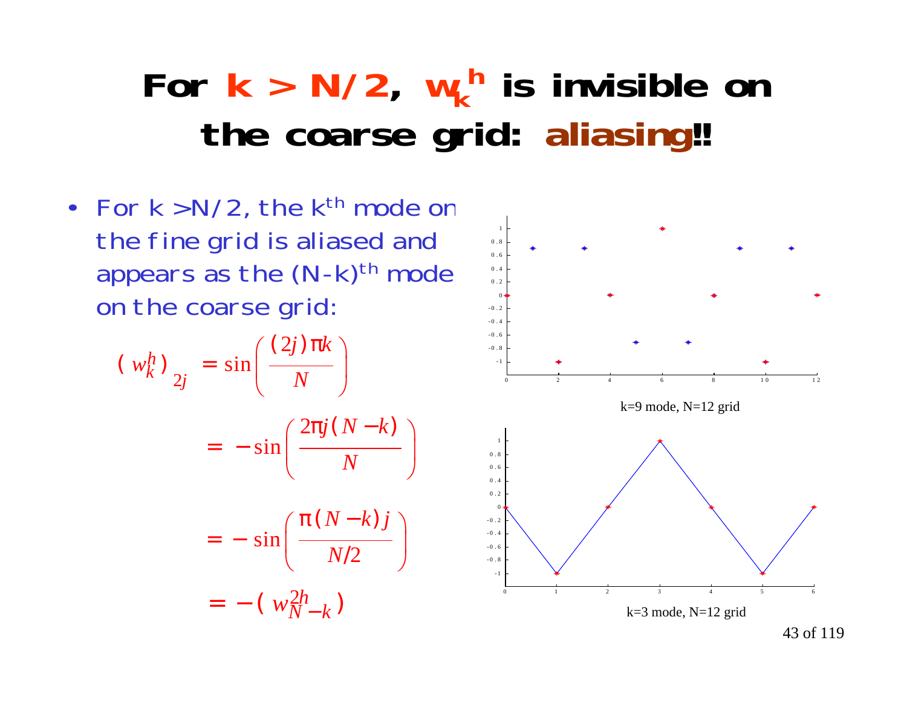# For $k > N/2$, $w_k^h$ is invisible on the coarse grid: aliasing!!

- For $k > N/2$, the $k^{th}$ mode on the fine grid is aliased and appears as the $(N-k)^{th}$ mode on the coarse grid:

$$
\begin{aligned}
(w_k^h)_{2j} &= \sin\left(\frac{(2j)\pi k}{N}\right) \\
&= -\sin\left(\frac{2\pi j(N-k)}{N}\right) \\
&= -\sin\left(\frac{\pi(N-k)j}{N/2}\right) \\
&= -(w_{N-k}^{2h})
\end{aligned}
$$

k=9 mode, N=12 grid

k=3 mode, N=12 grid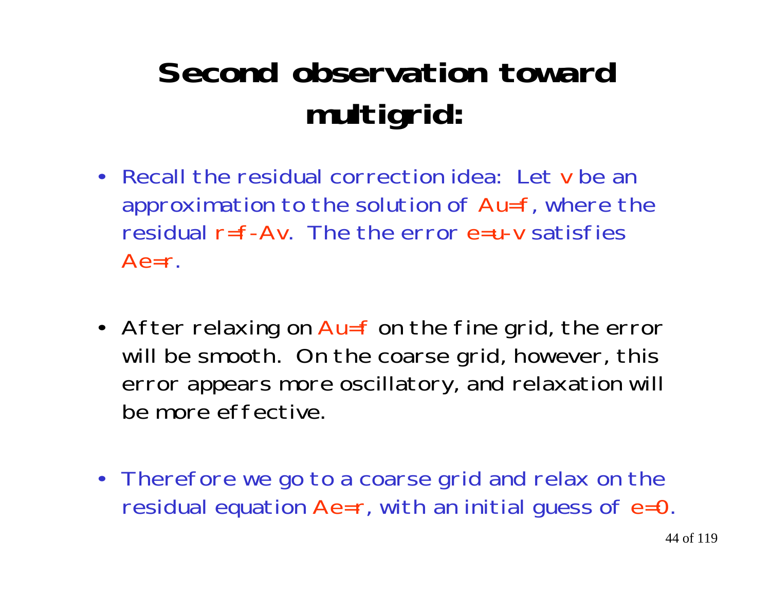# Second observation toward multigrid:

- Recall the residual correction idea: Let $v$ be an approximation to the solution of $Au=f$, where the residual $r=f-Av$. The the error $e=u-v$ satisfies $Ae=r$.

- After relaxing on $Au=f$ on the fine grid, the error will be smooth. On the coarse grid, however, this error appears more oscillatory, and relaxation will be more effective.

- Therefore we go to a coarse grid and relax on the residual equation $Ae=r$, with an initial guess of $e=0$.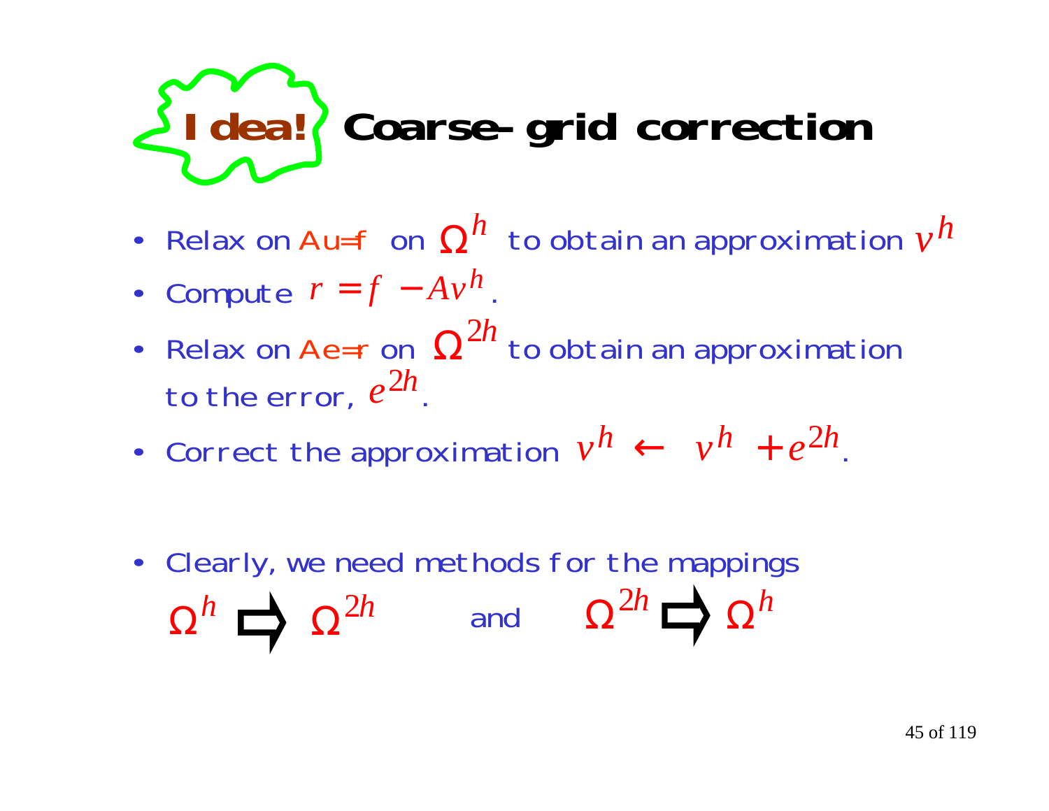# Idea! Coarse-grid correction

- Relax on Au=f on $\Omega^h$ to obtain an approximation $v^h$
- Compute $r = f - Av^h$.
- Relax on Ae=r on $\Omega^{2h}$ to obtain an approximation to the error, $e^{2h}$.
- Correct the approximation $v^h \leftarrow v^h + e^{2h}$.

- Clearly, we need methods for the mappings

  $\Omega^h \Rightarrow \Omega^{2h}$ and $\Omega^{2h} \Rightarrow \Omega^h$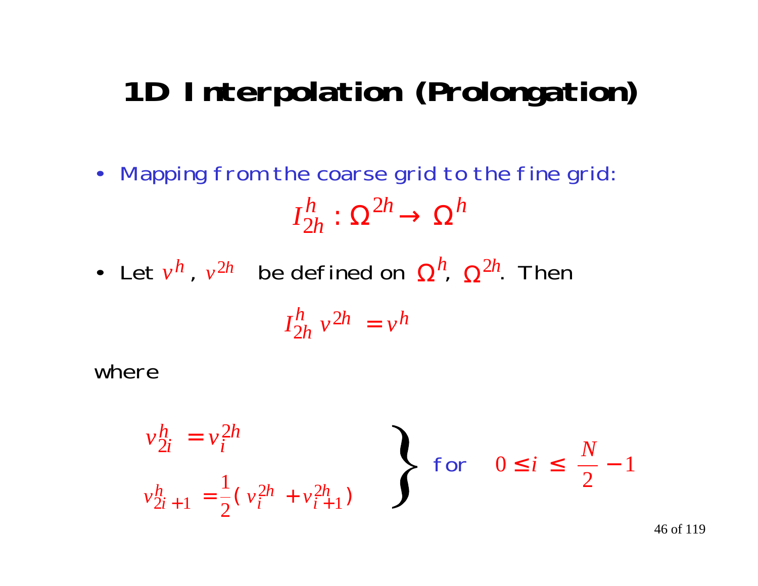# 1D Interpolation (Prolongation)

- Mapping from the coarse grid to the fine grid:

$$I_{2h}^{h} : \Omega^{2h} \rightarrow \Omega^{h}$$

- Let $v^h$, $v^{2h}$ be defined on $\Omega^h$, $\Omega^{2h}$. Then

$$I_{2h}^{h} \, v^{2h} = v^h$$

where

$$\left. \begin{aligned} v_{2i}^{h} &= v_i^{2h} \\ v_{2i+1}^{h} &= \frac{1}{2}\left( v_i^{2h} + v_{i+1}^{2h} \right) \end{aligned} \right\} \text{ for } \quad 0 \leq i \leq \frac{N}{2} - 1$$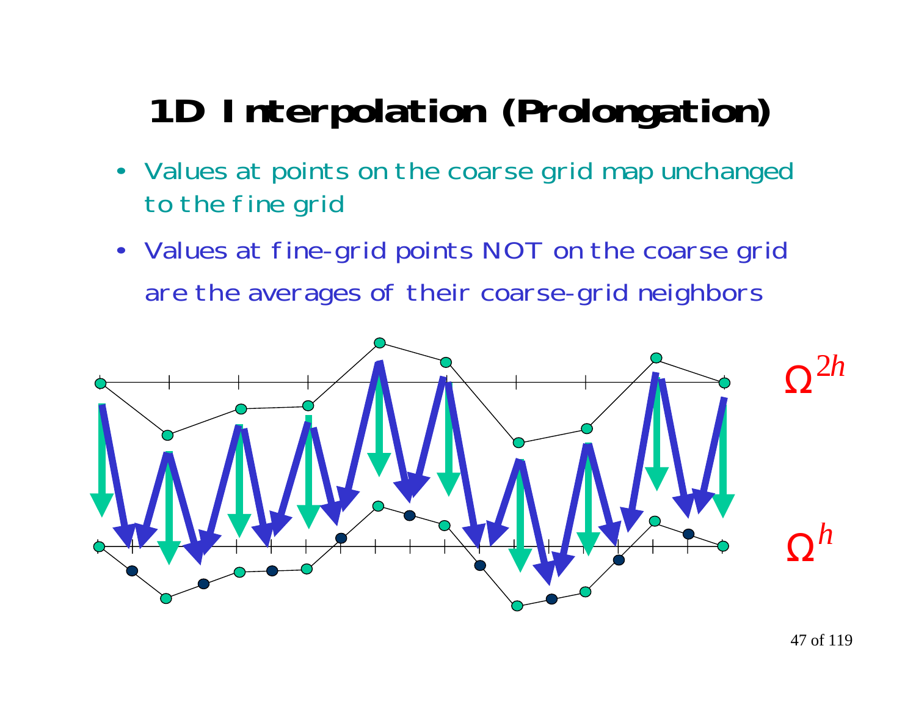# 1D Interpolation (Prolongation)

- Values at points on the coarse grid map unchanged to the fine grid
- Values at fine-grid points NOT on the coarse grid are the averages of their coarse-grid neighbors

$\Omega^{2h}$

$\Omega^{h}$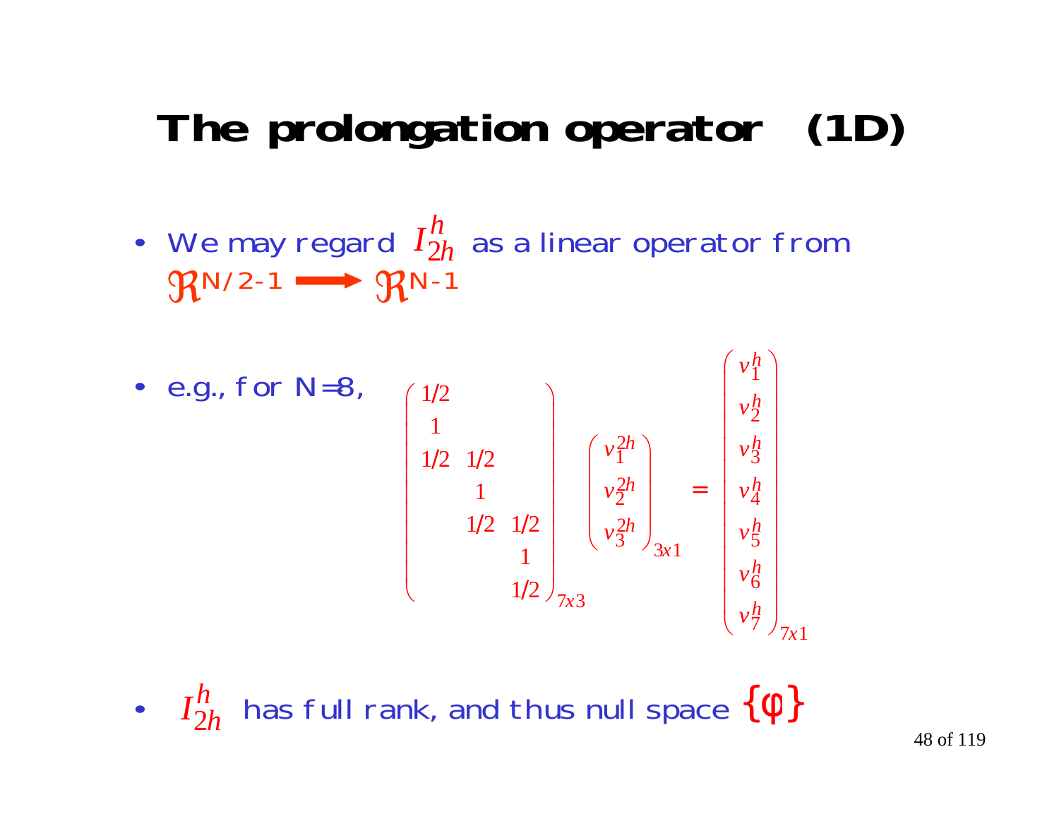# The prolongation operator (1D)

- We may regard $I_{2h}^{h}$ as a linear operator from $\Re^{N/2-1} \longrightarrow \Re^{N-1}$

- e.g., for N=8,

$$
\begin{pmatrix}
1/2 & & \\
1 & & \\
1/2 & 1/2 & \\
 & 1 & \\
 & 1/2 & 1/2 \\
 & & 1 \\
 & & 1/2
\end{pmatrix}_{7x3}
\begin{pmatrix}
v_1^{2h} \\
v_2^{2h} \\
v_3^{2h}
\end{pmatrix}_{3x1}
=
\begin{pmatrix}
v_1^{h} \\
v_2^{h} \\
v_3^{h} \\
v_4^{h} \\
v_5^{h} \\
v_6^{h} \\
v_7^{h}
\end{pmatrix}_{7x1}
$$

- $I_{2h}^{h}$ has full rank, and thus null space $\{\phi\}$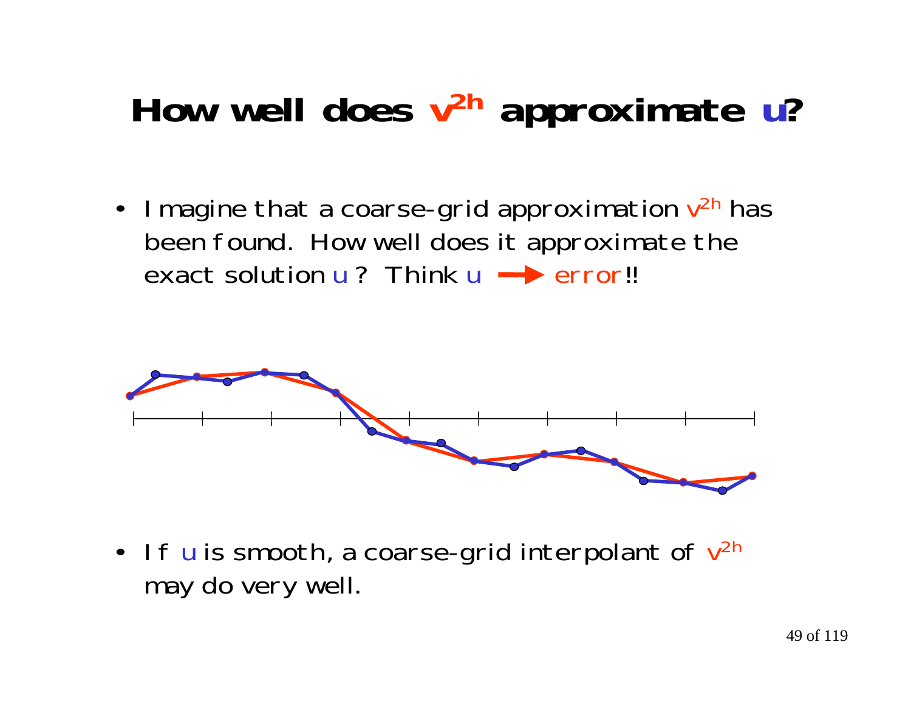# How well does $v^{2h}$ approximate $u$?

- Imagine that a coarse-grid approximation $v^{2h}$ has been found. How well does it approximate the exact solution $u$? Think $u$ → error!!

- If $u$ is smooth, a coarse-grid interpolant of $v^{2h}$ may do very well.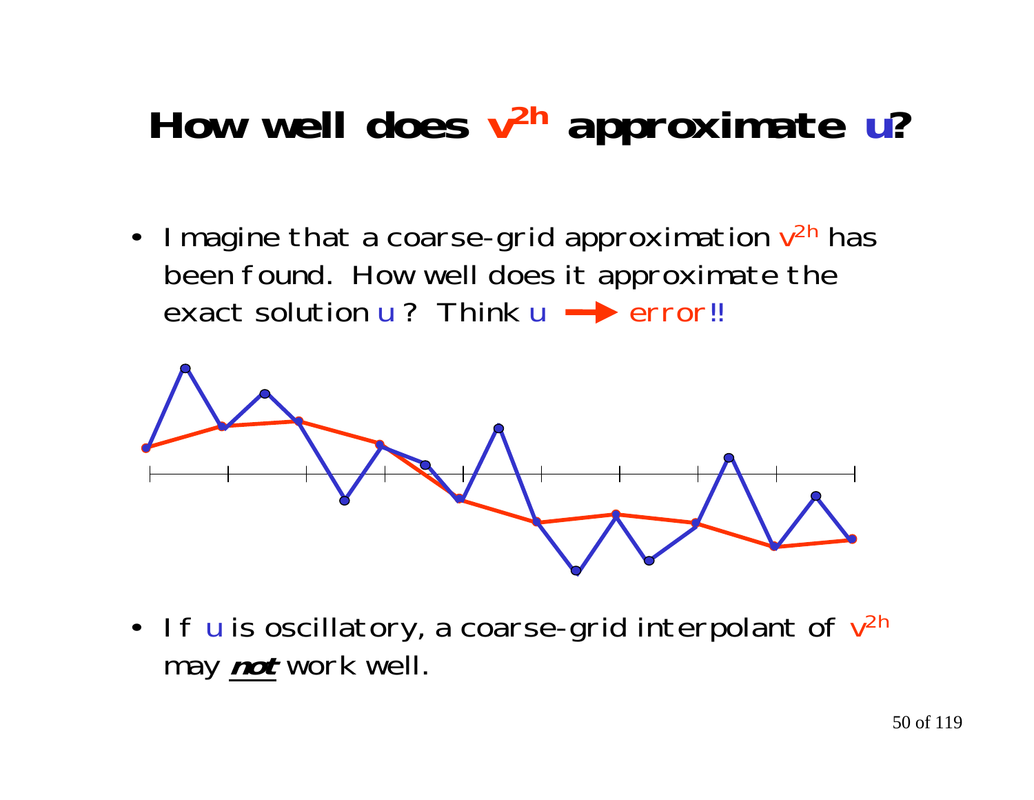# How well does $v^{2h}$ approximate $u$?

- Imagine that a coarse-grid approximation $v^{2h}$ has been found. How well does it approximate the exact solution $u$? Think $u$ → error!!

- If $u$ is oscillatory, a coarse-grid interpolant of $v^{2h}$ may ***not*** work well.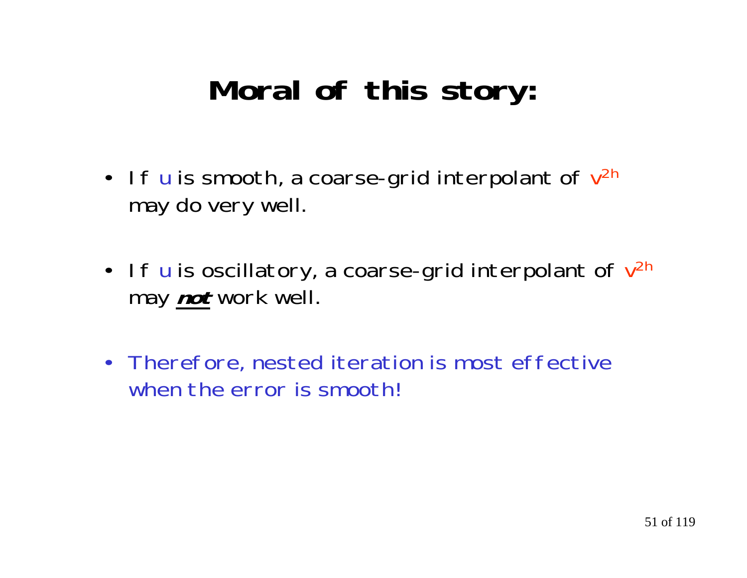# Moral of this story:

- If $u$ is smooth, a coarse-grid interpolant of $v^{2h}$ may do very well.

- If $u$ is oscillatory, a coarse-grid interpolant of $v^{2h}$ may ***not*** work well.

- Therefore, nested iteration is most effective when the error is smooth!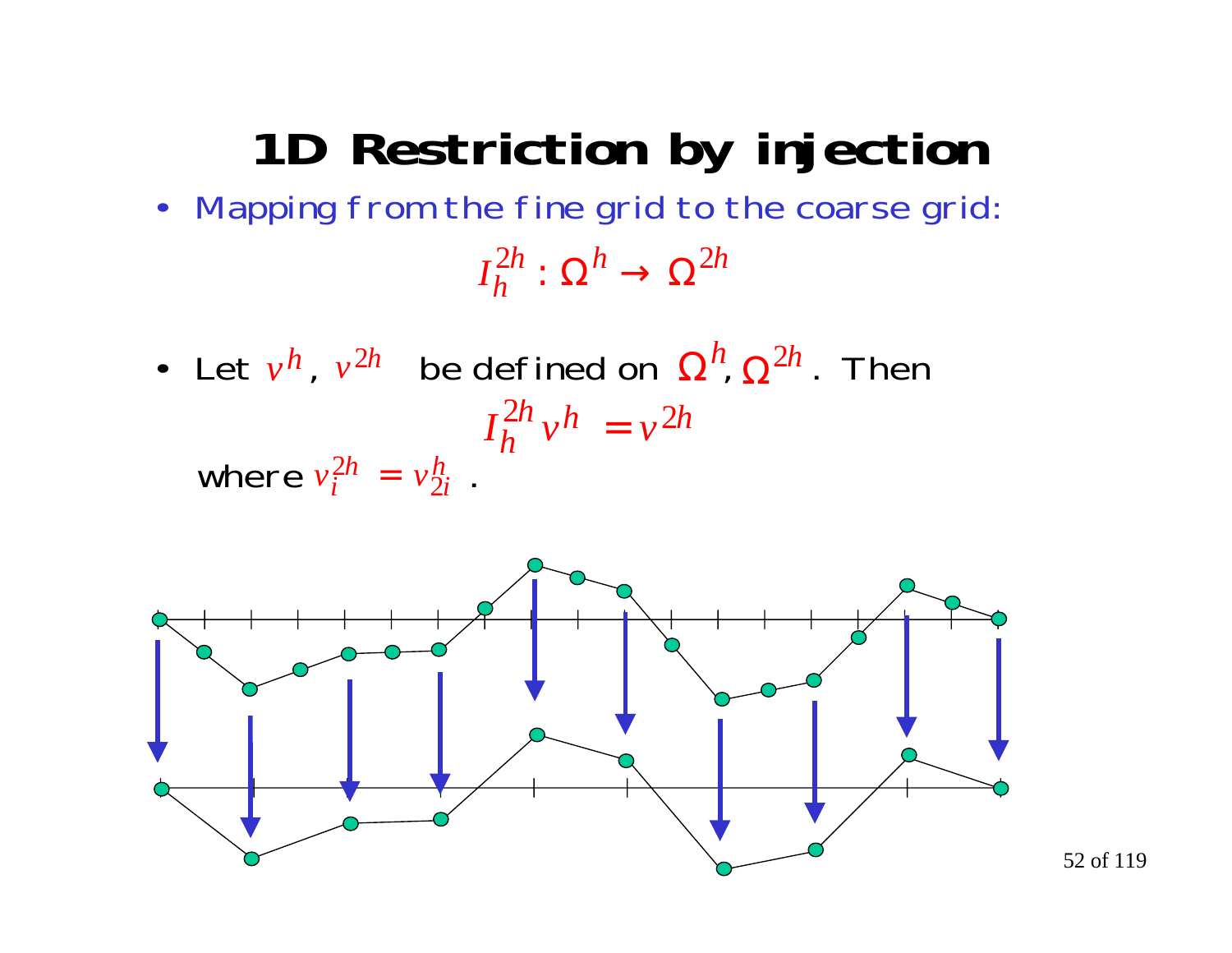# 1D Restriction by injection

- Mapping from the fine grid to the coarse grid:

$$I_h^{2h} : \Omega^h \rightarrow \Omega^{2h}$$

- Let $v^h$, $v^{2h}$ be defined on $\Omega^h, \Omega^{2h}$. Then

$$I_h^{2h} v^h = v^{2h}$$

  where $v_i^{2h} = v_{2i}^h$ .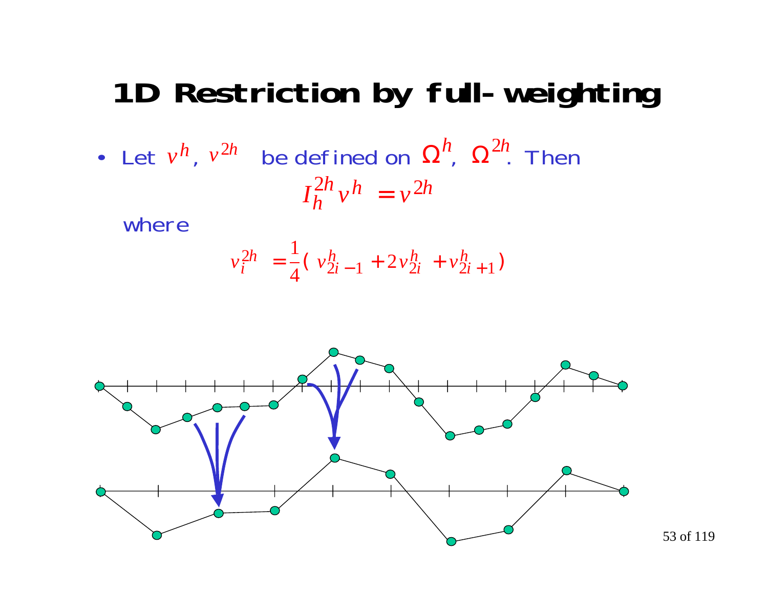# 1D Restriction by full-weighting

- Let $v^h$, $v^{2h}$ be defined on $\Omega^h$, $\Omega^{2h}$. Then

$$I_h^{2h} v^h = v^{2h}$$

where

$$v_i^{2h} = \frac{1}{4}\left( v_{2i-1}^h + 2v_{2i}^h + v_{2i+1}^h \right)$$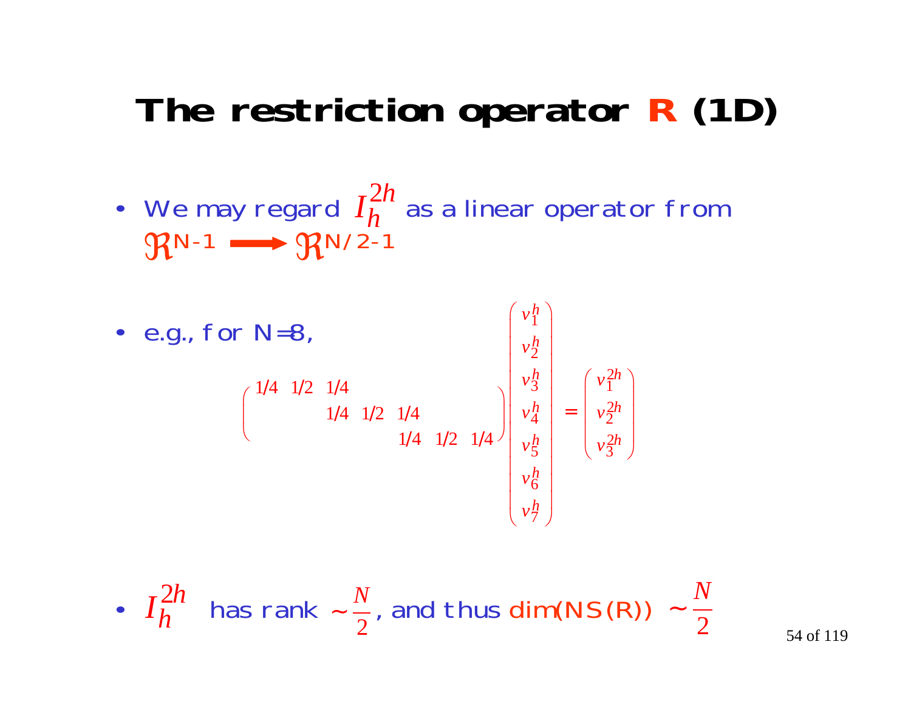# The restriction operator R (1D)

- We may regard $I_h^{2h}$ as a linear operator from $\Re^{N-1} \longrightarrow \Re^{N/2-1}$

- e.g., for N=8,

$$
\begin{pmatrix}
1/4 & 1/2 & 1/4 & & & & \\
 & & 1/4 & 1/2 & 1/4 & & \\
 & & & & 1/4 & 1/2 & 1/4
\end{pmatrix}
\begin{pmatrix}
v_1^h \\ v_2^h \\ v_3^h \\ v_4^h \\ v_5^h \\ v_6^h \\ v_7^h
\end{pmatrix}
=
\begin{pmatrix}
v_1^{2h} \\ v_2^{2h} \\ v_3^{2h}
\end{pmatrix}
$$

- $I_h^{2h}$ has rank $\sim \frac{N}{2}$, and thus dim(NS(R)) $\sim \frac{N}{2}$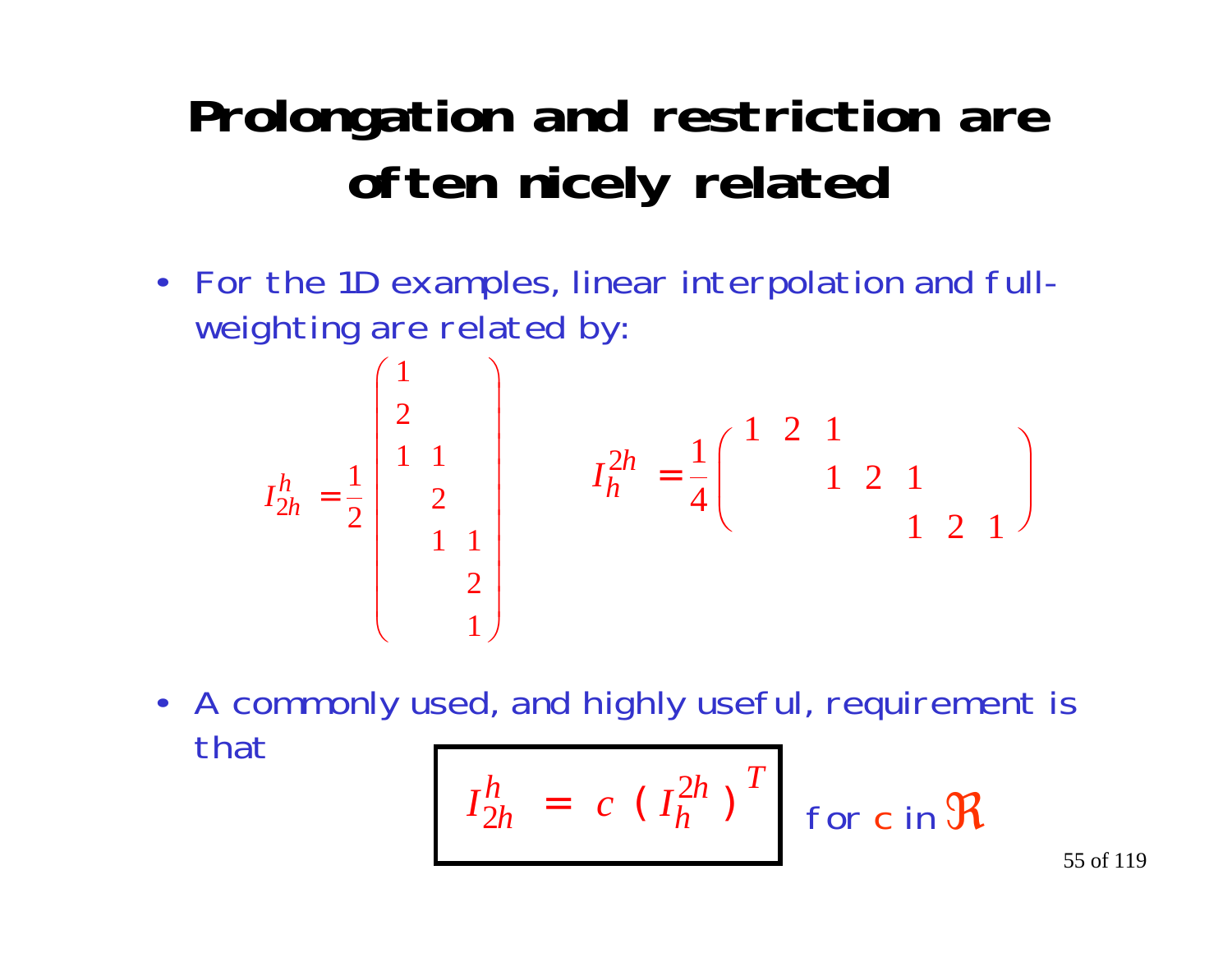# Prolongation and restriction are often nicely related

- For the 1D examples, linear interpolation and full-weighting are related by:

$$
I_{2h}^{h} = \frac{1}{2}\begin{pmatrix} 1 & & \\ 2 & & \\ 1 & 1 & \\ & 2 & \\ & 1 & 1 \\ & & 2 \\ & & 1 \end{pmatrix}
\qquad
I_{h}^{2h} = \frac{1}{4}\begin{pmatrix} 1 & 2 & 1 & & & & \\ & & 1 & 2 & 1 & & \\ & & & & 1 & 2 & 1 \end{pmatrix}
$$

- A commonly used, and highly useful, requirement is that

$$
\boxed{I_{2h}^{h} = c\,\left(I_{h}^{2h}\right)^{T}} \quad \text{for } c \text{ in } \Re
$$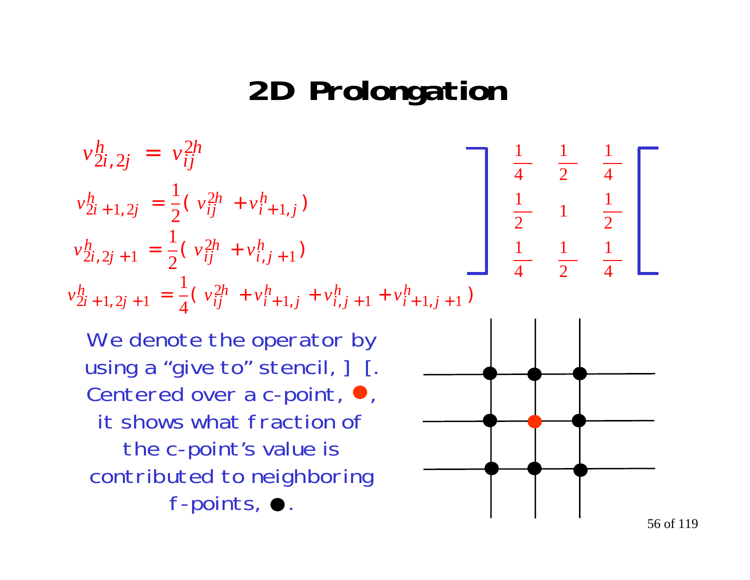# 2D Prolongation

$$v^h_{2i,2j} = v^{2h}_{ij}$$

$$v^h_{2i+1,2j} = \frac{1}{2}(v^{2h}_{ij} + v^h_{i+1,j})$$

$$v^h_{2i,2j+1} = \frac{1}{2}(v^{2h}_{ij} + v^h_{i,j+1})$$

$$v^h_{2i+1,2j+1} = \frac{1}{4}(v^{2h}_{ij} + v^h_{i+1,j} + v^h_{i,j+1} + v^h_{i+1,j+1})$$

$$\left]\begin{array}{ccc} \frac{1}{4} & \frac{1}{2} & \frac{1}{4} \\ \frac{1}{2} & 1 & \frac{1}{2} \\ \frac{1}{4} & \frac{1}{2} & \frac{1}{4} \end{array}\right[$$

We denote the operator by using a "give to" stencil, ] [. Centered over a c-point, ●, it shows what fraction of the c-point's value is contributed to neighboring f-points, ●.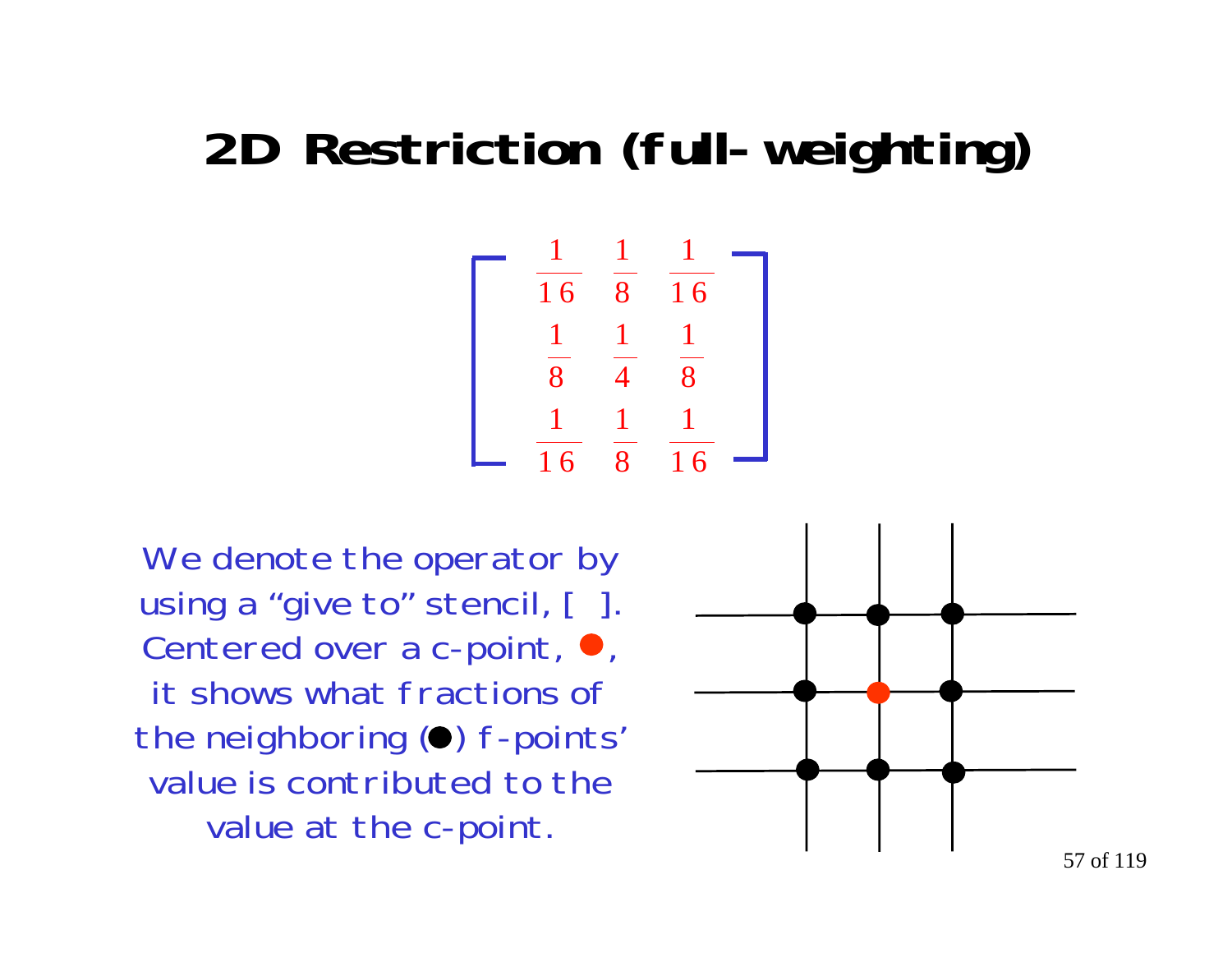# 2D Restriction (full-weighting)

$$\begin{bmatrix} \frac{1}{16} & \frac{1}{8} & \frac{1}{16} \\ \frac{1}{8} & \frac{1}{4} & \frac{1}{8} \\ \frac{1}{16} & \frac{1}{8} & \frac{1}{16} \end{bmatrix}$$

We denote the operator by using a "give to" stencil, [ ]. Centered over a c-point, ●, it shows what fractions of the neighboring (●) f-points' value is contributed to the value at the c-point.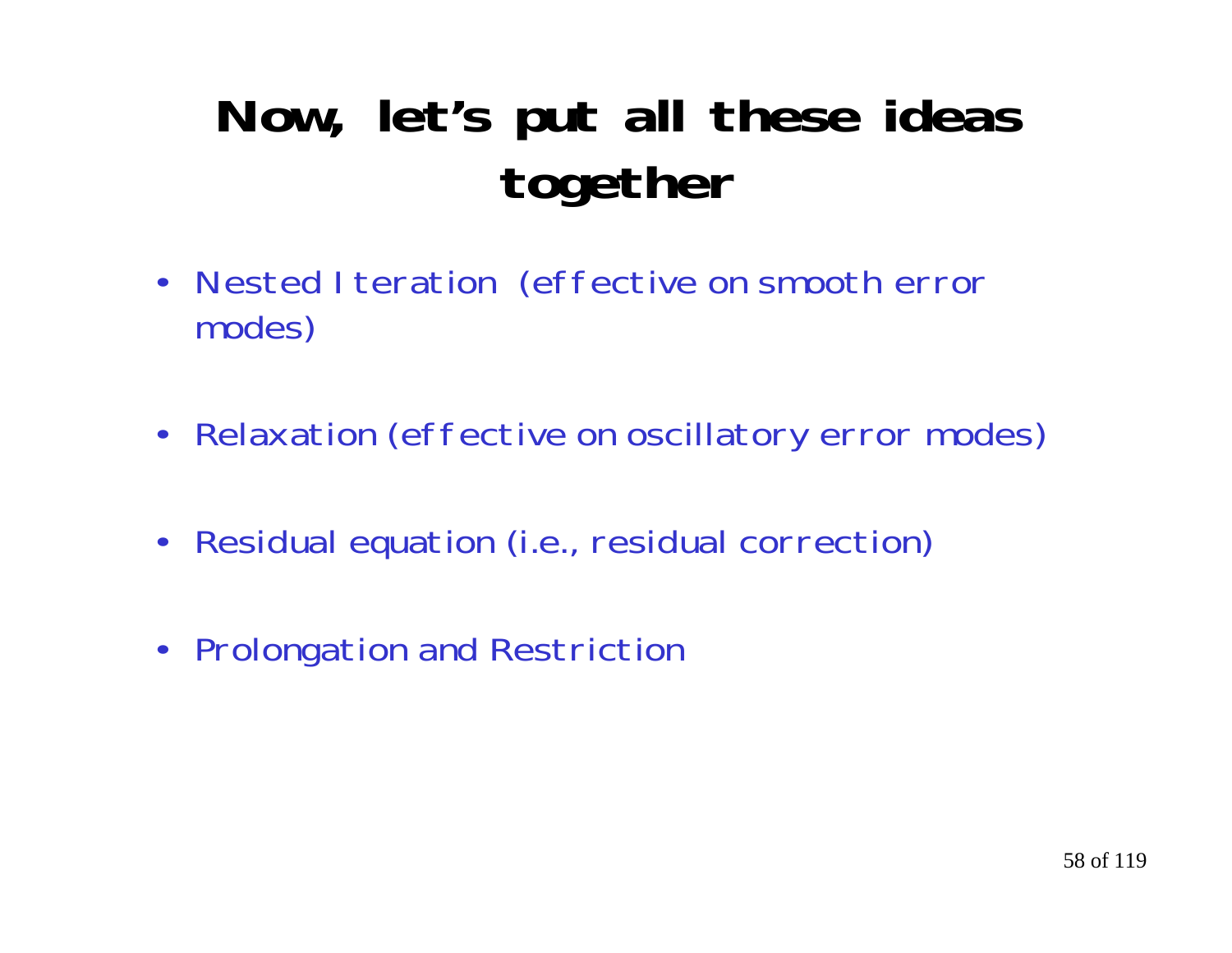# Now, let's put all these ideas together

- Nested Iteration (effective on smooth error modes)
- Relaxation (effective on oscillatory error modes)
- Residual equation (i.e., residual correction)
- Prolongation and Restriction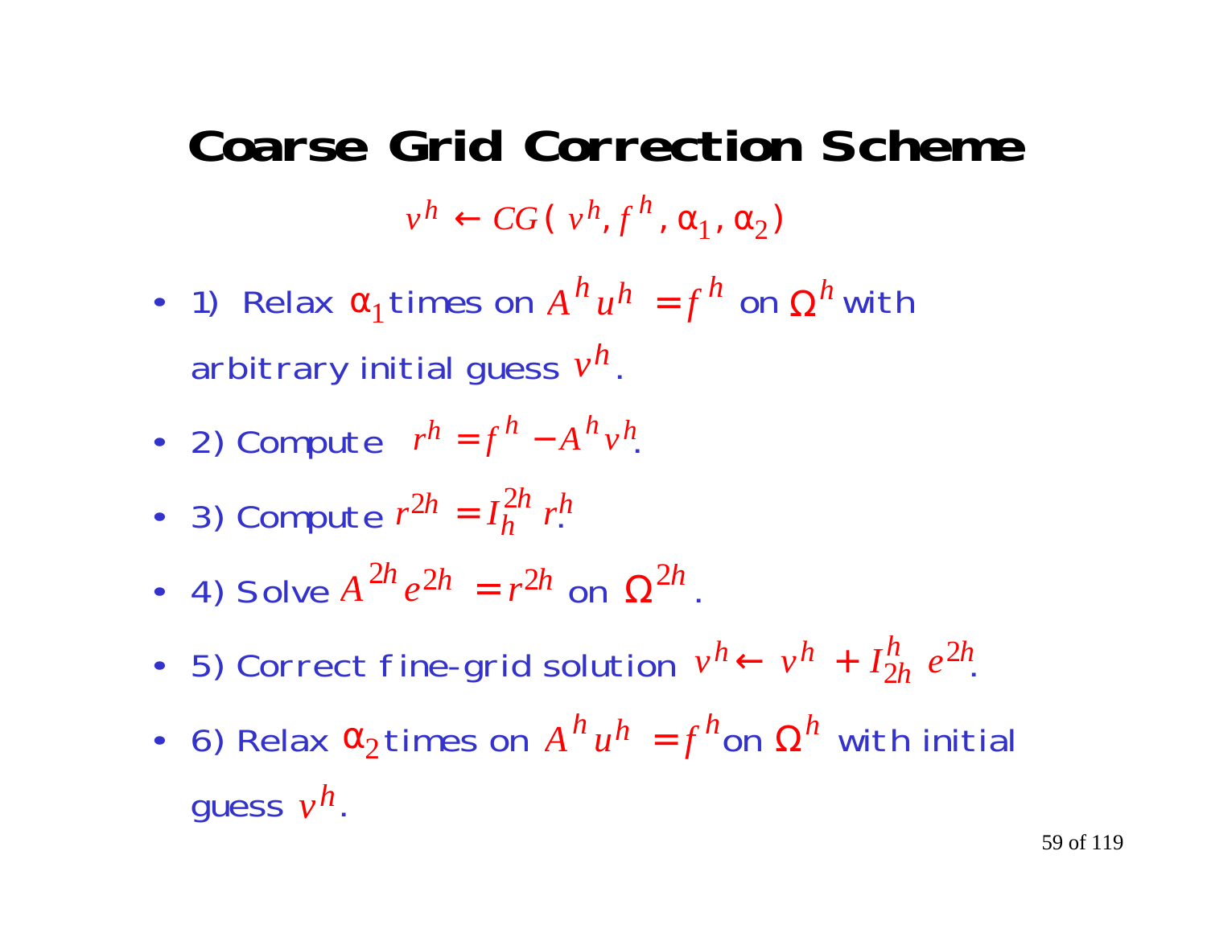# Coarse Grid Correction Scheme

$$v^h \leftarrow CG(v^h, f^h, \alpha_1, \alpha_2)$$

- 1) Relax $\alpha_1$ times on $A^h u^h = f^h$ on $\Omega^h$ with arbitrary initial guess $v^h$.
- 2) Compute $r^h = f^h - A^h v^h$.
- 3) Compute $r^{2h} = I_h^{2h} r^h$.
- 4) Solve $A^{2h} e^{2h} = r^{2h}$ on $\Omega^{2h}$.
- 5) Correct fine-grid solution $v^h \leftarrow v^h + I_{2h}^h e^{2h}$.
- 6) Relax $\alpha_2$ times on $A^h u^h = f^h$ on $\Omega^h$ with initial guess $v^h$.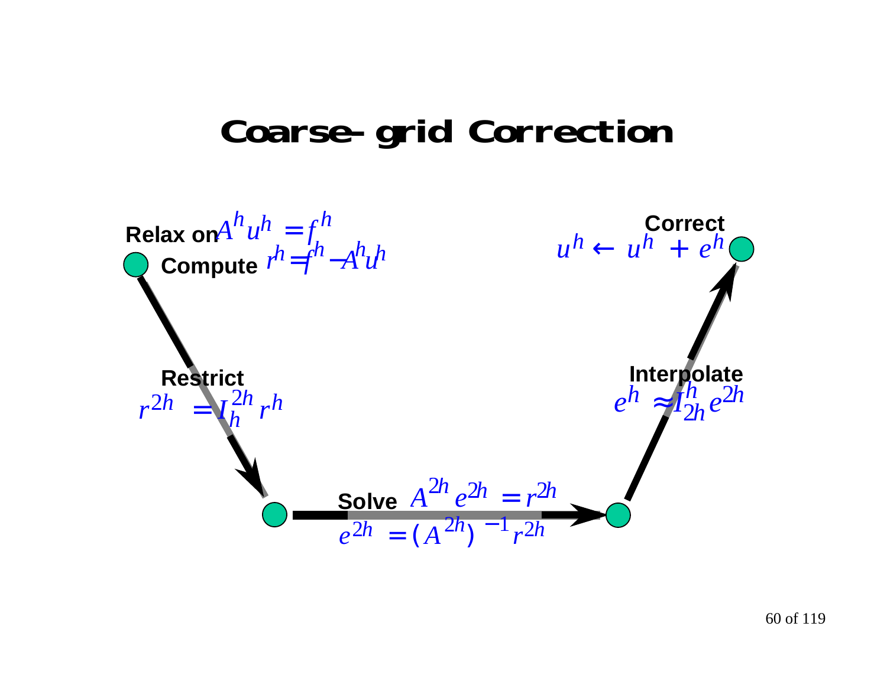# Coarse-grid Correction

**Relax on** $A^h u^h = f^h$

**Compute** $r^h = f^h - A^h u^h$

**Restrict** $r^{2h} = I_h^{2h} r^h$

**Solve** $A^{2h} e^{2h} = r^{2h}$

$e^{2h} = (A^{2h})^{-1} r^{2h}$

**Interpolate** $e^h \approx I_{2h}^h e^{2h}$

**Correct** $u^h \leftarrow u^h + e^h$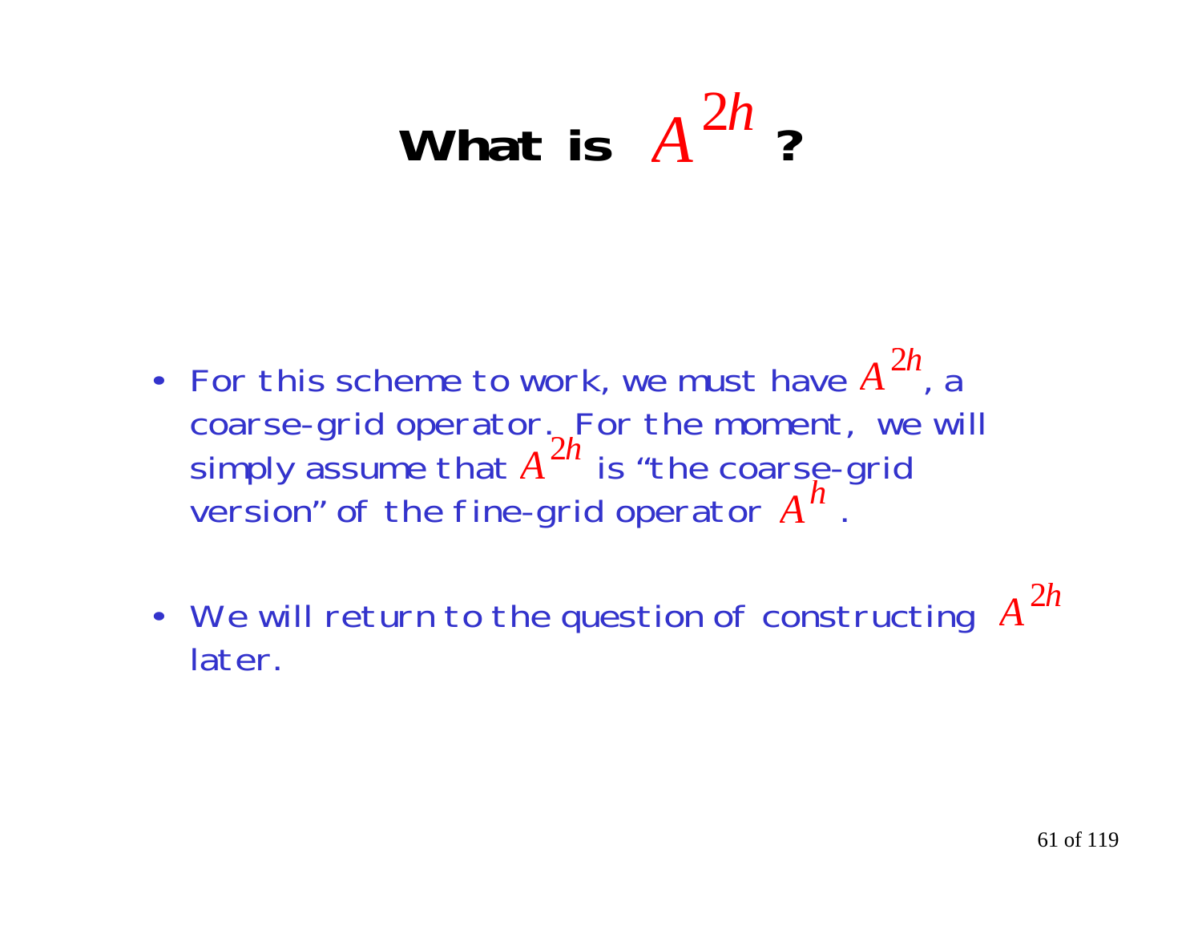# What is $A^{2h}$ ?

- For this scheme to work, we must have $A^{2h}$, a coarse-grid operator. For the moment, we will simply assume that $A^{2h}$ is "the coarse-grid version" of the fine-grid operator $A^{h}$ .
- We will return to the question of constructing $A^{2h}$ later.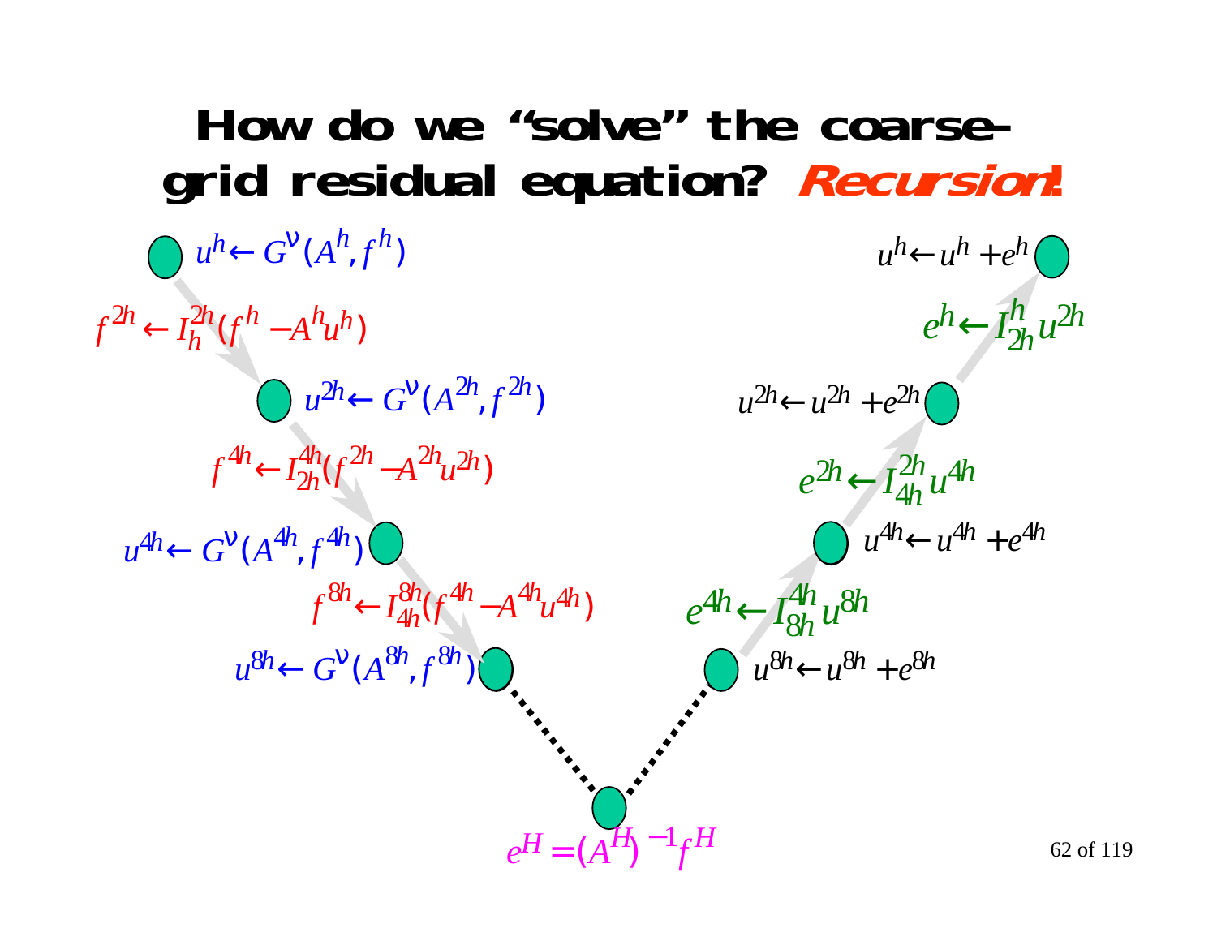# How do we "solve" the coarse-grid residual equation? *Recursion!*

$u^h \leftarrow G^\nu(A^h, f^h)$

$f^{2h} \leftarrow I_h^{2h}(f^h - A^h u^h)$

$u^{2h} \leftarrow G^\nu(A^{2h}, f^{2h})$

$f^{4h} \leftarrow I_{2h}^{4h}(f^{2h} - A^{2h} u^{2h})$

$u^{4h} \leftarrow G^\nu(A^{4h}, f^{4h})$

$f^{8h} \leftarrow I_{4h}^{8h}(f^{4h} - A^{4h} u^{4h})$

$u^{8h} \leftarrow G^\nu(A^{8h}, f^{8h})$

$e^H = (A^H)^{-1} f^H$

$u^{8h} \leftarrow u^{8h} + e^{8h}$

$e^{4h} \leftarrow I_{8h}^{4h} u^{8h}$

$u^{4h} \leftarrow u^{4h} + e^{4h}$

$e^{2h} \leftarrow I_{4h}^{2h} u^{4h}$

$u^{2h} \leftarrow u^{2h} + e^{2h}$

$e^h \leftarrow I_{2h}^h u^{2h}$

$u^h \leftarrow u^h + e^h$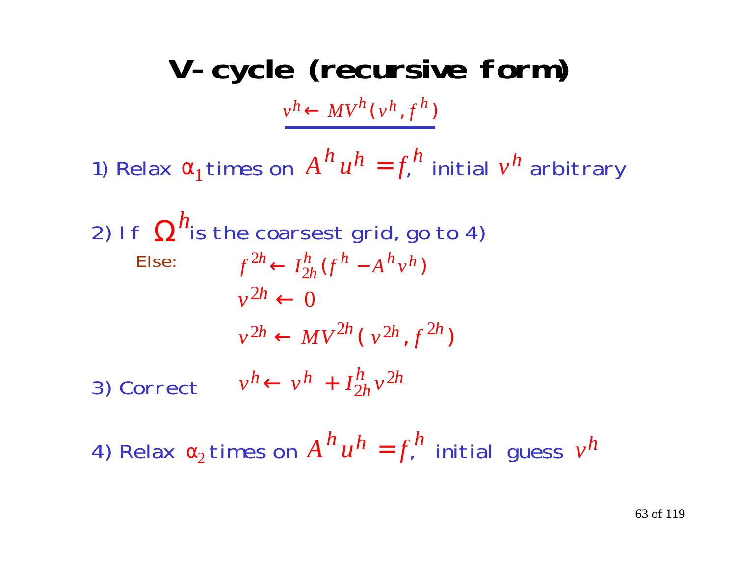# V-cycle (recursive form)

$$v^h \leftarrow MV^h(v^h, f^h)$$

1) Relax $\alpha_1$ times on $A^h u^h = f^h$, initial $v^h$ arbitrary

2) If $\Omega^h$ is the coarsest grid, go to 4)

Else:

$$f^{2h} \leftarrow I_{2h}^{h}(f^h - A^h v^h)$$

$$v^{2h} \leftarrow 0$$

$$v^{2h} \leftarrow MV^{2h}(v^{2h}, f^{2h})$$

3) Correct $\quad v^h \leftarrow v^h + I_{2h}^{h} v^{2h}$

4) Relax $\alpha_2$ times on $A^h u^h = f^h$, initial guess $v^h$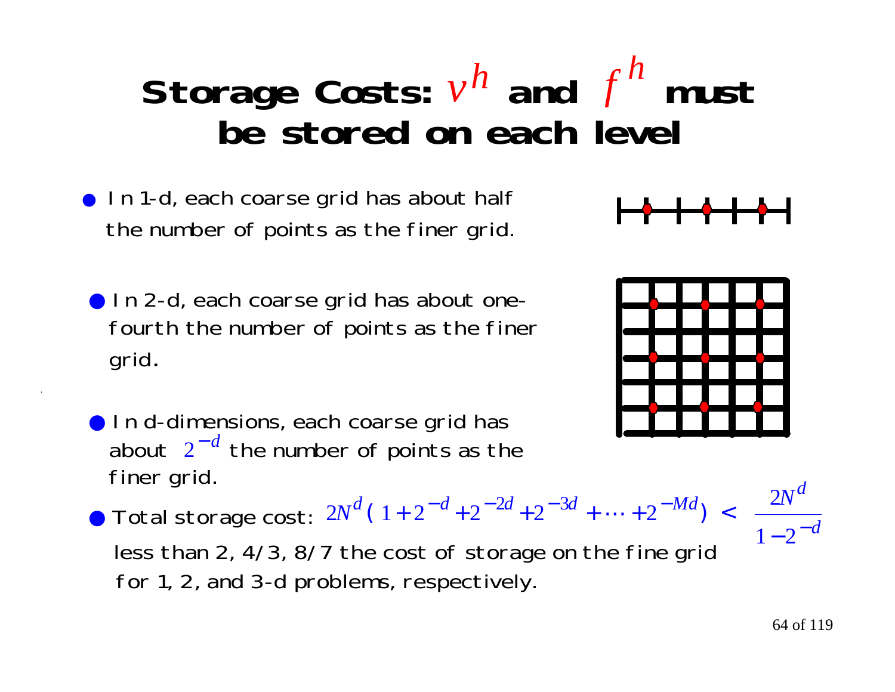# Storage Costs: $v^h$ and $f^h$ must be stored on each level

- In 1-d, each coarse grid has about half the number of points as the finer grid.
- In 2-d, each coarse grid has about one-fourth the number of points as the finer grid.
- In d-dimensions, each coarse grid has about $2^{-d}$ the number of points as the finer grid.
- Total storage cost: $2N^d\left(1 + 2^{-d} + 2^{-2d} + 2^{-3d} + \cdots + 2^{-Md}\right) < \dfrac{2N^d}{1 - 2^{-d}}$

  less than 2, 4/3, 8/7 the cost of storage on the fine grid for 1, 2, and 3-d problems, respectively.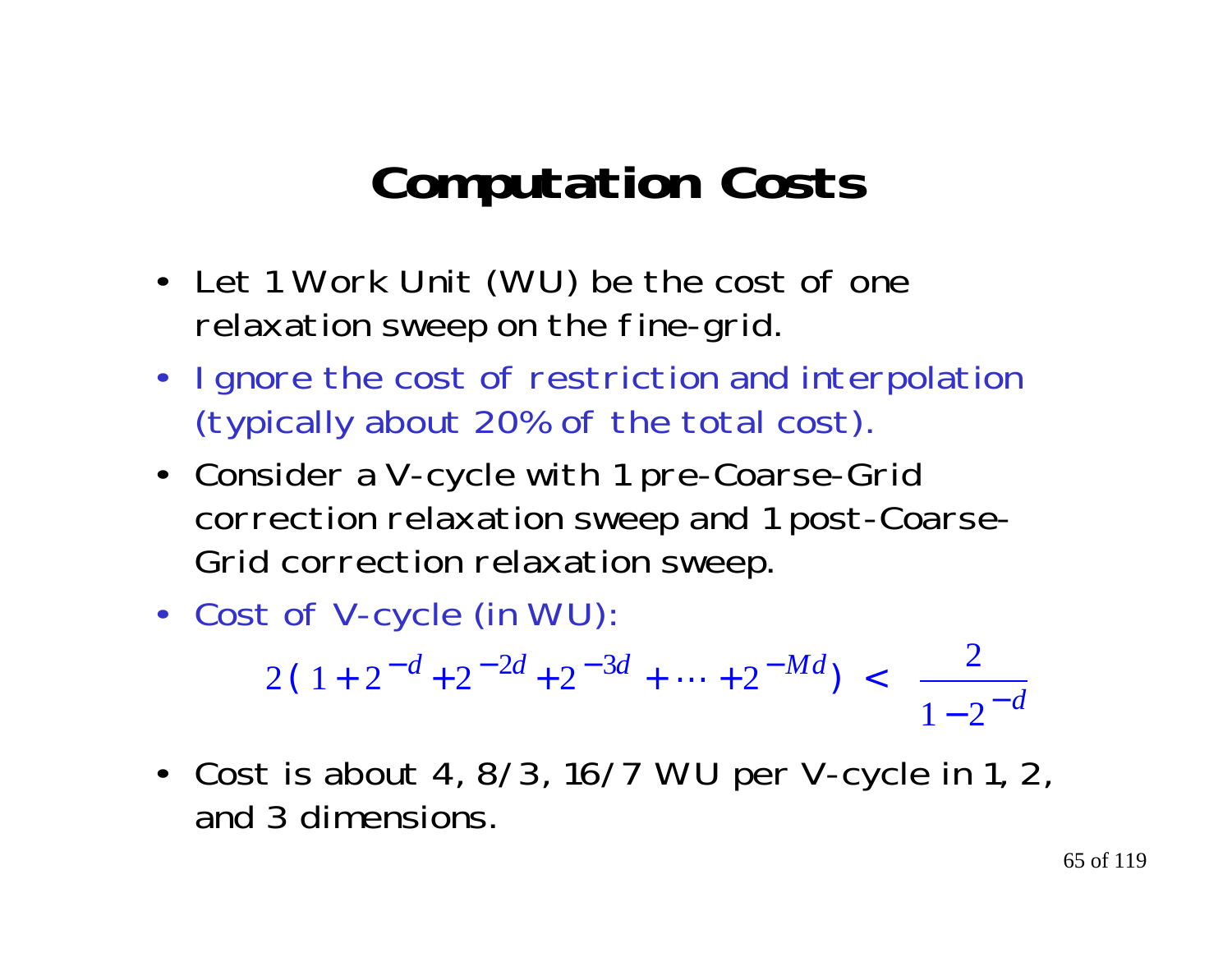# Computation Costs

- Let 1 Work Unit (WU) be the cost of one relaxation sweep on the fine-grid.
- Ignore the cost of restriction and interpolation (typically about 20% of the total cost).
- Consider a V-cycle with 1 pre-Coarse-Grid correction relaxation sweep and 1 post-Coarse-Grid correction relaxation sweep.
- Cost of V-cycle (in WU):

$$2\left(1 + 2^{-d} + 2^{-2d} + 2^{-3d} + \cdots + 2^{-Md}\right) < \frac{2}{1 - 2^{-d}}$$

- Cost is about 4, 8/3, 16/7 WU per V-cycle in 1, 2, and 3 dimensions.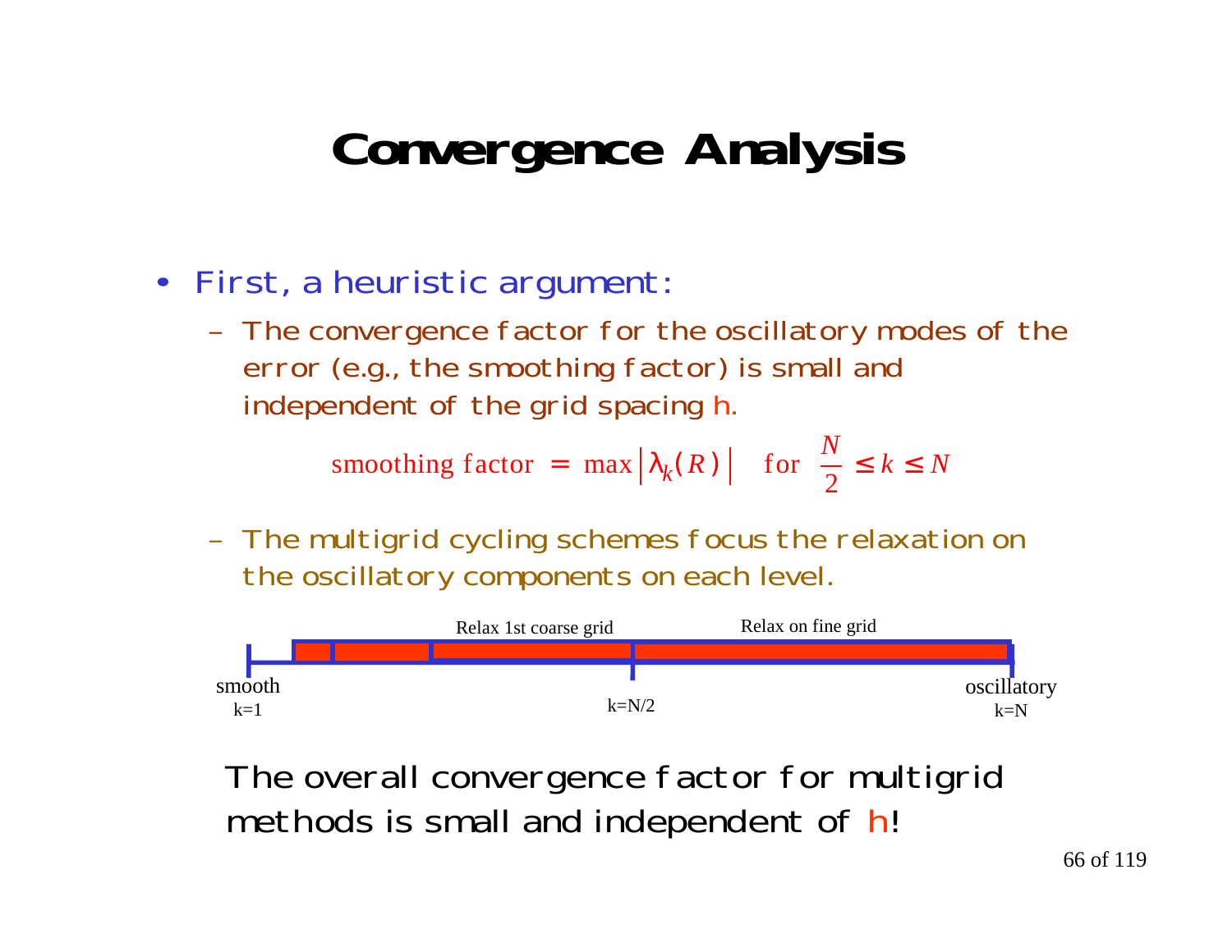# Convergence Analysis

- First, a heuristic argument:
  - The convergence factor for the oscillatory modes of the error (e.g., the smoothing factor) is small and independent of the grid spacing $h$.

$$\text{smoothing factor} = \max \left| \lambda_k(R) \right| \quad \text{for} \quad \frac{N}{2} \leq k \leq N$$

  - The multigrid cycling schemes focus the relaxation on the oscillatory components on each level.

Relax 1st coarse grid    Relax on fine grid

smooth $k=1$    $k=N/2$    oscillatory $k=N$

The overall convergence factor for multigrid methods is small and independent of $h$!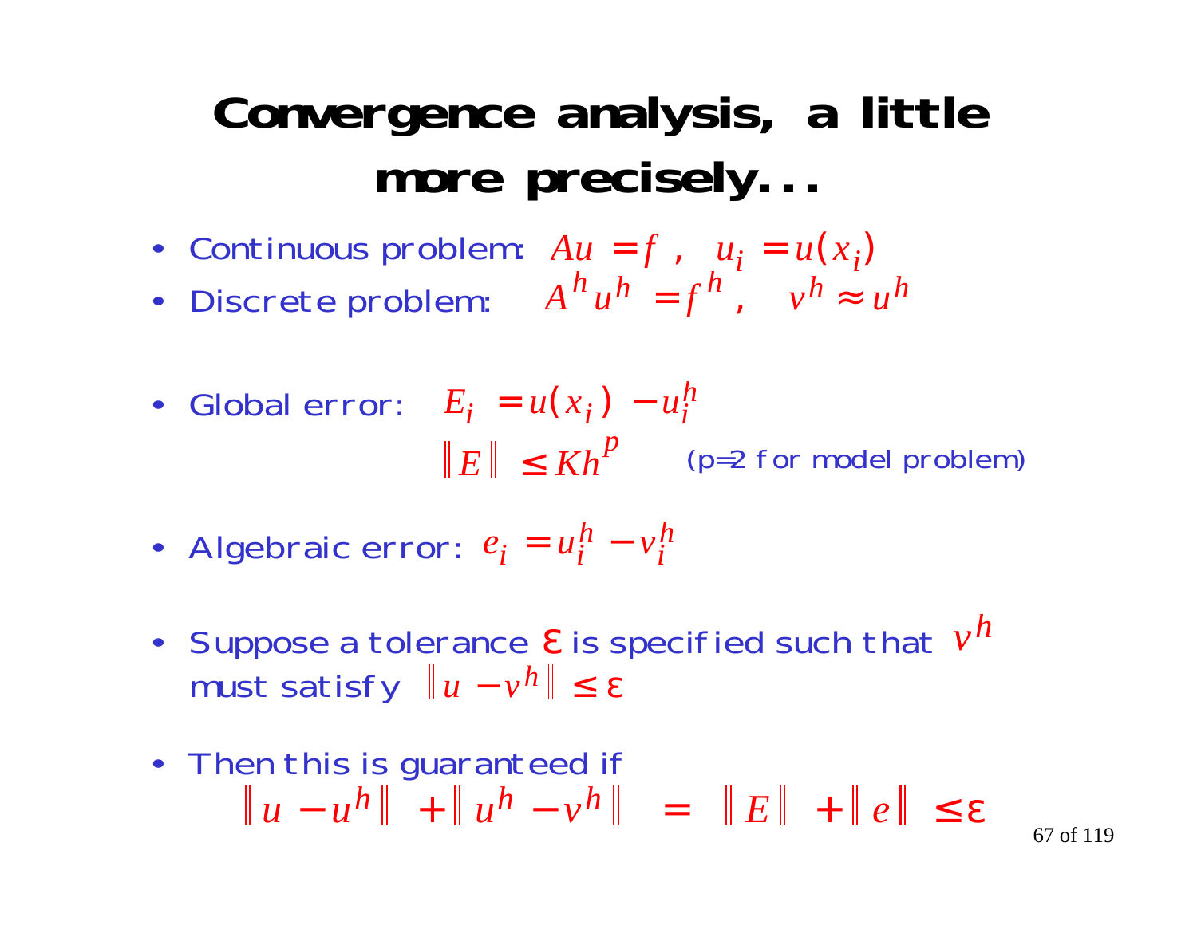# Convergence analysis, a little more precisely...

- Continuous problem: $Au = f\,, \quad u_i = u(x_i)$
- Discrete problem: $A^h u^h = f^h\,, \quad v^h \approx u^h$

- Global error: $E_i = u(x_i) - u_i^h$

  $\|E\| \le Kh^p$ (p=2 for model problem)

- Algebraic error: $e_i = u_i^h - v_i^h$

- Suppose a tolerance $\varepsilon$ is specified such that $v^h$ must satisfy $\|u - v^h\| \le \varepsilon$

- Then this is guaranteed if

  $$\|u - u^h\| + \|u^h - v^h\| = \|E\| + \|e\| \le \varepsilon$$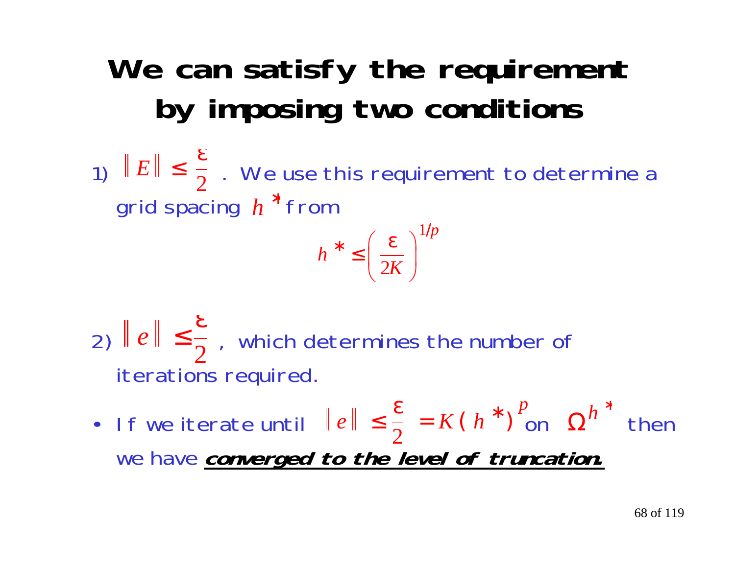# We can satisfy the requirement by imposing two conditions

1) $\| E \| \leq \frac{\varepsilon}{2}$ . We use this requirement to determine a grid spacing $h^*$ from

$$h^* \leq \left( \frac{\varepsilon}{2K} \right)^{1/p}$$

2) $\| e \| \leq \frac{\varepsilon}{2}$ , which determines the number of iterations required.

- If we iterate until $\| e \| \leq \frac{\varepsilon}{2} = K(h^*)^p$ on $\Omega^{h^*}$ then we have ***converged to the level of truncation.***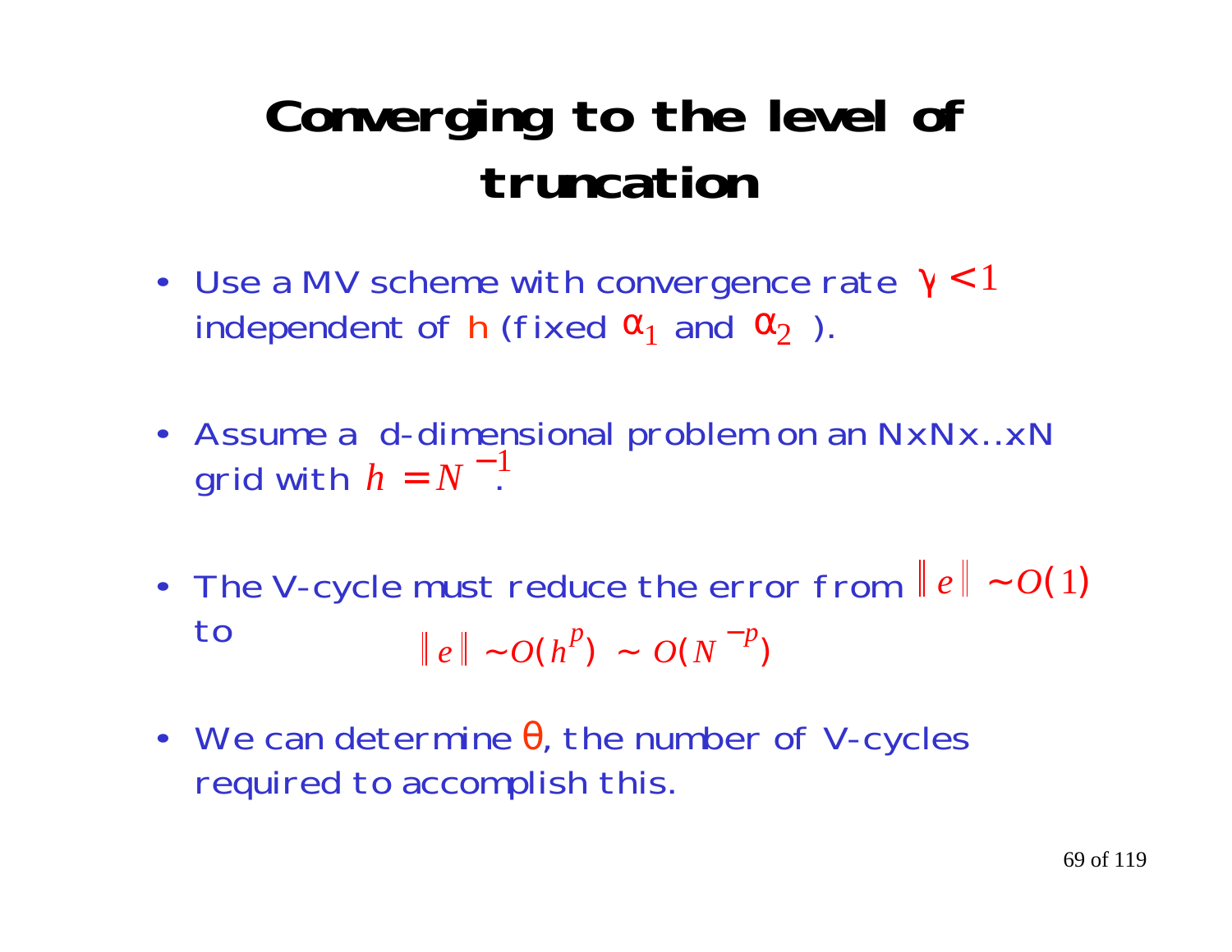# Converging to the level of truncation

- Use a MV scheme with convergence rate $\gamma < 1$ independent of $h$ (fixed $\alpha_1$ and $\alpha_2$ ).

- Assume a d-dimensional problem on an NxNx..xN grid with $h = N^{-1}$.

- The V-cycle must reduce the error from $\| e \| \sim O(1)$ to
$$\| e \| \sim O(h^p) \sim O(N^{-p})$$

- We can determine $\theta$, the number of V-cycles required to accomplish this.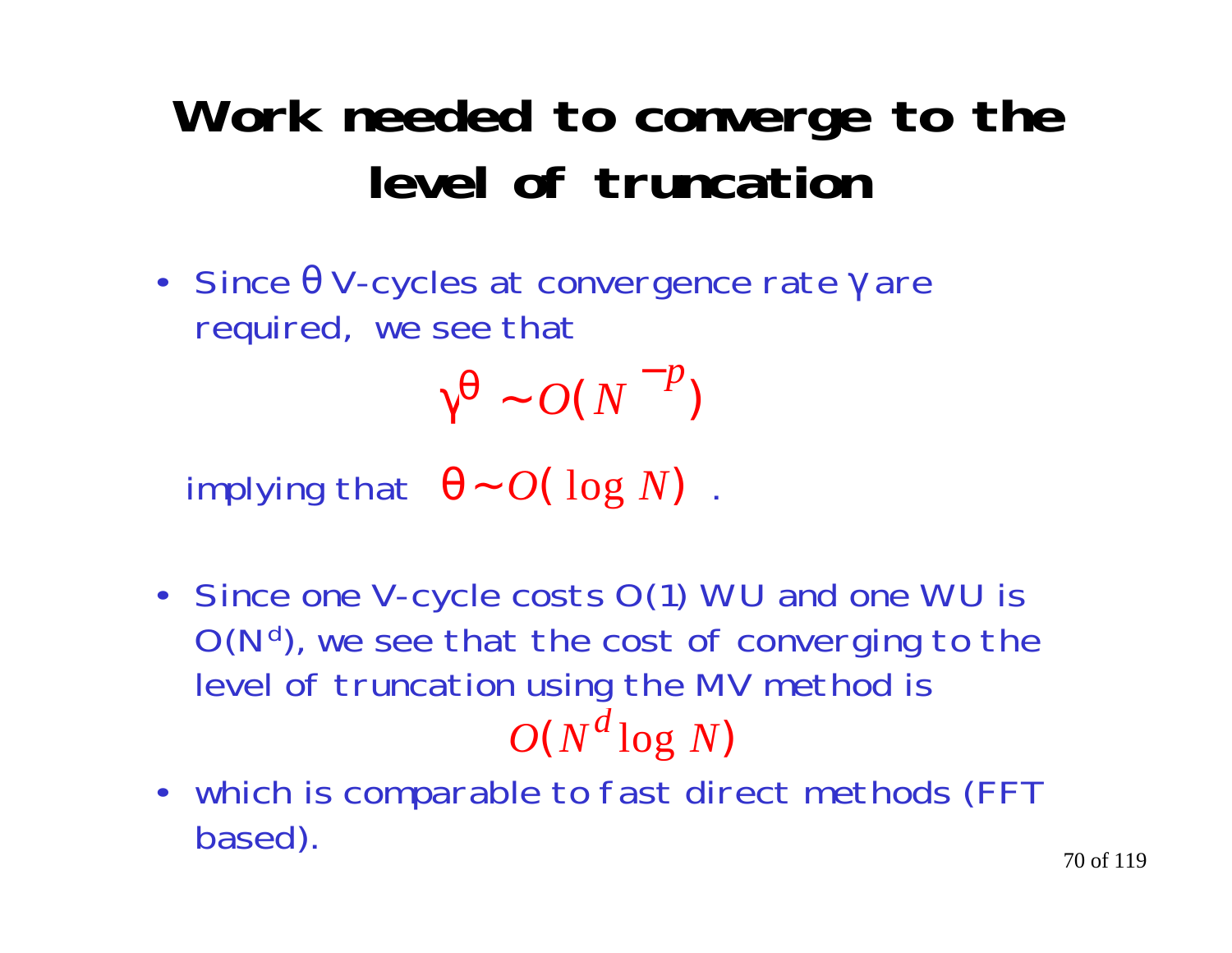# Work needed to converge to the level of truncation

- Since $\theta$ V-cycles at convergence rate $\gamma$ are required, we see that

$$\gamma^{\theta} \sim O(N^{-p})$$

implying that $\theta \sim O(\log N)$ .

- Since one V-cycle costs O(1) WU and one WU is $O(N^d)$, we see that the cost of converging to the level of truncation using the MV method is

$$O(N^d \log N)$$

- which is comparable to fast direct methods (FFT based).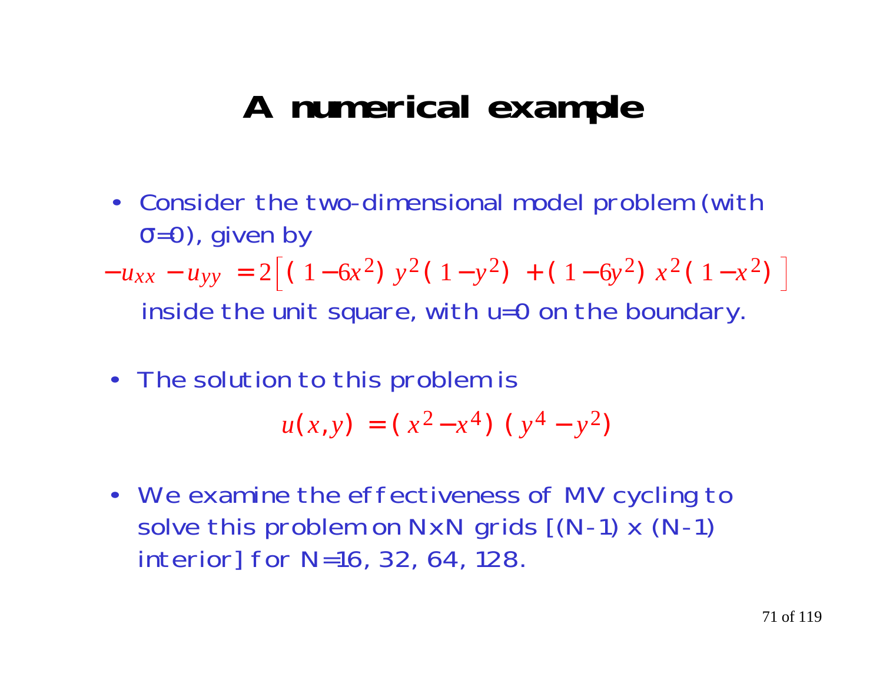# A numerical example

- Consider the two-dimensional model problem (with $\sigma=0$), given by

$$-u_{xx} - u_{yy} = 2\left[ (1-6x^2)\, y^2 (1-y^2) + (1-6y^2)\, x^2 (1-x^2) \right]$$

  inside the unit square, with u=0 on the boundary.

- The solution to this problem is

$$u(x,y) = (x^2 - x^4)(y^4 - y^2)$$

- We examine the effectiveness of MV cycling to solve this problem on NxN grids [(N-1) x (N-1) interior] for N=16, 32, 64, 128.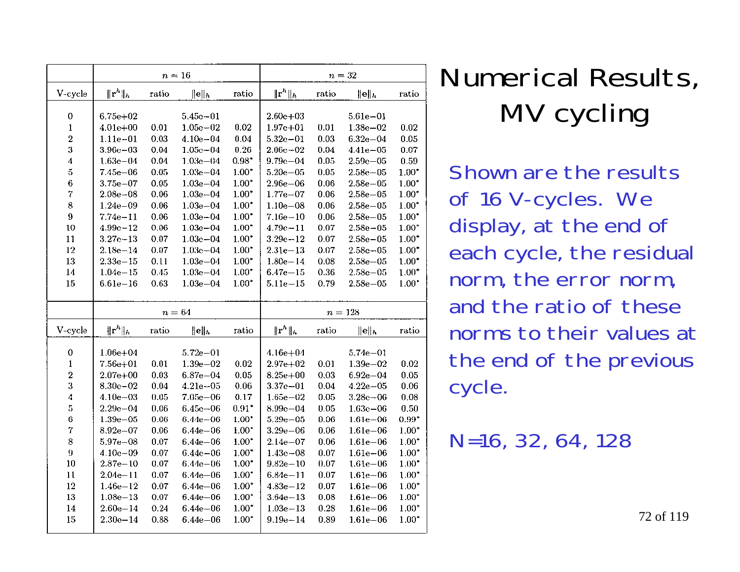# Numerical Results, MV cycling

Shown are the results of 16 V-cycles. We display, at the end of each cycle, the residual norm, the error norm, and the ratio of these norms to their values at the end of the previous cycle.

N=16, 32, 64, 128

| | $n = 16$ | | | | $n = 32$ | | | |
|---|---|---|---|---|---|---|---|---|
| V-cycle | $\|\mathbf{r}^h\|_h$ | ratio | $\|\mathbf{e}\|_h$ | ratio | $\|\mathbf{r}^h\|_h$ | ratio | $\|\mathbf{e}\|_h$ | ratio |
| 0 | 6.75e+02 | | 5.45e−01 | | 2.60e+03 | | 5.61e−01 | |
| 1 | 4.01e+00 | 0.01 | 1.05e−02 | 0.02 | 1.97e+01 | 0.01 | 1.38e−02 | 0.02 |
| 2 | 1.11e−01 | 0.03 | 4.10e−04 | 0.04 | 5.32e−01 | 0.03 | 6.32e−04 | 0.05 |
| 3 | 3.96e−03 | 0.04 | 1.05e−04 | 0.26 | 2.06e−02 | 0.04 | 4.41e−05 | 0.07 |
| 4 | 1.63e−04 | 0.04 | 1.03e−04 | 0.98* | 9.79e−04 | 0.05 | 2.59e−05 | 0.59 |
| 5 | 7.45e−06 | 0.05 | 1.03e−04 | 1.00* | 5.20e−05 | 0.05 | 2.58e−05 | 1.00* |
| 6 | 3.75e−07 | 0.05 | 1.03e−04 | 1.00* | 2.96e−06 | 0.06 | 2.58e−05 | 1.00* |
| 7 | 2.08e−08 | 0.06 | 1.03e−04 | 1.00* | 1.77e−07 | 0.06 | 2.58e−05 | 1.00* |
| 8 | 1.24e−09 | 0.06 | 1.03e−04 | 1.00* | 1.10e−08 | 0.06 | 2.58e−05 | 1.00* |
| 9 | 7.74e−11 | 0.06 | 1.03e−04 | 1.00* | 7.16e−10 | 0.06 | 2.58e−05 | 1.00* |
| 10 | 4.99e−12 | 0.06 | 1.03e−04 | 1.00* | 4.79e−11 | 0.07 | 2.58e−05 | 1.00* |
| 11 | 3.27e−13 | 0.07 | 1.03e−04 | 1.00* | 3.29e−12 | 0.07 | 2.58e−05 | 1.00* |
| 12 | 2.18e−14 | 0.07 | 1.03e−04 | 1.00* | 2.31e−13 | 0.07 | 2.58e−05 | 1.00* |
| 13 | 2.33e−15 | 0.11 | 1.03e−04 | 1.00* | 1.80e−14 | 0.08 | 2.58e−05 | 1.00* |
| 14 | 1.04e−15 | 0.45 | 1.03e−04 | 1.00* | 6.47e−15 | 0.36 | 2.58e−05 | 1.00* |
| 15 | 6.61e−16 | 0.63 | 1.03e−04 | 1.00* | 5.11e−15 | 0.79 | 2.58e−05 | 1.00* |

| | $n = 64$ | | | | $n = 128$ | | | |
|---|---|---|---|---|---|---|---|---|
| V-cycle | $\|\mathbf{r}^h\|_h$ | ratio | $\|\mathbf{e}\|_h$ | ratio | $\|\mathbf{r}^h\|_h$ | ratio | $\|\mathbf{e}\|_h$ | ratio |
| 0 | 1.06e+04 | | 5.72e−01 | | 4.16e+04 | | 5.74e−01 | |
| 1 | 7.56e+01 | 0.01 | 1.39e−02 | 0.02 | 2.97e+02 | 0.01 | 1.39e−02 | 0.02 |
| 2 | 2.07e+00 | 0.03 | 6.87e−04 | 0.05 | 8.25e+00 | 0.03 | 6.92e−04 | 0.05 |
| 3 | 8.30e−02 | 0.04 | 4.21e−05 | 0.06 | 3.37e−01 | 0.04 | 4.22e−05 | 0.06 |
| 4 | 4.10e−03 | 0.05 | 7.05e−06 | 0.17 | 1.65e−02 | 0.05 | 3.28e−06 | 0.08 |
| 5 | 2.29e−04 | 0.06 | 6.45e−06 | 0.91* | 8.99e−04 | 0.05 | 1.63e−06 | 0.50 |
| 6 | 1.39e−05 | 0.06 | 6.44e−06 | 1.00* | 5.29e−05 | 0.06 | 1.61e−06 | 0.99* |
| 7 | 8.92e−07 | 0.06 | 6.44e−06 | 1.00* | 3.29e−06 | 0.06 | 1.61e−06 | 1.00* |
| 8 | 5.97e−08 | 0.07 | 6.44e−06 | 1.00* | 2.14e−07 | 0.06 | 1.61e−06 | 1.00* |
| 9 | 4.10e−09 | 0.07 | 6.44e−06 | 1.00* | 1.43e−08 | 0.07 | 1.61e−06 | 1.00* |
| 10 | 2.87e−10 | 0.07 | 6.44e−06 | 1.00* | 9.82e−10 | 0.07 | 1.61e−06 | 1.00* |
| 11 | 2.04e−11 | 0.07 | 6.44e−06 | 1.00* | 6.84e−11 | 0.07 | 1.61e−06 | 1.00* |
| 12 | 1.46e−12 | 0.07 | 6.44e−06 | 1.00* | 4.83e−12 | 0.07 | 1.61e−06 | 1.00* |
| 13 | 1.08e−13 | 0.07 | 6.44e−06 | 1.00* | 3.64e−13 | 0.08 | 1.61e−06 | 1.00* |
| 14 | 2.60e−14 | 0.24 | 6.44e−06 | 1.00* | 1.03e−13 | 0.28 | 1.61e−06 | 1.00* |
| 15 | 2.30e−14 | 0.88 | 6.44e−06 | 1.00* | 9.19e−14 | 0.89 | 1.61e−06 | 1.00* |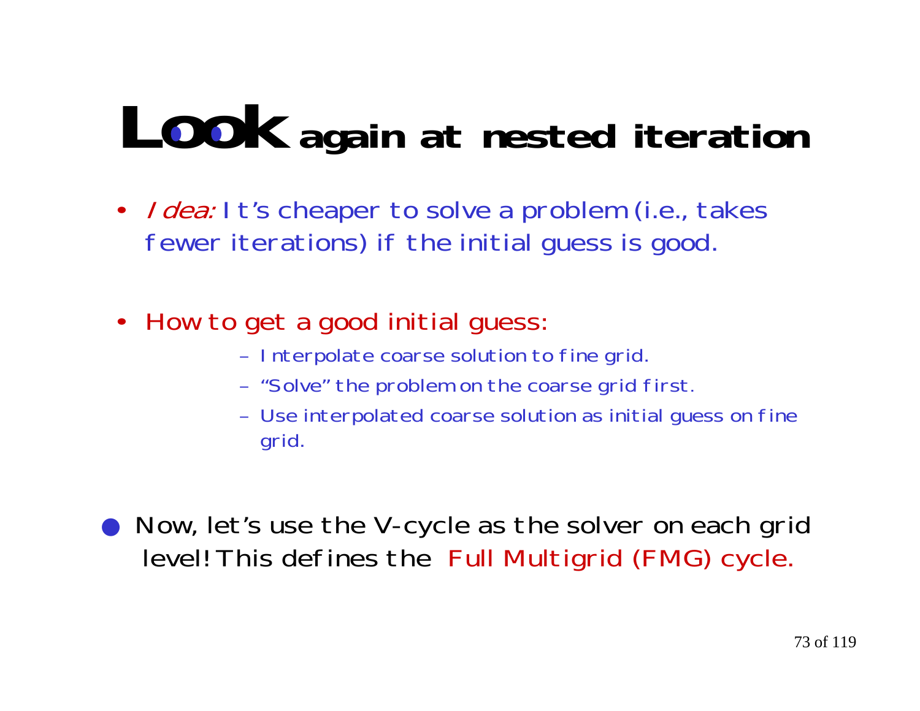# Look again at nested iteration

- *Idea:* It's cheaper to solve a problem (i.e., takes fewer iterations) if the initial guess is good.

- How to get a good initial guess:
  - Interpolate coarse solution to fine grid.
  - "Solve" the problem on the coarse grid first.
  - Use interpolated coarse solution as initial guess on fine grid.

- Now, let's use the V-cycle as the solver on each grid level! This defines the Full Multigrid (FMG) cycle.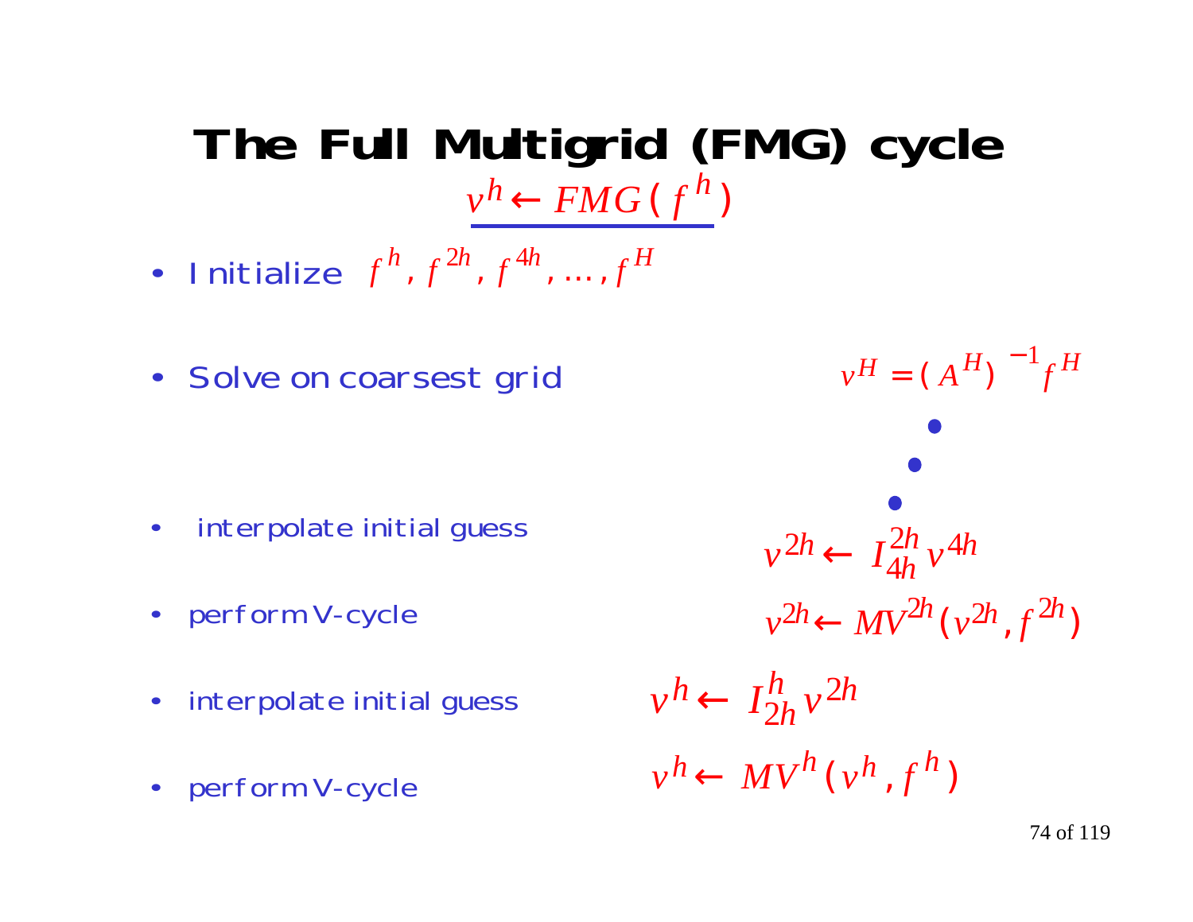# The Full Multigrid (FMG) cycle

$$v^h \leftarrow FMG(f^h)$$

- Initialize $f^h, f^{2h}, f^{4h}, \ldots, f^H$

- Solve on coarsest grid $\quad v^H = (A^H)^{-1} f^H$

$$\vdots$$

- interpolate initial guess $\quad v^{2h} \leftarrow I_{4h}^{2h} v^{4h}$

- perform V-cycle $\quad v^{2h} \leftarrow MV^{2h}(v^{2h}, f^{2h})$

- interpolate initial guess $\quad v^h \leftarrow I_{2h}^{h} v^{2h}$

- perform V-cycle $\quad v^h \leftarrow MV^h(v^h, f^h)$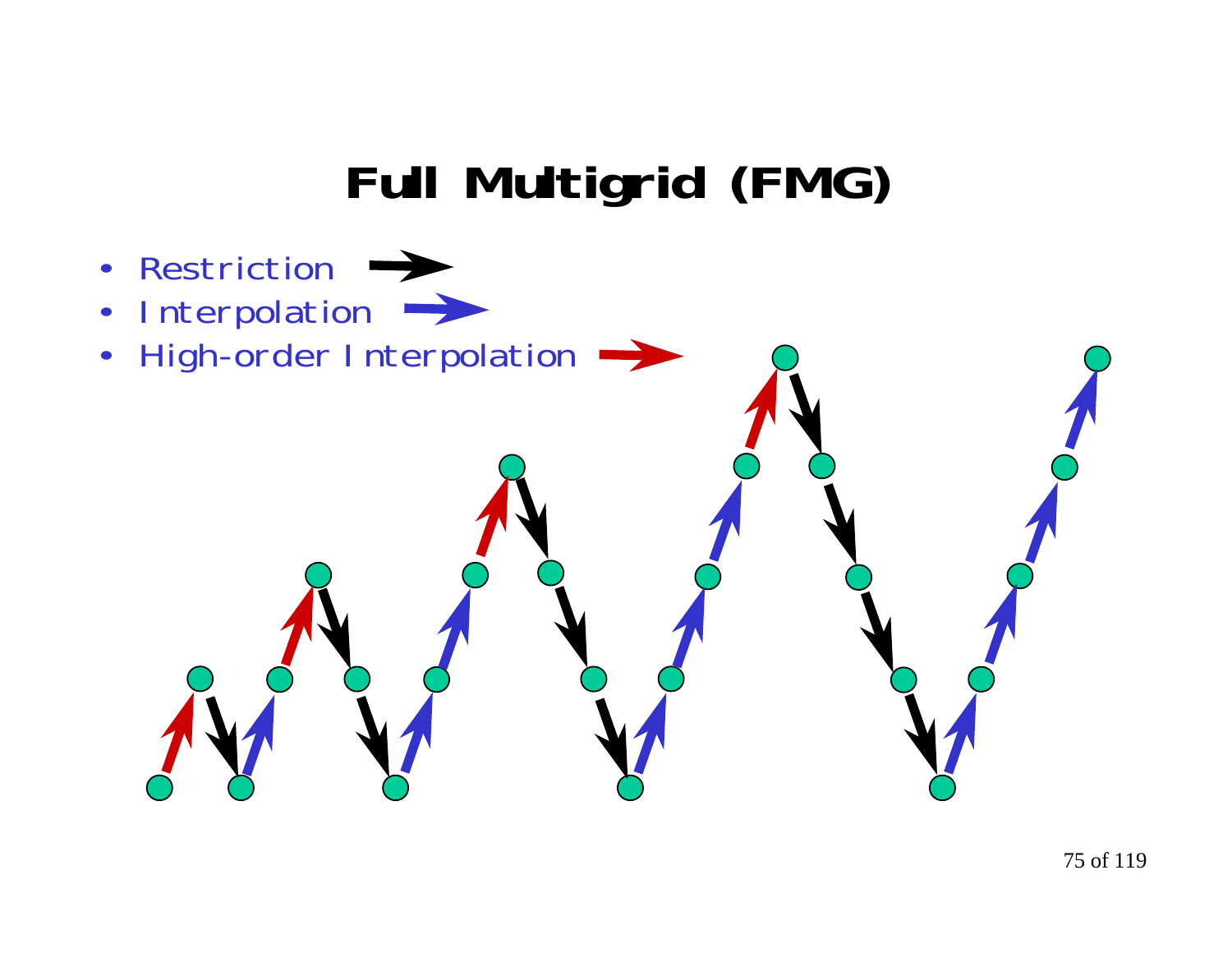# Full Multigrid (FMG)

- Restriction
- Interpolation
- High-order Interpolation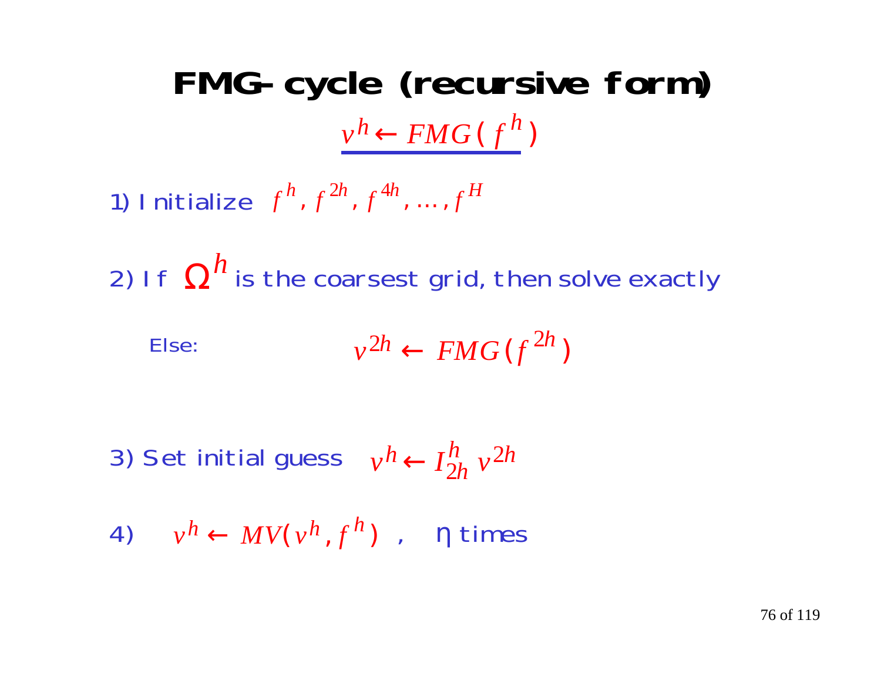# FMG-cycle (recursive form)

$$v^h \leftarrow FMG(f^h)$$

1) Initialize $f^h, f^{2h}, f^{4h}, \ldots, f^H$

2) If $\Omega^h$ is the coarsest grid, then solve exactly

Else: $v^{2h} \leftarrow FMG(f^{2h})$

3) Set initial guess $v^h \leftarrow I_{2h}^h v^{2h}$

4) $v^h \leftarrow MV(v^h, f^h)$ , $\eta$ times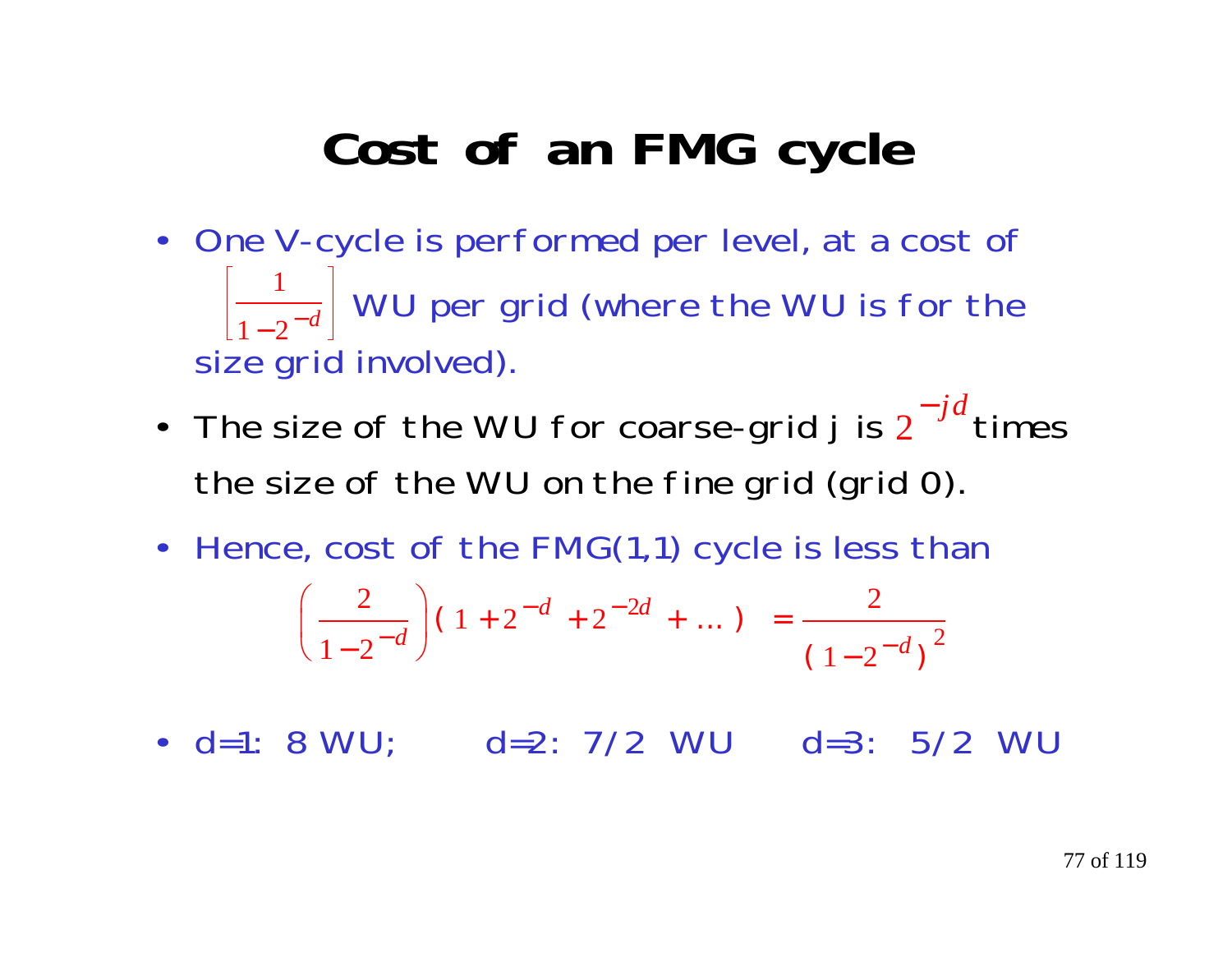# Cost of an FMG cycle

- One V-cycle is performed per level, at a cost of $\left[\frac{1}{1-2^{-d}}\right]$ WU per grid (where the WU is for the size grid involved).
- The size of the WU for coarse-grid j is $2^{-jd}$ times the size of the WU on the fine grid (grid 0).
- Hence, cost of the FMG(1,1) cycle is less than

$$\left(\frac{2}{1-2^{-d}}\right)\left(1+2^{-d}+2^{-2d}+\ldots\right) = \frac{2}{\left(1-2^{-d}\right)^{2}}$$

- d=1: 8 WU; d=2: 7/2 WU d=3: 5/2 WU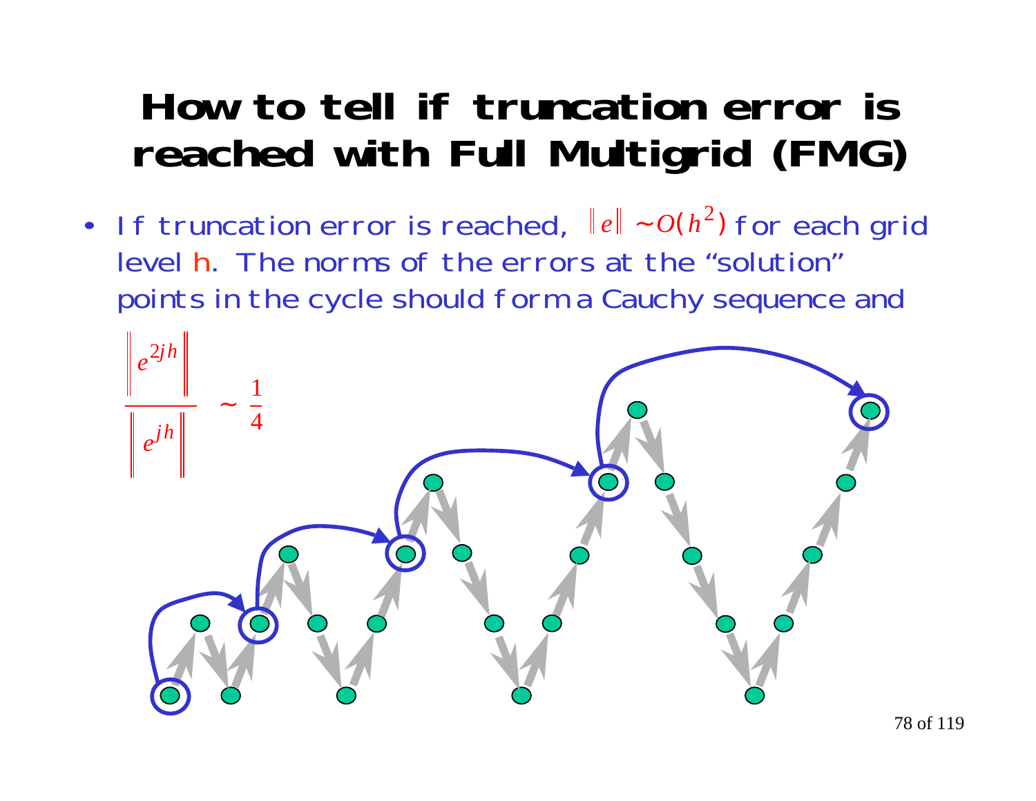# How to tell if truncation error is reached with Full Multigrid (FMG)

- If truncation error is reached, $\|e\| \sim O(h^2)$ for each grid level h. The norms of the errors at the "solution" points in the cycle should form a Cauchy sequence and

$$\frac{\left\| e^{2jh} \right\|}{\left\| e^{jh} \right\|} \sim \frac{1}{4}$$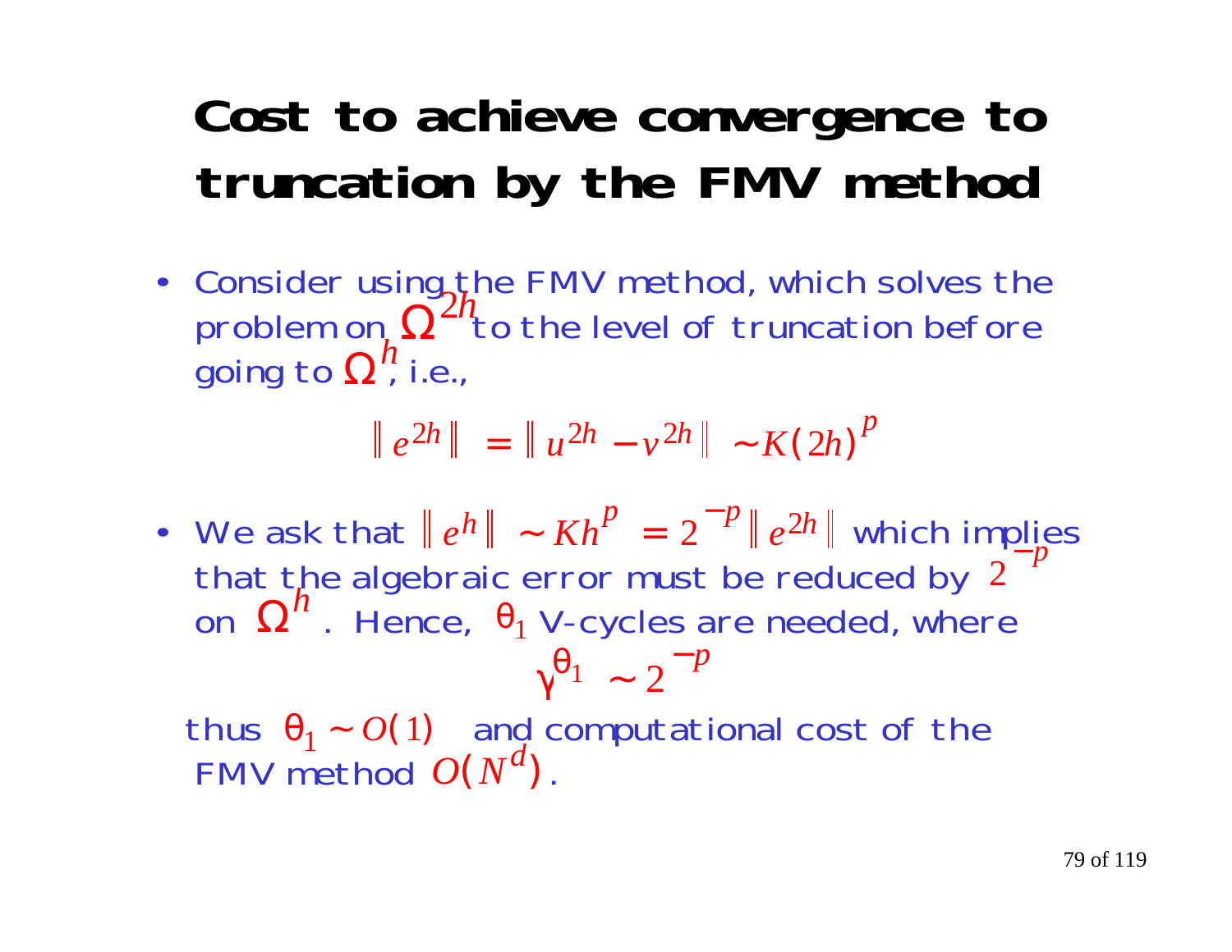# Cost to achieve convergence to truncation by the FMV method

- Consider using the FMV method, which solves the problem on $\Omega^{2h}$ to the level of truncation before going to $\Omega^{h}$, i.e.,

$$\| e^{2h} \| = \| u^{2h} - v^{2h} \| \sim K(2h)^{p}$$

- We ask that $\| e^{h} \| \sim Kh^{p} = 2^{-p} \| e^{2h} \|$ which implies that the algebraic error must be reduced by $2^{-p}$ on $\Omega^{h}$. Hence, $\theta_1$ V-cycles are needed, where

$$\gamma^{\theta_1} \sim 2^{-p}$$

thus $\theta_1 \sim O(1)$ and computational cost of the FMV method $O(N^{d})$.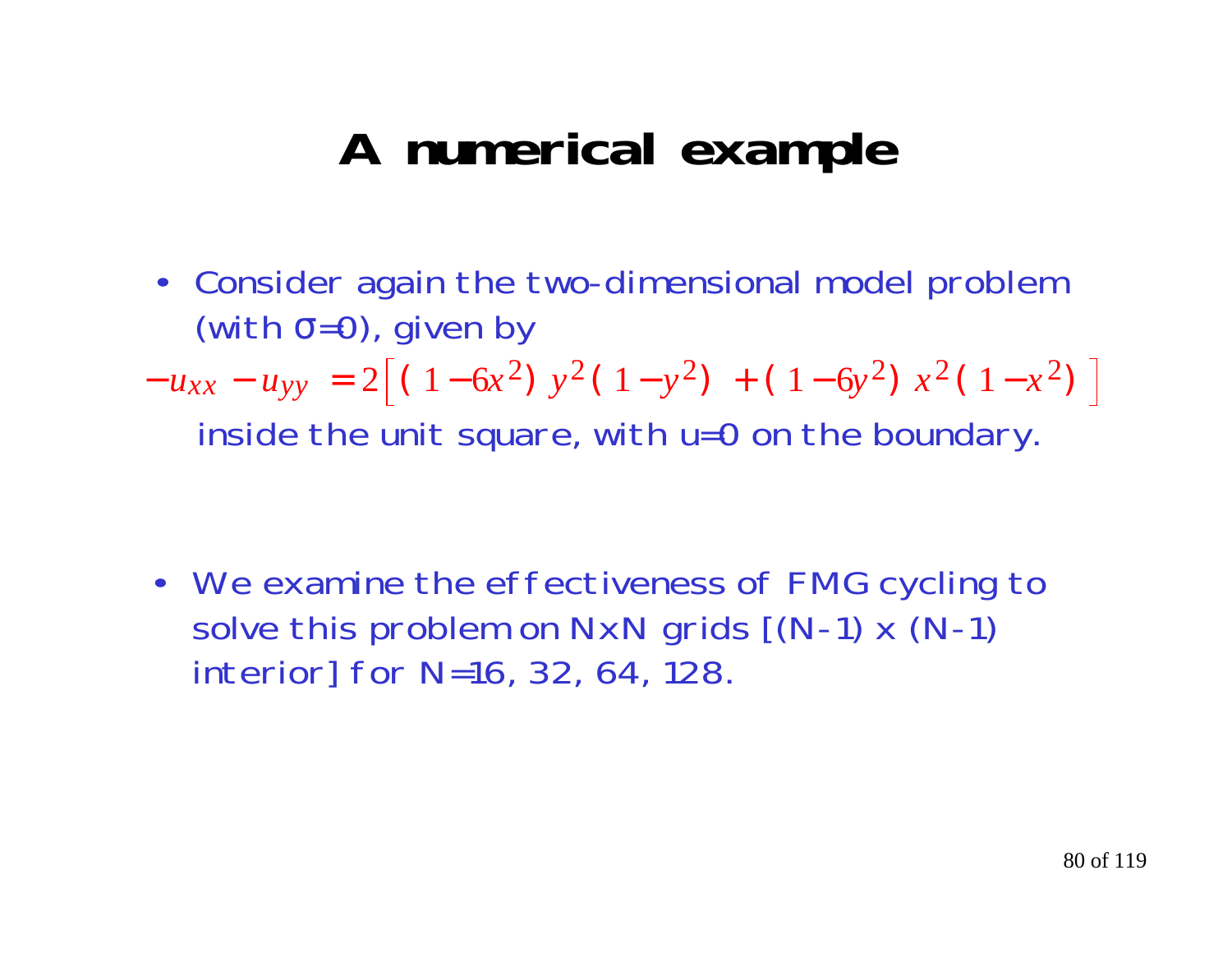# A numerical example

- Consider again the two-dimensional model problem (with $\sigma=0$), given by

$$-u_{xx} - u_{yy} = 2\left[ (1-6x^2)\, y^2 (1-y^2) + (1-6y^2)\, x^2 (1-x^2) \right]$$

  inside the unit square, with u=0 on the boundary.

- We examine the effectiveness of FMG cycling to solve this problem on NxN grids [(N-1) x (N-1) interior] for N=16, 32, 64, 128.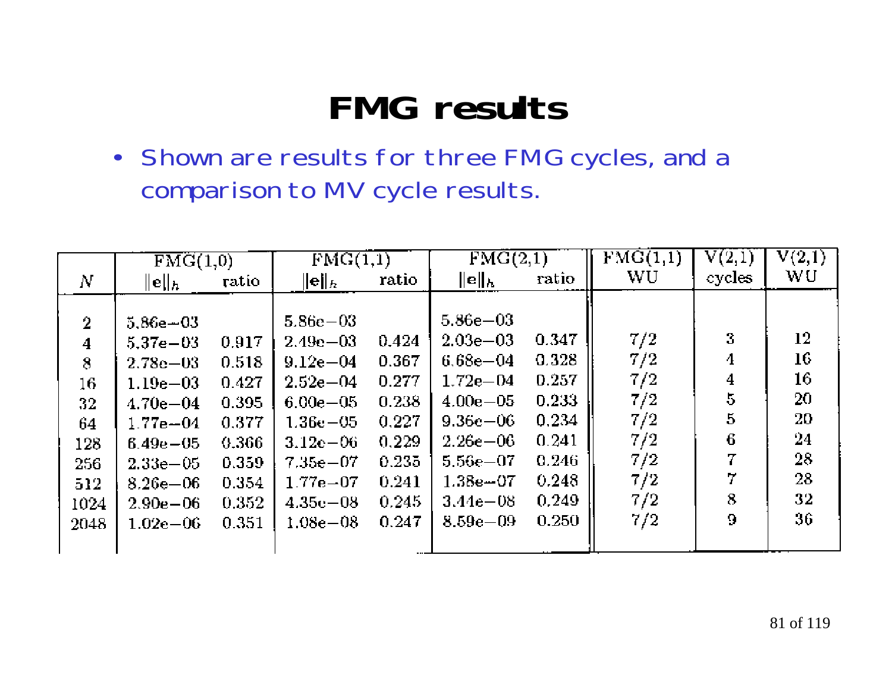# FMG results

- Shown are results for three FMG cycles, and a comparison to MV cycle results.

| | FMG(1,0) | | FMG(1,1) | | FMG(2,1) | | FMG(1,1) | V(2,1) | V(2,1) |
|---|---|---|---|---|---|---|---|---|---|
| $N$ | $\|\mathbf{e}\|_h$ | ratio | $\|\mathbf{e}\|_h$ | ratio | $\|\mathbf{e}\|_h$ | ratio | WU | cycles | WU |
| 2 | 5.86e−03 | | 5.86e−03 | | 5.86e−03 | | | | |
| 4 | 5.37e−03 | 0.917 | 2.49e−03 | 0.424 | 2.03e−03 | 0.347 | 7/2 | 3 | 12 |
| 8 | 2.78e−03 | 0.518 | 9.12e−04 | 0.367 | 6.68e−04 | 0.328 | 7/2 | 4 | 16 |
| 16 | 1.19e−03 | 0.427 | 2.52e−04 | 0.277 | 1.72e−04 | 0.257 | 7/2 | 4 | 16 |
| 32 | 4.70e−04 | 0.395 | 6.00e−05 | 0.238 | 4.00e−05 | 0.233 | 7/2 | 5 | 20 |
| 64 | 1.77e−04 | 0.377 | 1.36e−05 | 0.227 | 9.36e−06 | 0.234 | 7/2 | 5 | 20 |
| 128 | 6.49e−05 | 0.366 | 3.12e−06 | 0.229 | 2.26e−06 | 0.241 | 7/2 | 6 | 24 |
| 256 | 2.33e−05 | 0.359 | 7.35e−07 | 0.235 | 5.56e−07 | 0.246 | 7/2 | 7 | 28 |
| 512 | 8.26e−06 | 0.354 | 1.77e−07 | 0.241 | 1.38e−07 | 0.248 | 7/2 | 7 | 28 |
| 1024 | 2.90e−06 | 0.352 | 4.35e−08 | 0.245 | 3.44e−08 | 0.249 | 7/2 | 8 | 32 |
| 2048 | 1.02e−06 | 0.351 | 1.08e−08 | 0.247 | 8.59e−09 | 0.250 | 7/2 | 9 | 36 |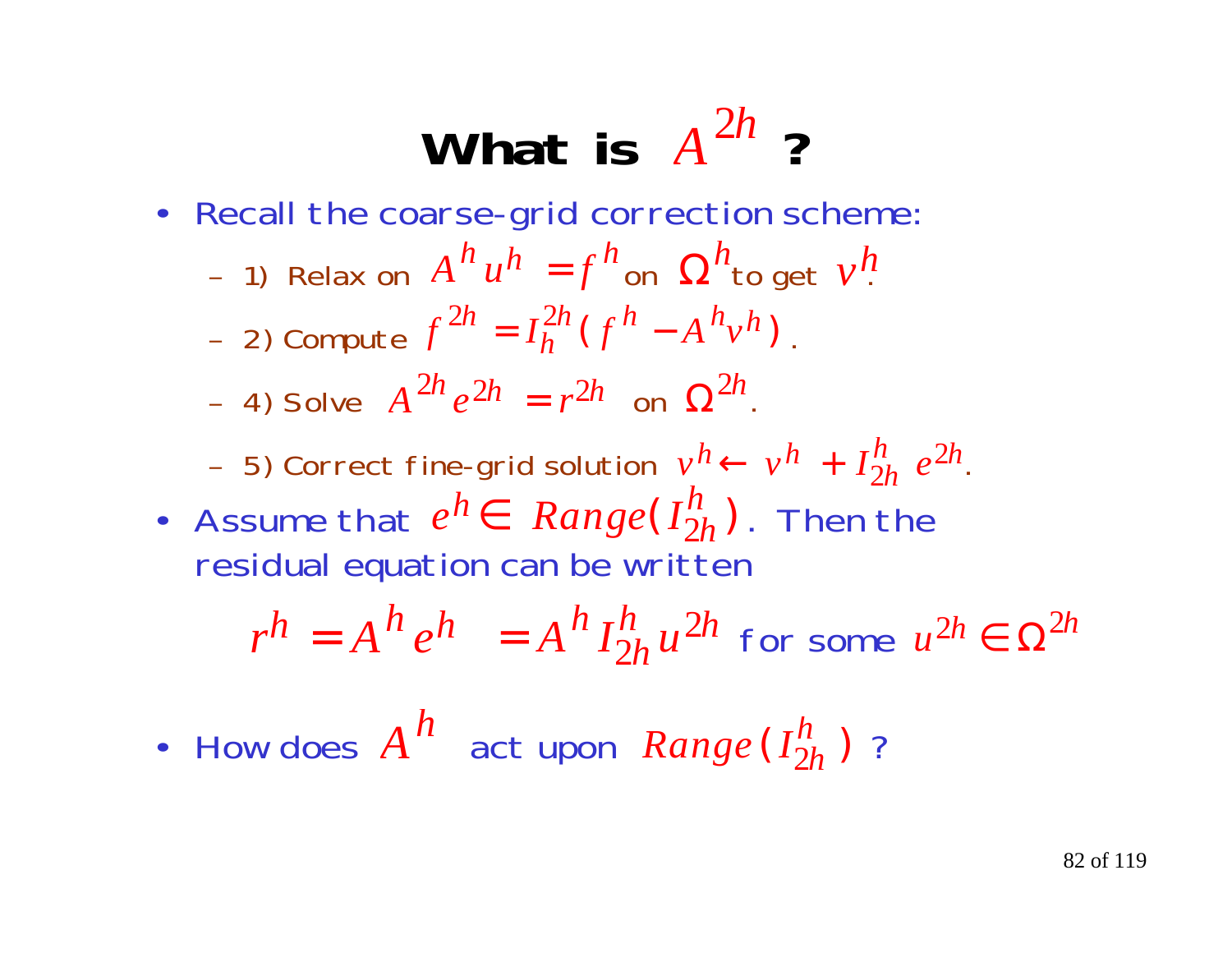# What is $A^{2h}$ ?

- Recall the coarse-grid correction scheme:
  - 1) Relax on $A^h u^h = f^h$ on $\Omega^h$ to get $v^h$.
  - 2) Compute $f^{2h} = I_h^{2h}(f^h - A^h v^h)$.
  - 4) Solve $A^{2h} e^{2h} = r^{2h}$ on $\Omega^{2h}$.
  - 5) Correct fine-grid solution $v^h \leftarrow v^h + I_{2h}^h e^{2h}$.
- Assume that $e^h \in Range(I_{2h}^h)$. Then the residual equation can be written

$$r^h = A^h e^h = A^h I_{2h}^h u^{2h} \text{ for some } u^{2h} \in \Omega^{2h}$$

- How does $A^h$ act upon $Range(I_{2h}^h)$ ?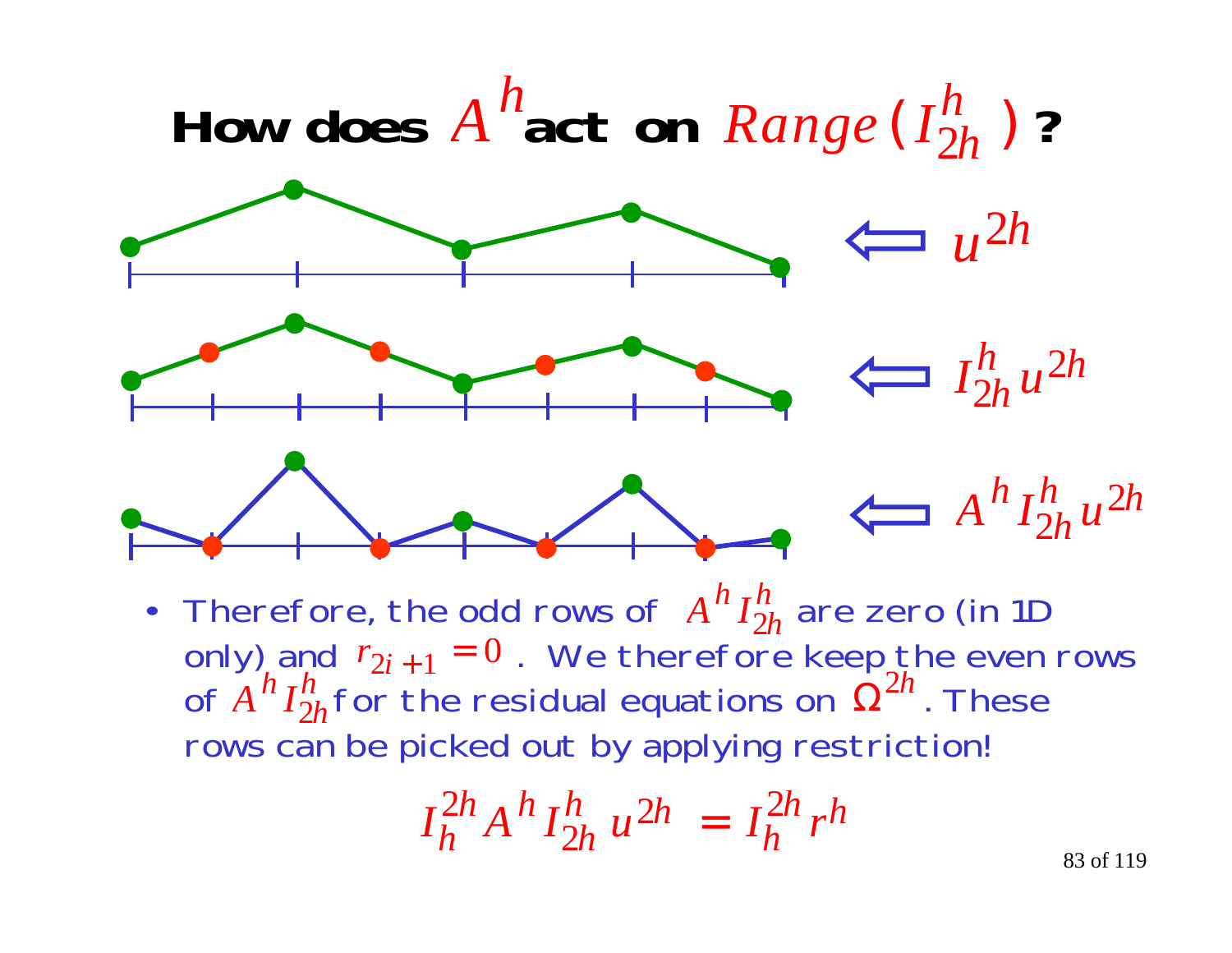# How does $A^h$ act on $Range(I_{2h}^h)$?

$\Leftarrow u^{2h}$

$\Leftarrow I_{2h}^h u^{2h}$

$\Leftarrow A^h I_{2h}^h u^{2h}$

- Therefore, the odd rows of $A^h I_{2h}^h$ are zero (in 1D only) and $r_{2i+1} = 0$ . We therefore keep the even rows of $A^h I_{2h}^h$ for the residual equations on $\Omega^{2h}$. These rows can be picked out by applying restriction!

$$I_h^{2h} A^h I_{2h}^h u^{2h} = I_h^{2h} r^h$$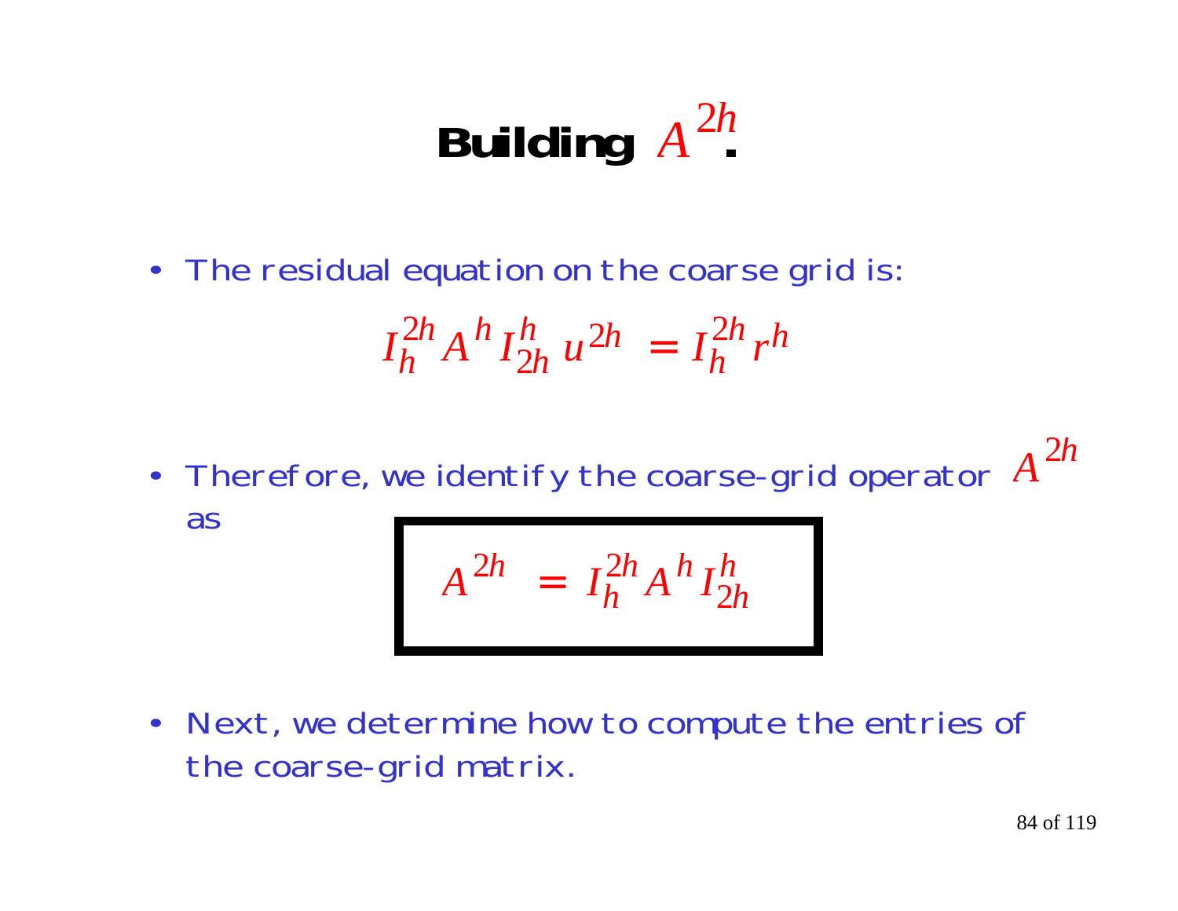# Building $A^{2h}$.

- The residual equation on the coarse grid is:

$$I_h^{2h} A^h I_{2h}^h u^{2h} = I_h^{2h} r^h$$

- Therefore, we identify the coarse-grid operator $A^{2h}$ as

$$\boxed{A^{2h} = I_h^{2h} A^h I_{2h}^h}$$

- Next, we determine how to compute the entries of the coarse-grid matrix.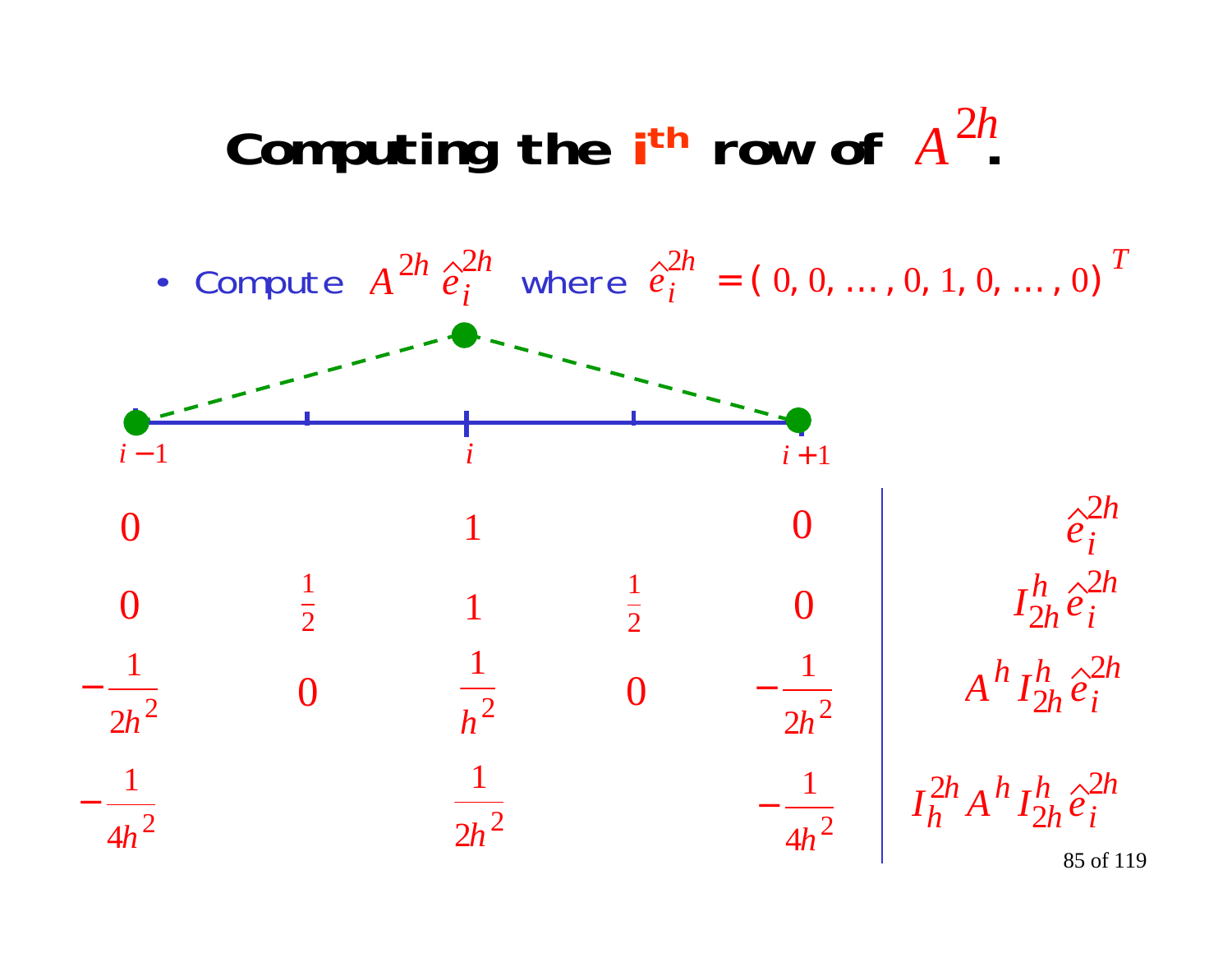# Computing the i$^{th}$ row of $A^{2h}$.

- Compute $A^{2h}\hat{e}_i^{2h}$ where $\hat{e}_i^{2h} = (0, 0, \ldots, 0, 1, 0, \ldots, 0)^T$

| $i-1$ | | $i$ | | $i+1$ | |
|---|---|---|---|---|---|
| $0$ | | $1$ | | $0$ | $\hat{e}_i^{2h}$ |
| $0$ | $\frac{1}{2}$ | $1$ | $\frac{1}{2}$ | $0$ | $I_{2h}^{h}\hat{e}_i^{2h}$ |
| $-\frac{1}{2h^2}$ | $0$ | $\frac{1}{h^2}$ | $0$ | $-\frac{1}{2h^2}$ | $A^{h}I_{2h}^{h}\hat{e}_i^{2h}$ |
| $-\frac{1}{4h^2}$ | | $\frac{1}{2h^2}$ | | $-\frac{1}{4h^2}$ | $I_{h}^{2h}A^{h}I_{2h}^{h}\hat{e}_i^{2h}$ |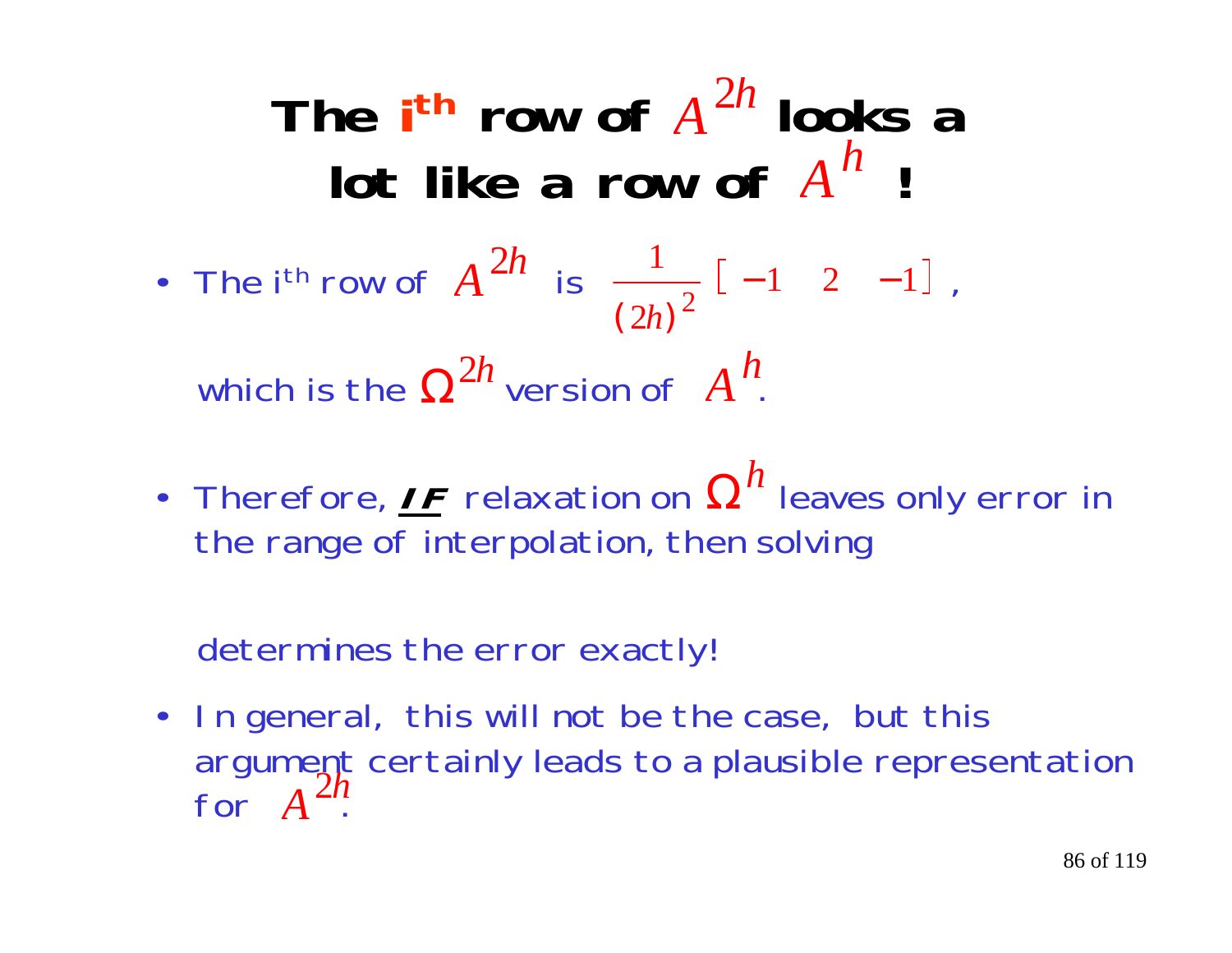# The $i^{th}$ row of $A^{2h}$ looks a lot like a row of $A^h$ !

- The $i^{th}$ row of $A^{2h}$ is $\frac{1}{(2h)^2}\begin{bmatrix} -1 & 2 & -1 \end{bmatrix}$,

  which is the $\Omega^{2h}$ version of $A^h$.

- Therefore, ***IF*** relaxation on $\Omega^h$ leaves only error in the range of interpolation, then solving

  determines the error exactly!

- In general, this will not be the case, but this argument certainly leads to a plausible representation for $A^{2h}$.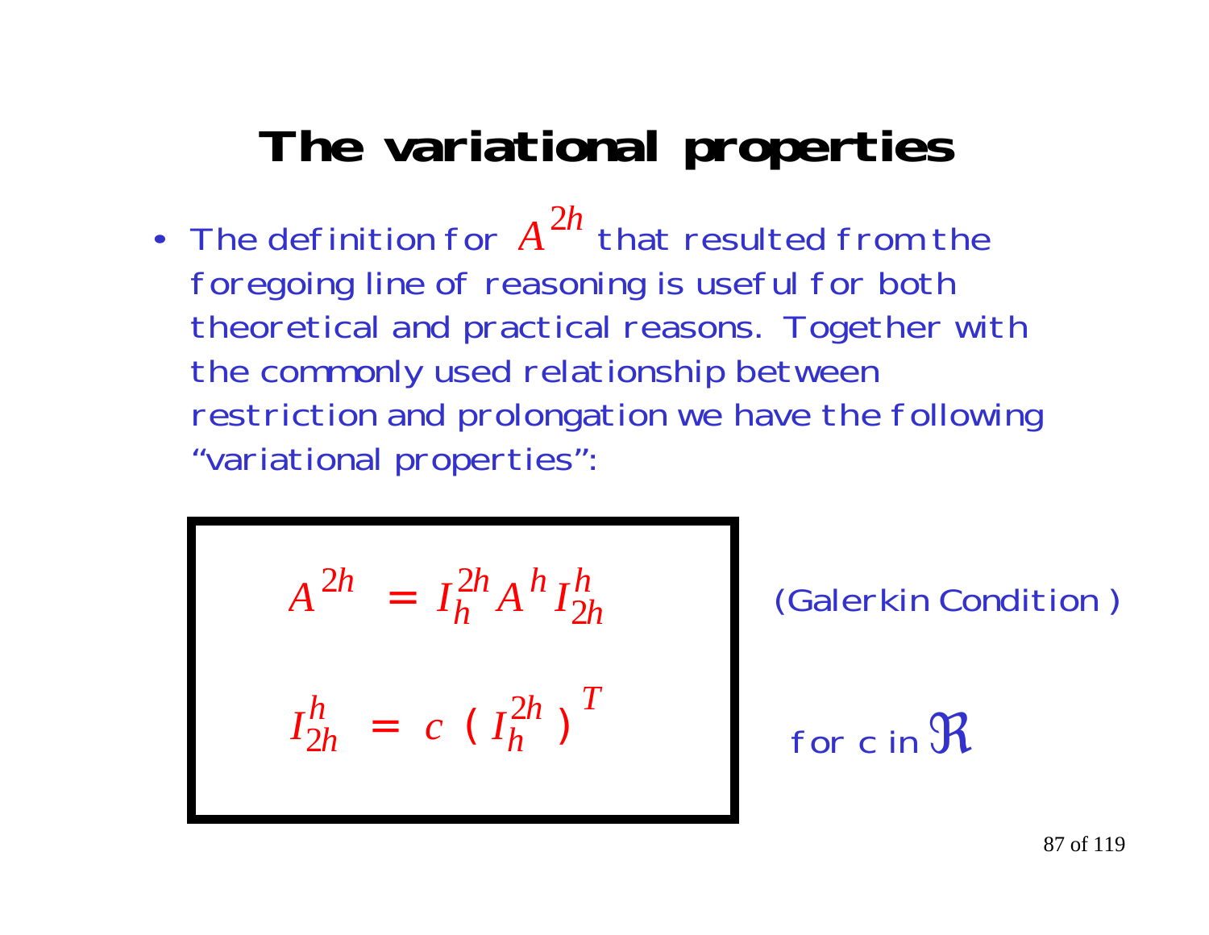# The variational properties

- The definition for $A^{2h}$ that resulted from the foregoing line of reasoning is useful for both theoretical and practical reasons. Together with the commonly used relationship between restriction and prolongation we have the following "variational properties":

$$A^{2h} = I_h^{2h} A^h I_{2h}^h \qquad \text{(Galerkin Condition)}$$

$$I_{2h}^h = c\,(I_h^{2h})^T \qquad \text{for } c \text{ in } \Re$$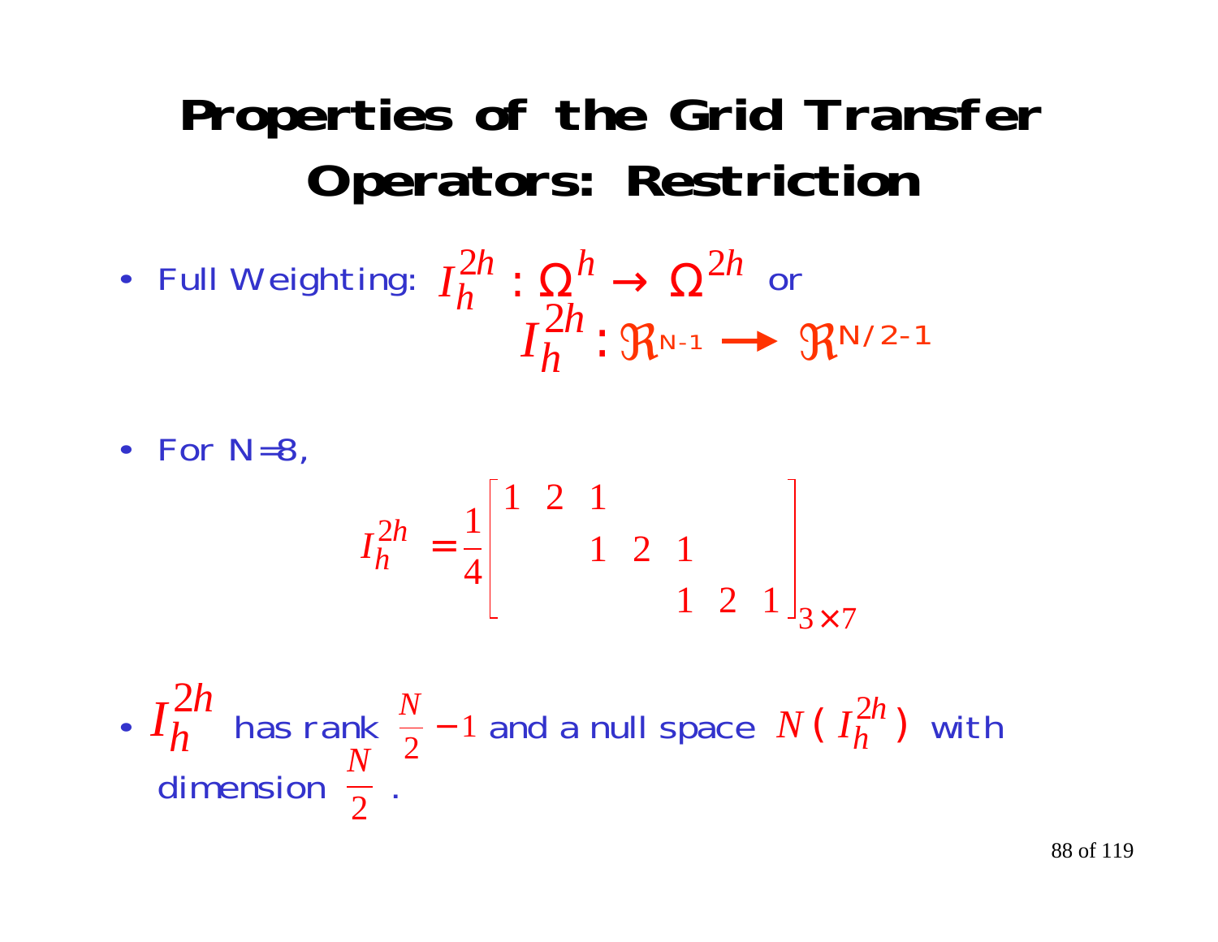# Properties of the Grid Transfer Operators: Restriction

- Full Weighting: $I_h^{2h} : \Omega^h \rightarrow \Omega^{2h}$ or
  $$I_h^{2h} : \Re^{N-1} \longrightarrow \Re^{N/2-1}$$

- For N=8,

$$I_h^{2h} = \frac{1}{4}\begin{bmatrix} 1 & 2 & 1 & & & & \\ & & 1 & 2 & 1 & & \\ & & & & 1 & 2 & 1 \end{bmatrix}_{3\times 7}$$

- $I_h^{2h}$ has rank $\frac{N}{2} - 1$ and a null space $N(I_h^{2h})$ with dimension $\frac{N}{2}$.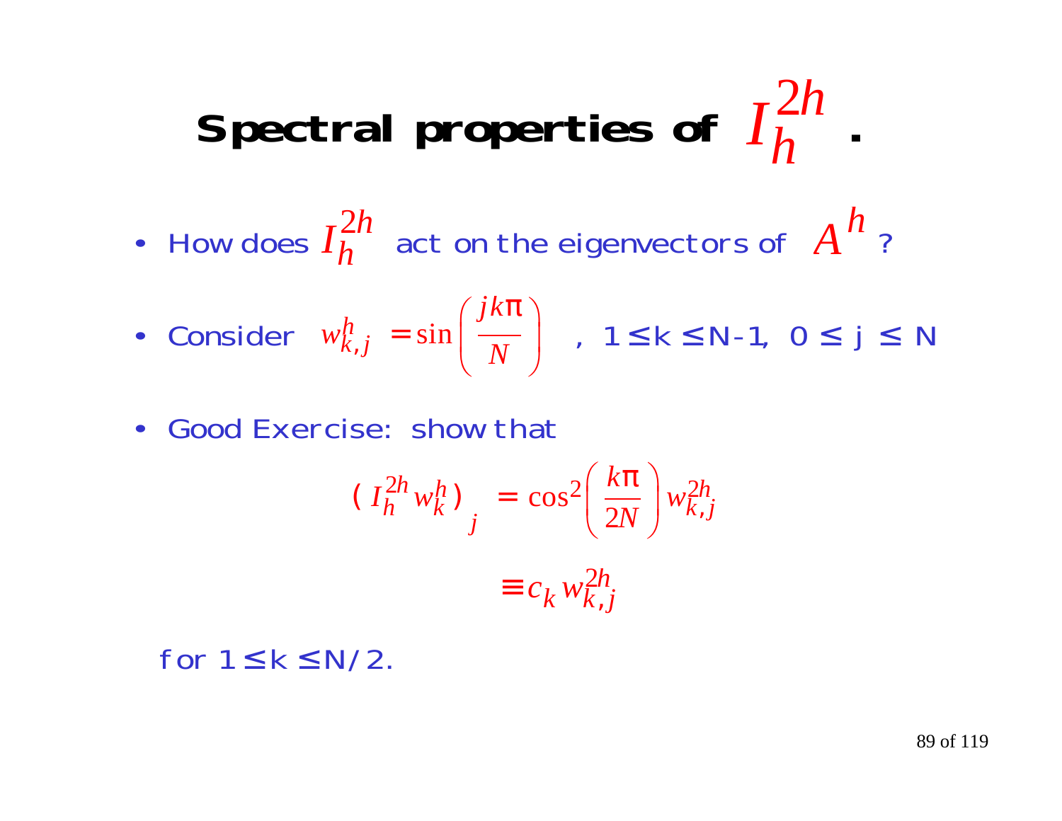# Spectral properties of $I_h^{2h}$ .

- How does $I_h^{2h}$ act on the eigenvectors of $A^h$ ?
- Consider $w_{k,j}^h = \sin\left(\frac{jk\pi}{N}\right)$ , $1 \le k \le N-1$, $0 \le j \le N$
- Good Exercise: show that

$$\left( I_h^{2h} w_k^h \right)_j = \cos^2\left(\frac{k\pi}{2N}\right) w_{k,j}^{2h}$$

$$\equiv c_k \, w_{k,j}^{2h}$$

for $1 \le k \le N/2$.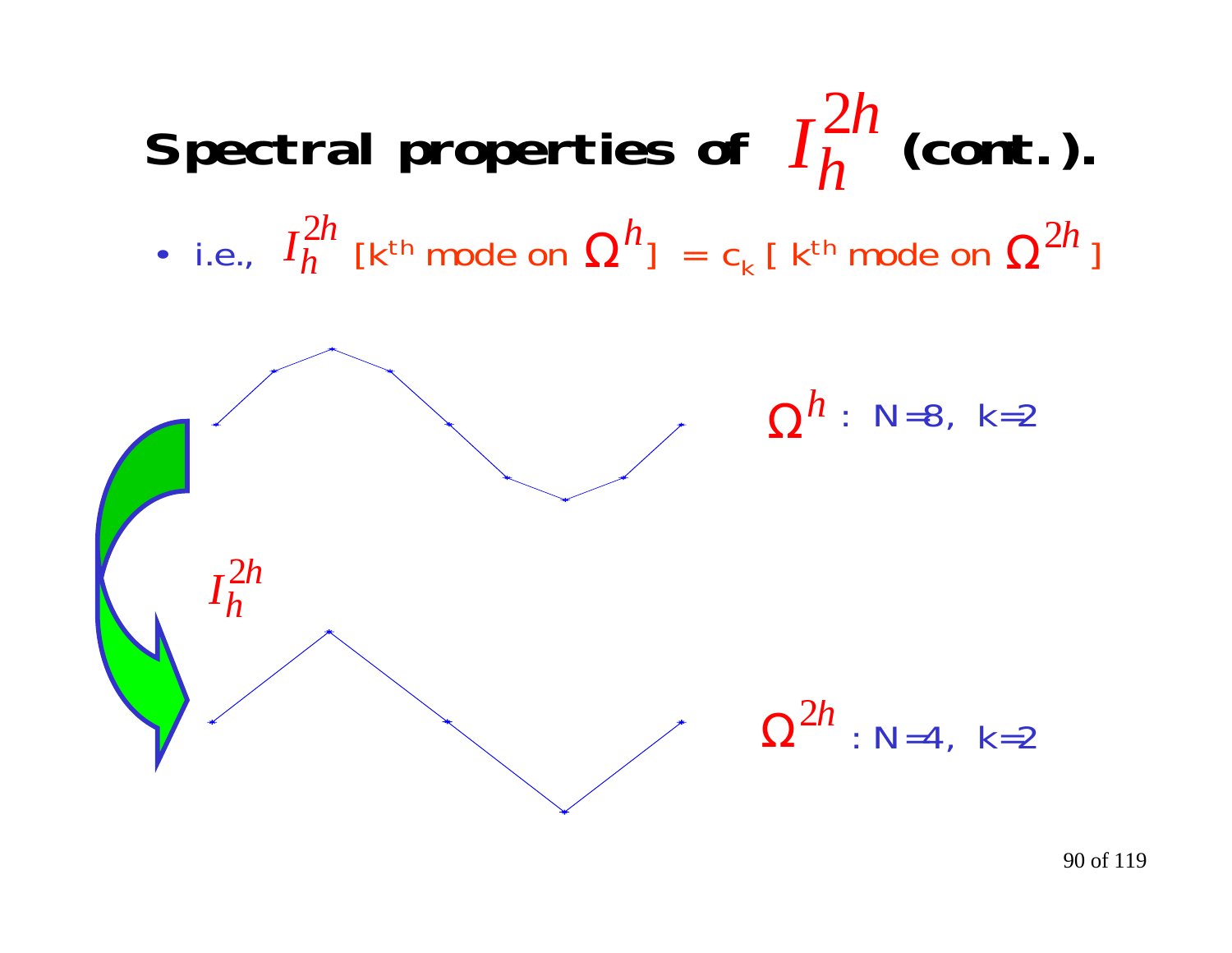# Spectral properties of $I_h^{2h}$ (cont.).

- i.e., $I_h^{2h}$ [$k^{th}$ mode on $\Omega^h$] = $c_k$ [ $k^{th}$ mode on $\Omega^{2h}$ ]

$\Omega^h$ : N=8, k=2

$I_h^{2h}$

$\Omega^{2h}$ : N=4, k=2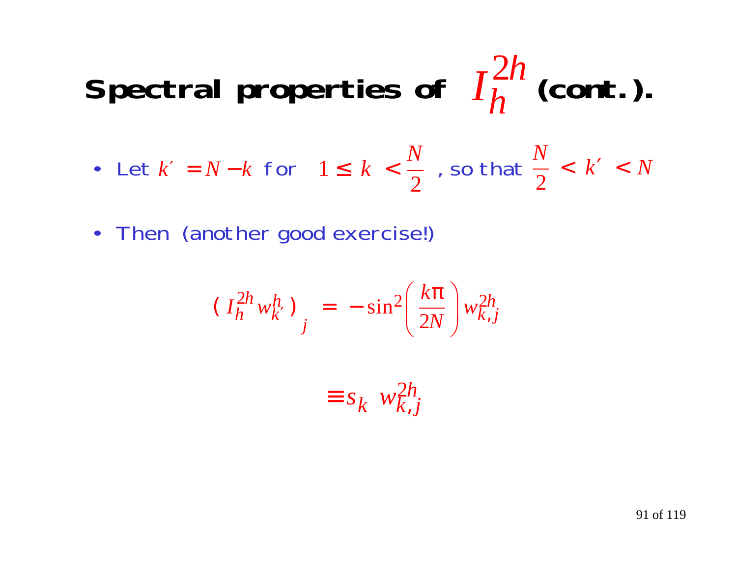# Spectral properties of $I_h^{2h}$ (cont.).

- Let $k' = N - k$ for $1 \leq k < \frac{N}{2}$, so that $\frac{N}{2} < k' < N$
- Then (another good exercise!)

$$( I_h^{2h} w_{k'}^h )_j = -\sin^2\left(\frac{k\pi}{2N}\right) w_{k,j}^{2h}$$

$$\equiv s_k \; w_{k,j}^{2h}$$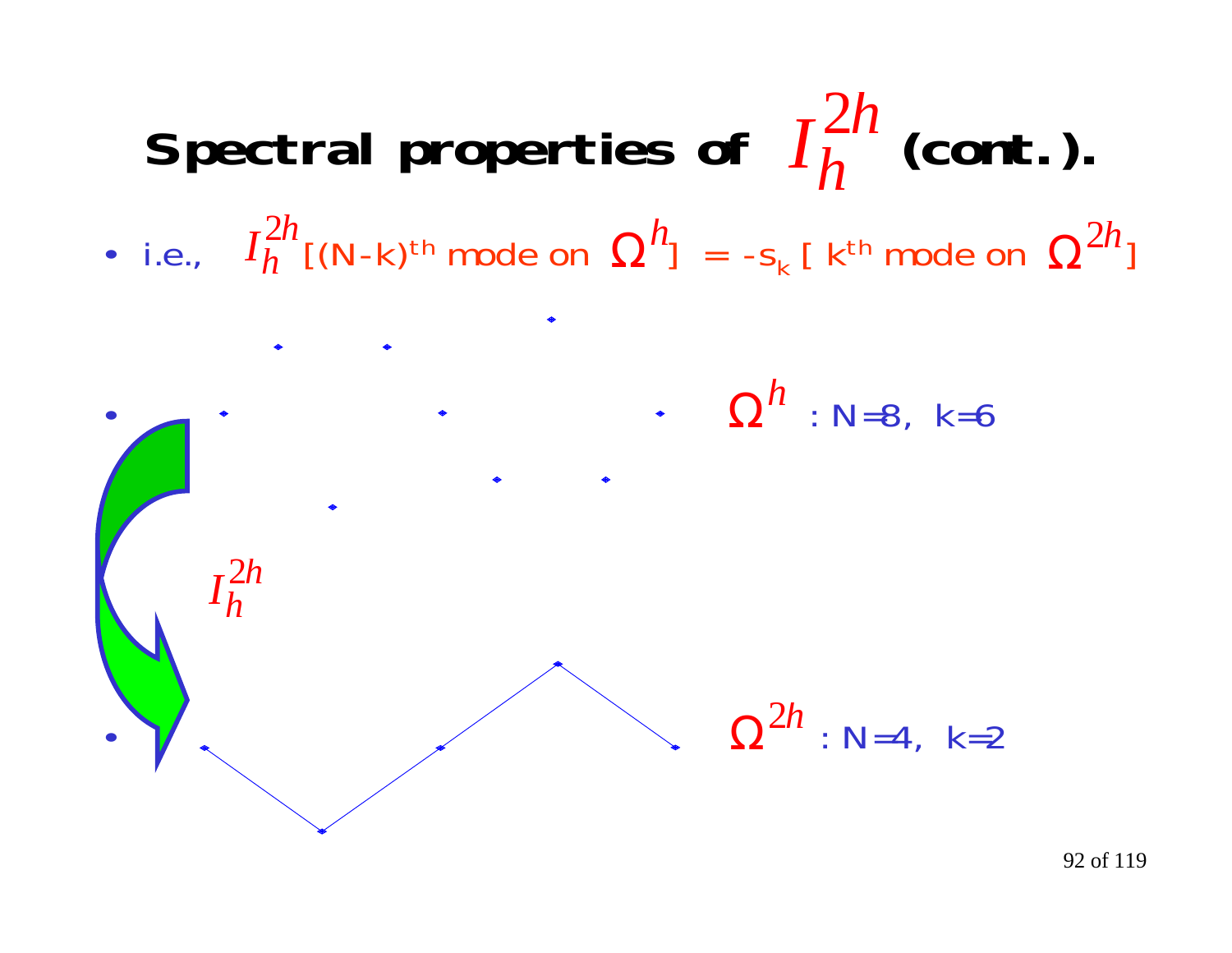# Spectral properties of $I_h^{2h}$ (cont.).

- i.e., $I_h^{2h}$[(N-k)$^{th}$ mode on $\Omega^h$] = -s$_k$ [ k$^{th}$ mode on $\Omega^{2h}$]

- $\Omega^h$ : N=8, k=6

$I_h^{2h}$

- $\Omega^{2h}$ : N=4, k=2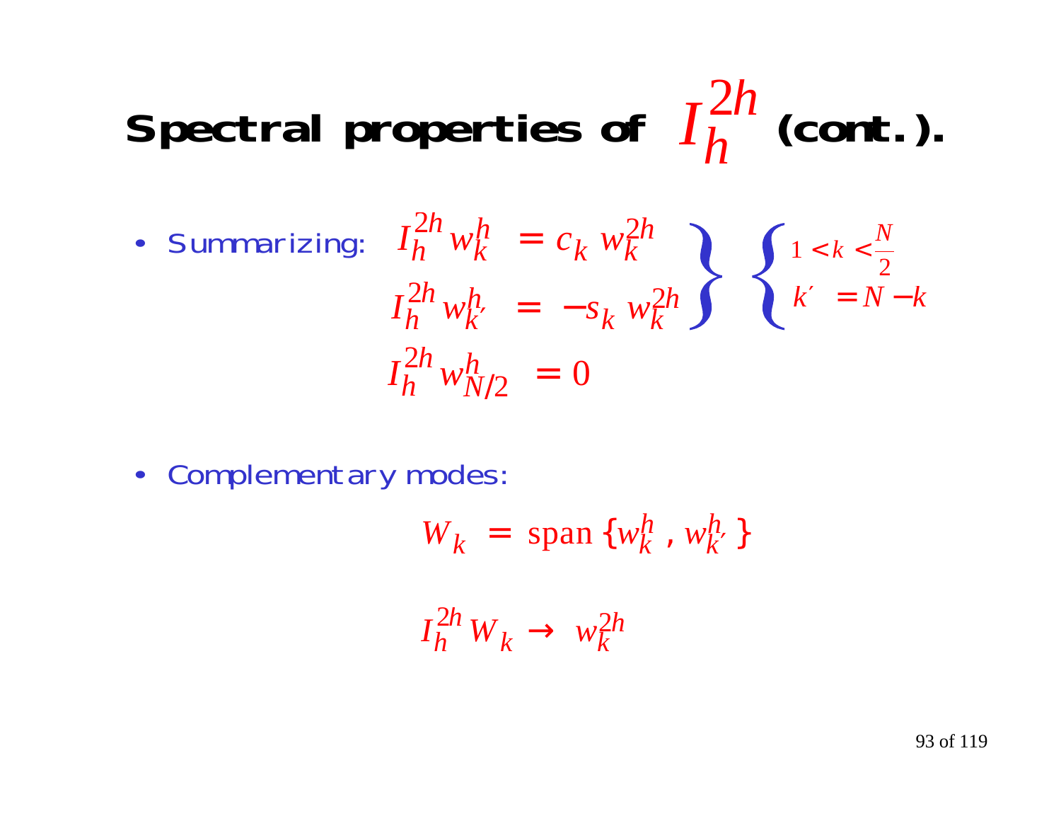# Spectral properties of $I_h^{2h}$ (cont.).

- Summarizing:

$$
\left.\begin{aligned}
I_h^{2h} w_k^h &= c_k \, w_k^{2h} \\
I_h^{2h} w_{k'}^h &= -s_k \, w_k^{2h}
\end{aligned}\right\} \quad \left\{\begin{aligned}
&1 < k < \frac{N}{2} \\
&k' = N - k
\end{aligned}\right.
$$

$$
I_h^{2h} w_{N/2}^h = 0
$$

- Complementary modes:

$$
W_k = \text{span}\,\{ w_k^h , w_{k'}^h \}
$$

$$
I_h^{2h} W_k \rightarrow w_k^{2h}
$$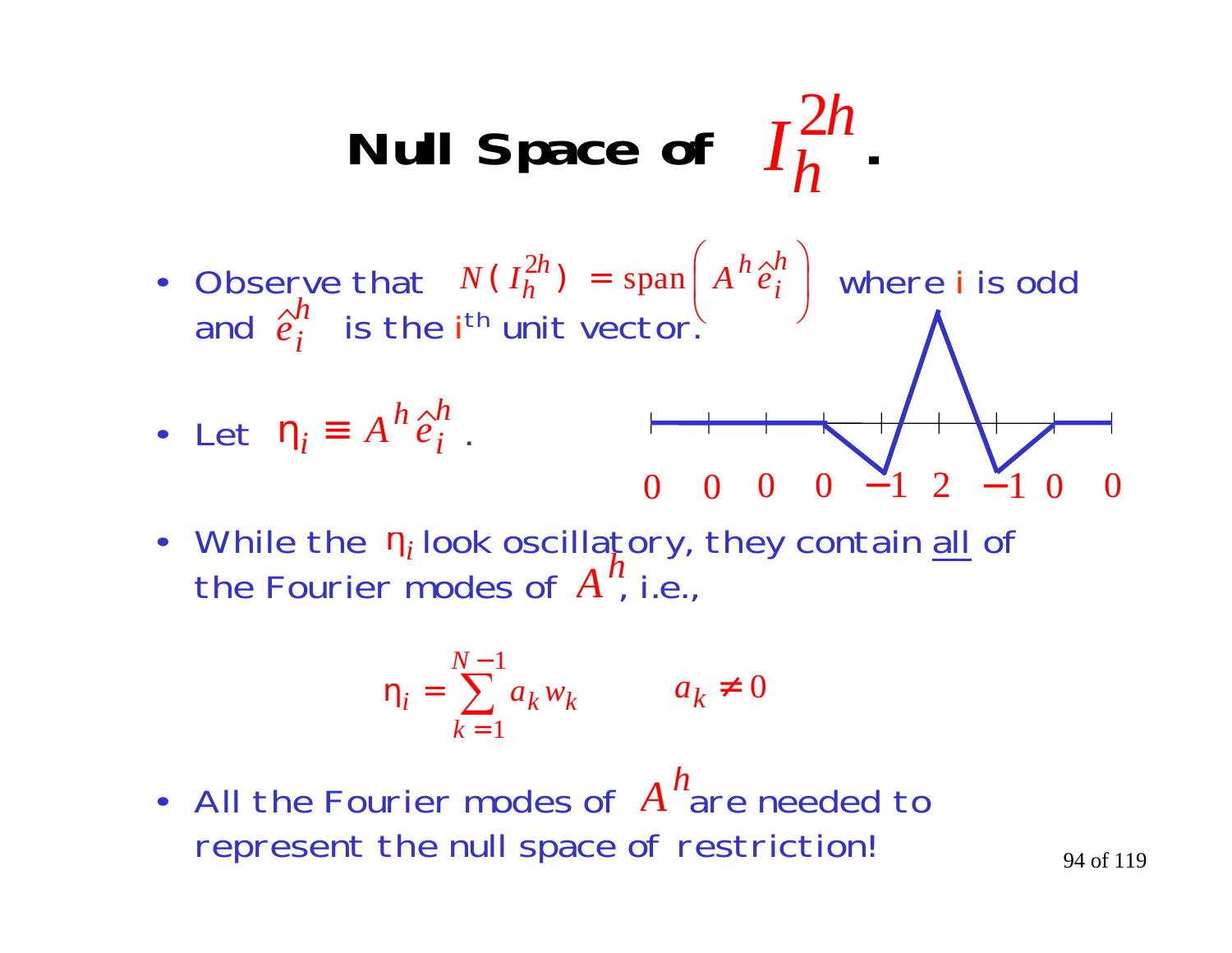# Null Space of $I_h^{2h}$.

- Observe that $N(I_h^{2h}) = \text{span}\left( A^h \hat{e}_i^h \right)$ where i is odd and $\hat{e}_i^h$ is the i[th] unit vector.

- Let $\eta_i \equiv A^h \hat{e}_i^h$.

$0 \quad 0 \quad 0 \quad 0 \quad -1 \quad 2 \quad -1 \quad 0 \quad 0$

- While the $\eta_i$ look oscillatory, they contain <u>all</u> of the Fourier modes of $A^h$, i.e.,

$$\eta_i = \sum_{k=1}^{N-1} a_k w_k \qquad a_k \neq 0$$

- All the Fourier modes of $A^h$ are needed to represent the null space of restriction!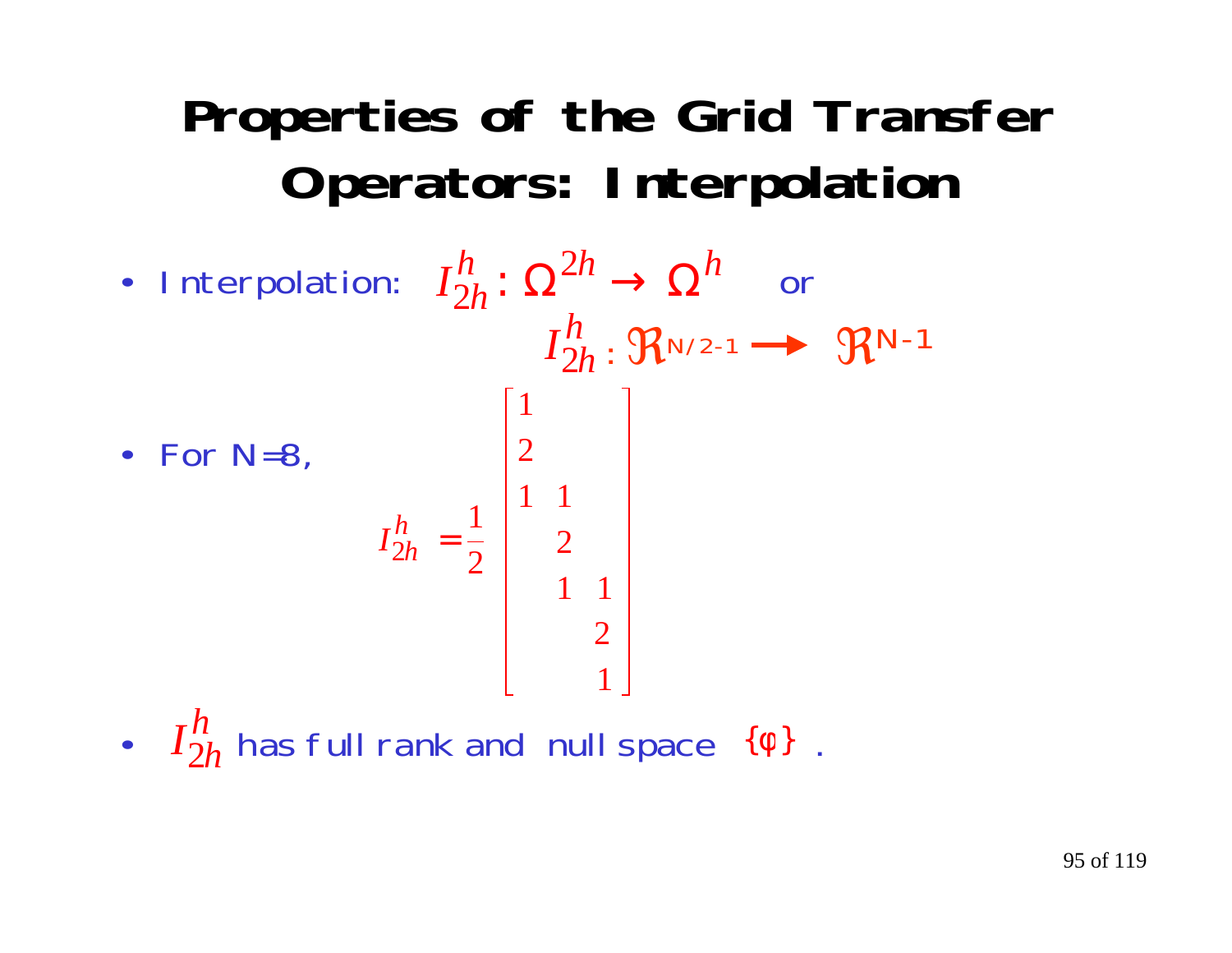# Properties of the Grid Transfer Operators: Interpolation

- Interpolation: $I_{2h}^{h} : \Omega^{2h} \rightarrow \Omega^{h}$ or

  $I_{2h}^{h} : \Re^{N/2-1} \longrightarrow \Re^{N-1}$

- For N=8,

$$I_{2h}^{h} = \frac{1}{2}\begin{bmatrix} 1 & & \\ 2 & & \\ 1 & 1 & \\ & 2 & \\ & 1 & 1 \\ & & 2 \\ & & 1 \end{bmatrix}$$

- $I_{2h}^{h}$ has full rank and null space $\{\phi\}$ .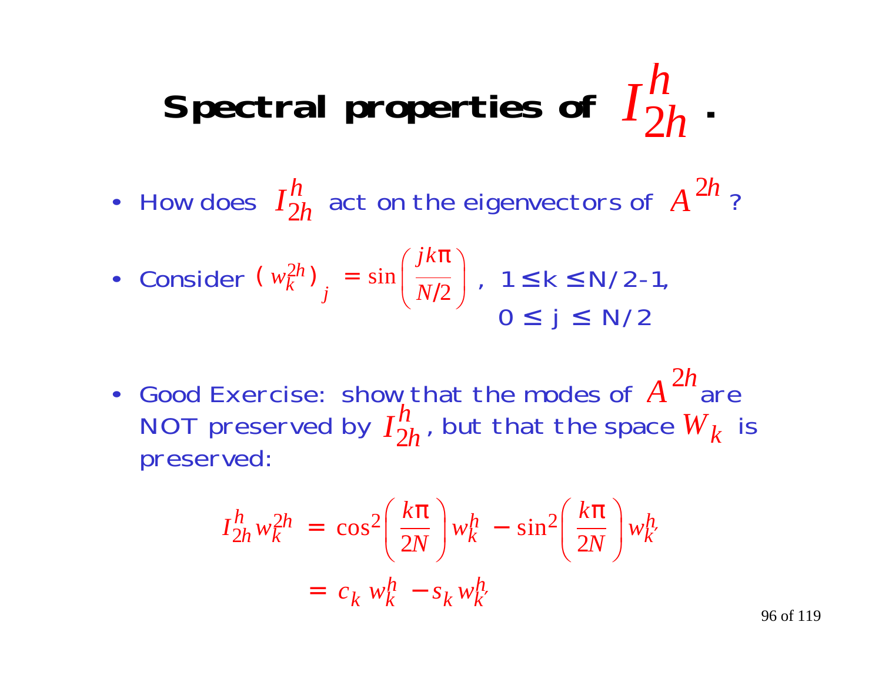# Spectral properties of $I_{2h}^{h}$.

- How does $I_{2h}^{h}$ act on the eigenvectors of $A^{2h}$?
- Consider $(w_k^{2h})_j = \sin\left(\frac{jk\pi}{N/2}\right)$, $1 \leq k \leq N/2-1$, $0 \leq j \leq N/2$
- Good Exercise: show that the modes of $A^{2h}$ are NOT preserved by $I_{2h}^{h}$, but that the space $W_k$ is preserved:

$$
\begin{aligned}
I_{2h}^{h} w_k^{2h} &= \cos^2\left(\frac{k\pi}{2N}\right) w_k^{h} - \sin^2\left(\frac{k\pi}{2N}\right) w_{k'}^{h} \\
&= c_k \, w_k^{h} - s_k \, w_{k'}^{h}
\end{aligned}
$$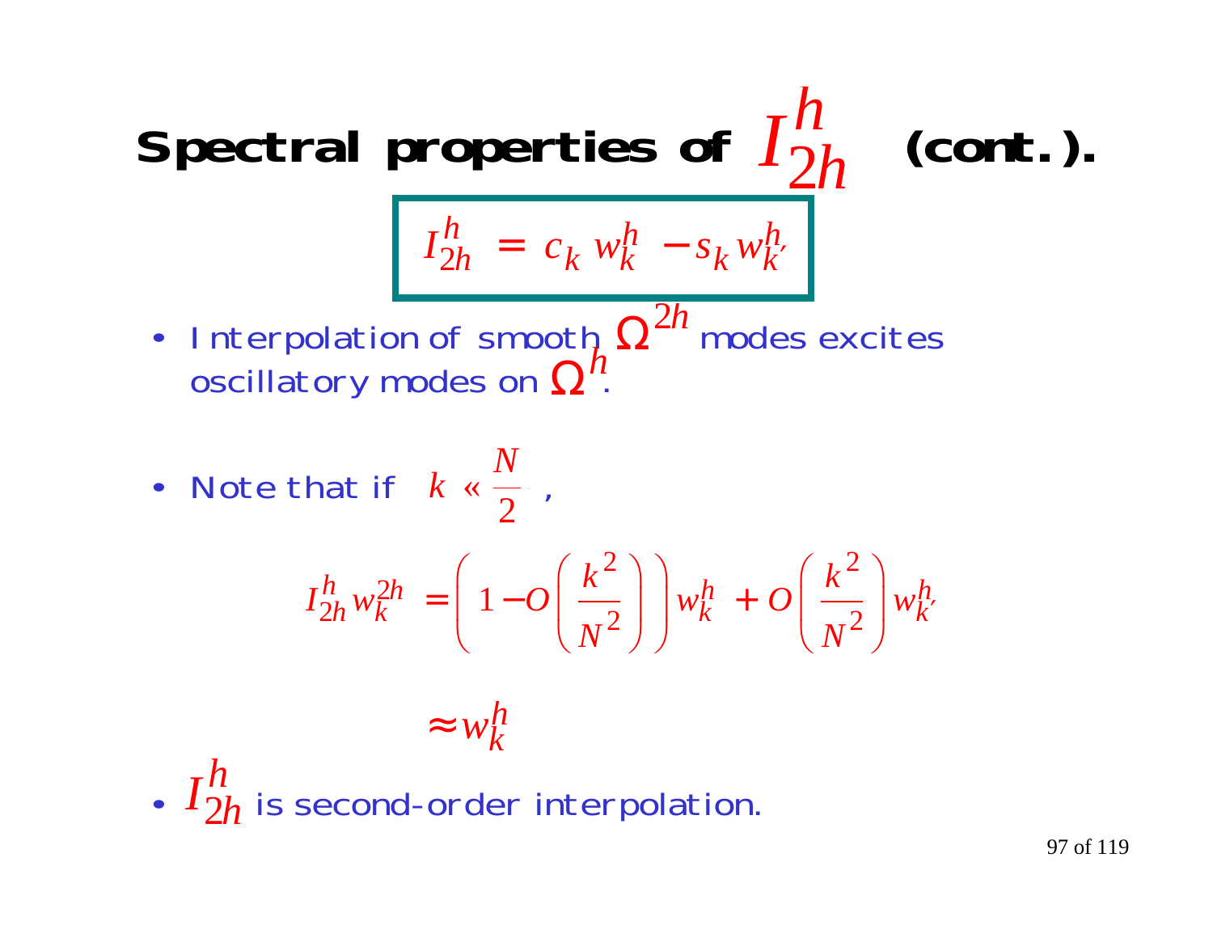# Spectral properties of $I_{2h}^{h}$ (cont.).

$$I_{2h}^{h} = c_k \, w_k^h - s_k \, w_{k'}^h$$

- Interpolation of smooth $\Omega^{2h}$ modes excites oscillatory modes on $\Omega^{h}$.

- Note that if $k \ll \frac{N}{2}$ ,

$$I_{2h}^{h} w_k^{2h} = \left( 1 - O\left( \frac{k^2}{N^2} \right) \right) w_k^h + O\left( \frac{k^2}{N^2} \right) w_{k'}^h$$

$$\approx w_k^h$$

- $I_{2h}^{h}$ is second-order interpolation.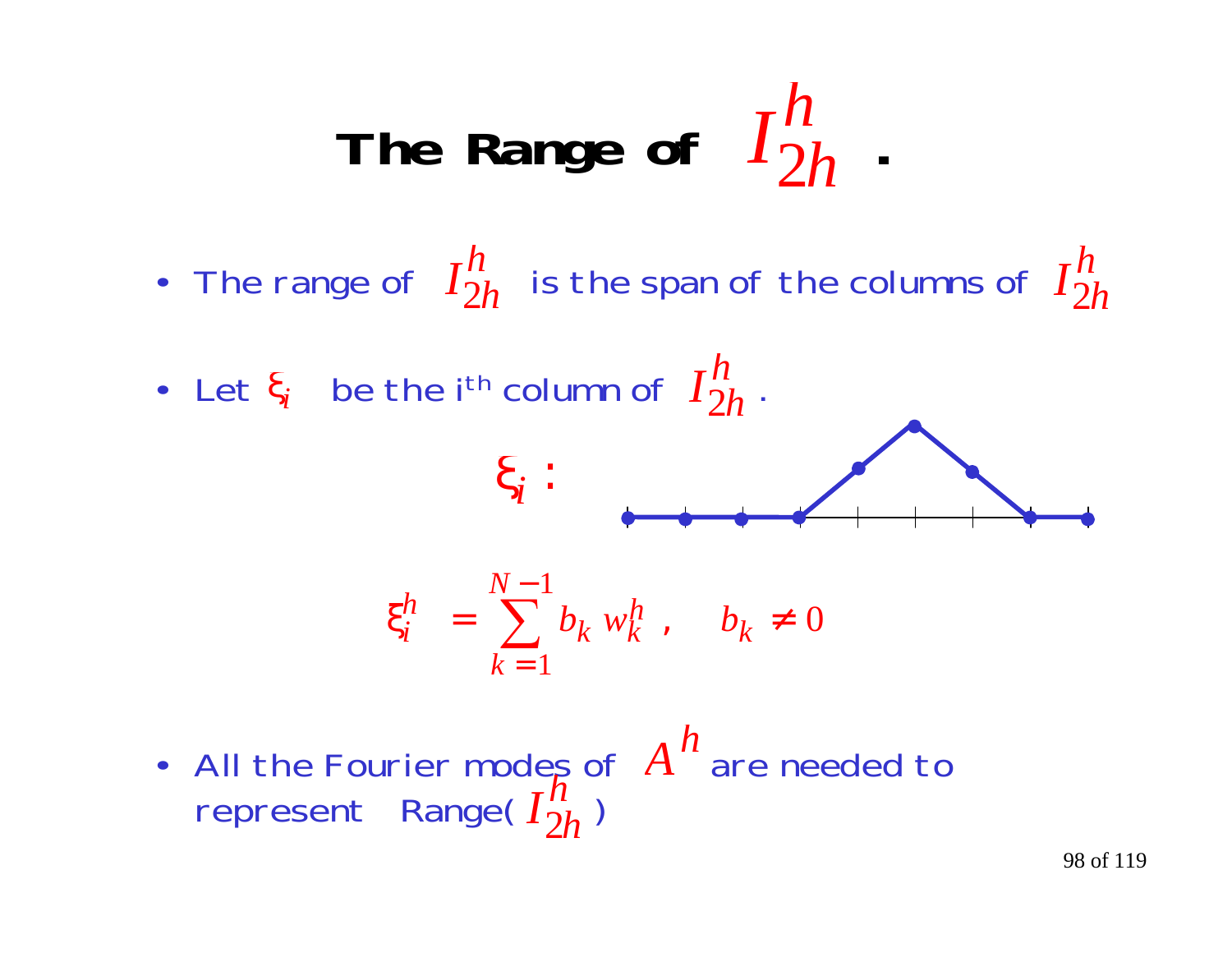# The Range of $I_{2h}^{h}$.

- The range of $I_{2h}^{h}$ is the span of the columns of $I_{2h}^{h}$
- Let $\xi_i$ be the i[th] column of $I_{2h}^{h}$.

$\xi_i$ :

$$\xi_i^h = \sum_{k=1}^{N-1} b_k \, w_k^h \,, \quad b_k \neq 0$$

- All the Fourier modes of $A^h$ are needed to represent Range( $I_{2h}^{h}$ )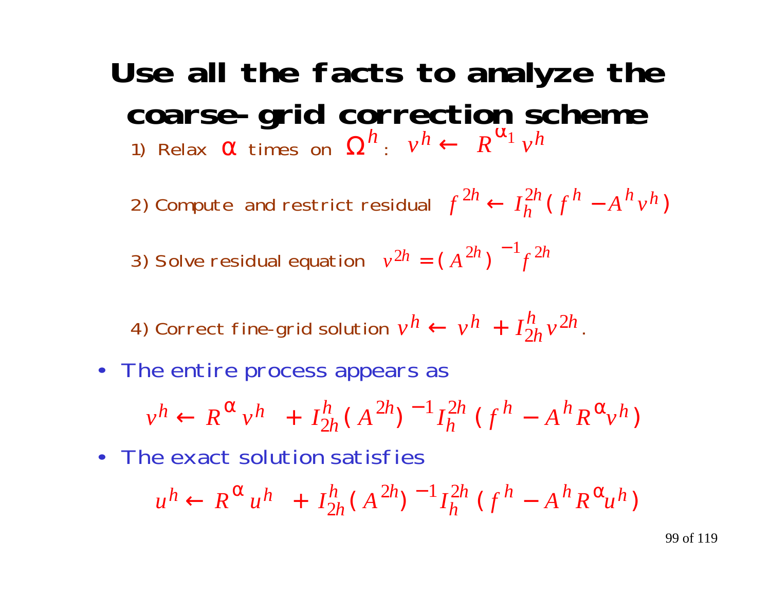# Use all the facts to analyze the coarse-grid correction scheme

1) Relax $\alpha$ times on $\Omega^h$: $v^h \leftarrow R^{\alpha_1} v^h$

2) Compute and restrict residual $f^{2h} \leftarrow I_h^{2h}(f^h - A^h v^h)$

3) Solve residual equation $v^{2h} = (A^{2h})^{-1} f^{2h}$

4) Correct fine-grid solution $v^h \leftarrow v^h + I_{2h}^h v^{2h}$.

- The entire process appears as

$$v^h \leftarrow R^{\alpha} v^h + I_{2h}^h (A^{2h})^{-1} I_h^{2h} (f^h - A^h R^{\alpha} v^h)$$

- The exact solution satisfies

$$u^h \leftarrow R^{\alpha} u^h + I_{2h}^h (A^{2h})^{-1} I_h^{2h} (f^h - A^h R^{\alpha} u^h)$$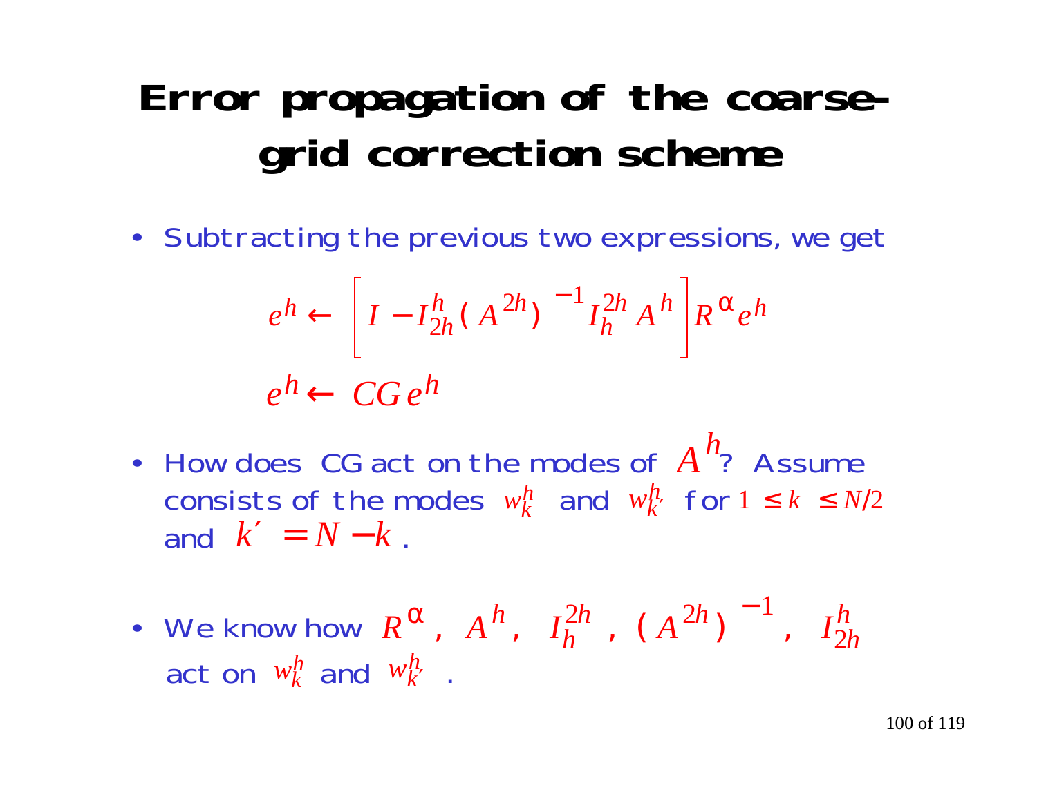# Error propagation of the coarse-grid correction scheme

- Subtracting the previous two expressions, we get

$$e^h \leftarrow \left[ I - I_{2h}^h (A^{2h})^{-1} I_h^{2h} A^h \right] R^\alpha e^h$$

$$e^h \leftarrow CG\, e^h$$

- How does CG act on the modes of $A^h$? Assume consists of the modes $w_k^h$ and $w_{k'}^h$ for $1 \le k \le N/2$ and $k' = N - k$.

- We know how $R^\alpha$, $A^h$, $I_h^{2h}$, $(A^{2h})^{-1}$, $I_{2h}^h$ act on $w_k^h$ and $w_{k'}^h$.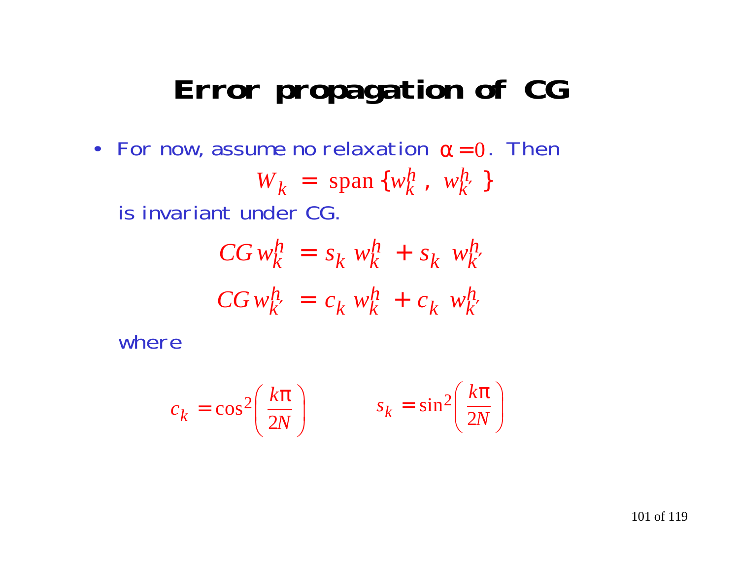# Error propagation of CG

- For now, assume no relaxation $\alpha = 0$. Then

$$W_k = \text{span}\{w_k^h, \; w_{k'}^h\}$$

  is invariant under CG.

$$CG\, w_k^h = s_k \, w_k^h + s_k \, w_{k'}^h$$

$$CG\, w_{k'}^h = c_k \, w_k^h + c_k \, w_{k'}^h$$

  where

$$c_k = \cos^2\left(\frac{k\pi}{2N}\right) \qquad s_k = \sin^2\left(\frac{k\pi}{2N}\right)$$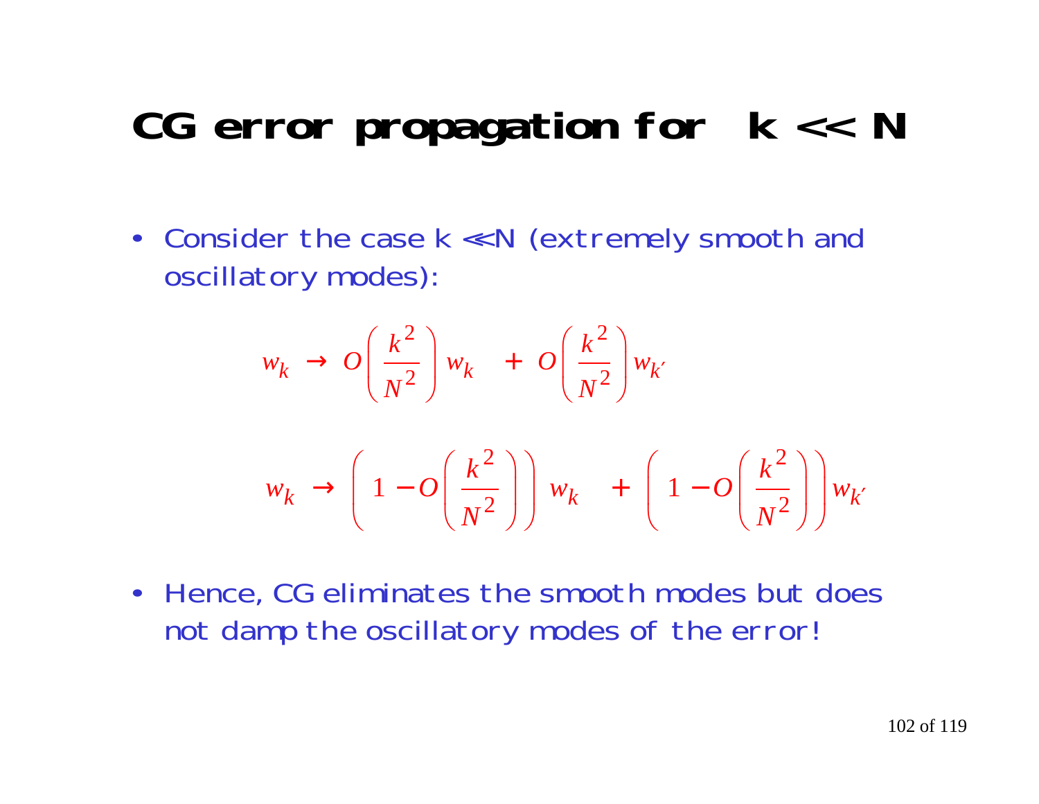# CG error propagation for k << N

- Consider the case k ≪N (extremely smooth and oscillatory modes):

$$w_k \rightarrow O\left(\frac{k^2}{N^2}\right) w_k \quad + O\left(\frac{k^2}{N^2}\right) w_{k'}$$

$$w_k \rightarrow \left(1 - O\left(\frac{k^2}{N^2}\right)\right) w_k \quad + \left(1 - O\left(\frac{k^2}{N^2}\right)\right) w_{k'}$$

- Hence, CG eliminates the smooth modes but does not damp the oscillatory modes of the error!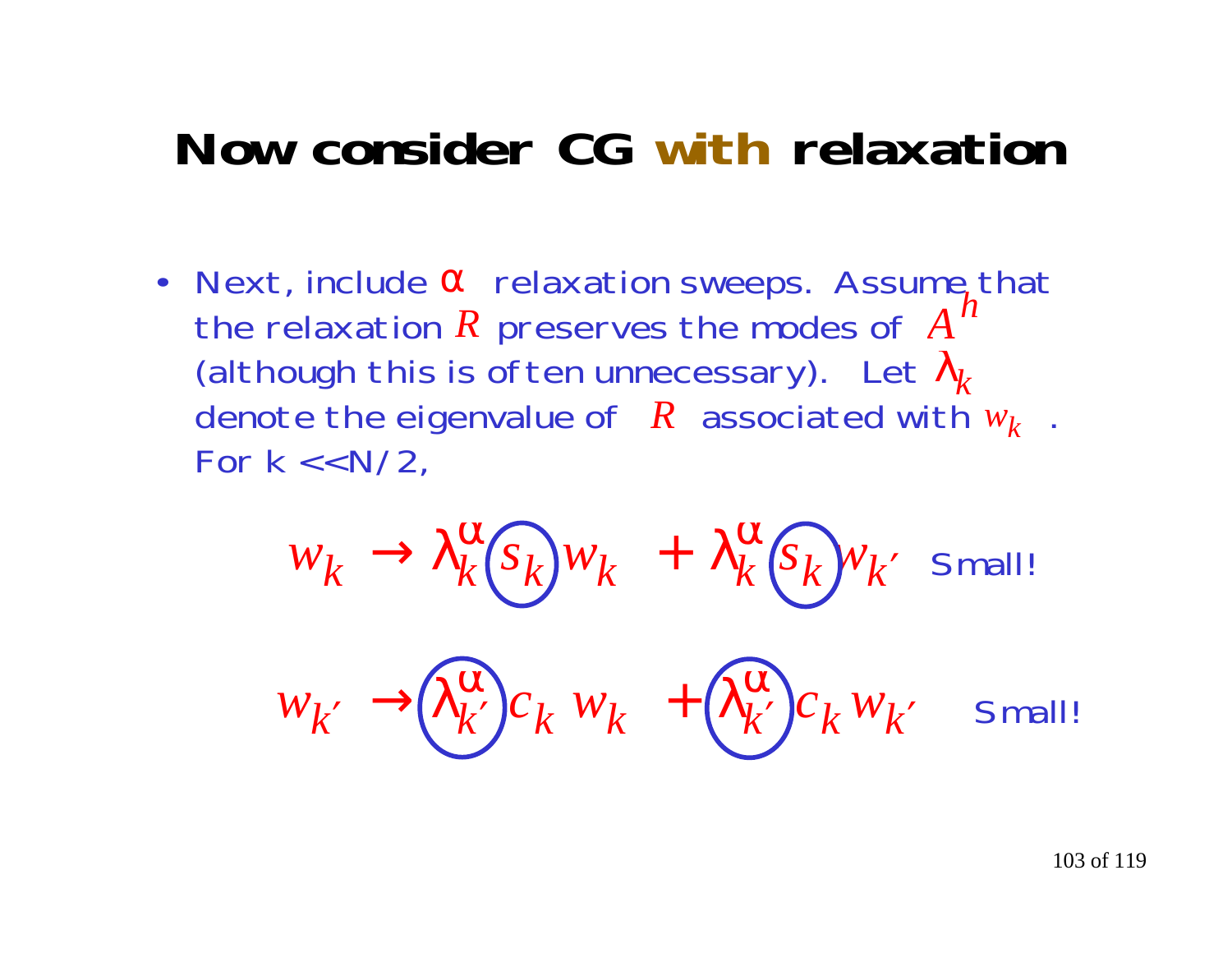# Now consider CG **with** relaxation

- Next, include $\alpha$ relaxation sweeps. Assume that the relaxation $R$ preserves the modes of $A^h$ (although this is often unnecessary). Let $\lambda_k$ denote the eigenvalue of $R$ associated with $w_k$. For k <<N/2,

$$w_k \rightarrow \lambda_k^{\alpha} s_k w_k + \lambda_k^{\alpha} s_k w_{k'}$$

Small!

$$w_{k'} \rightarrow \lambda_{k'}^{\alpha} c_k w_k + \lambda_{k'}^{\alpha} c_k w_{k'}$$

Small!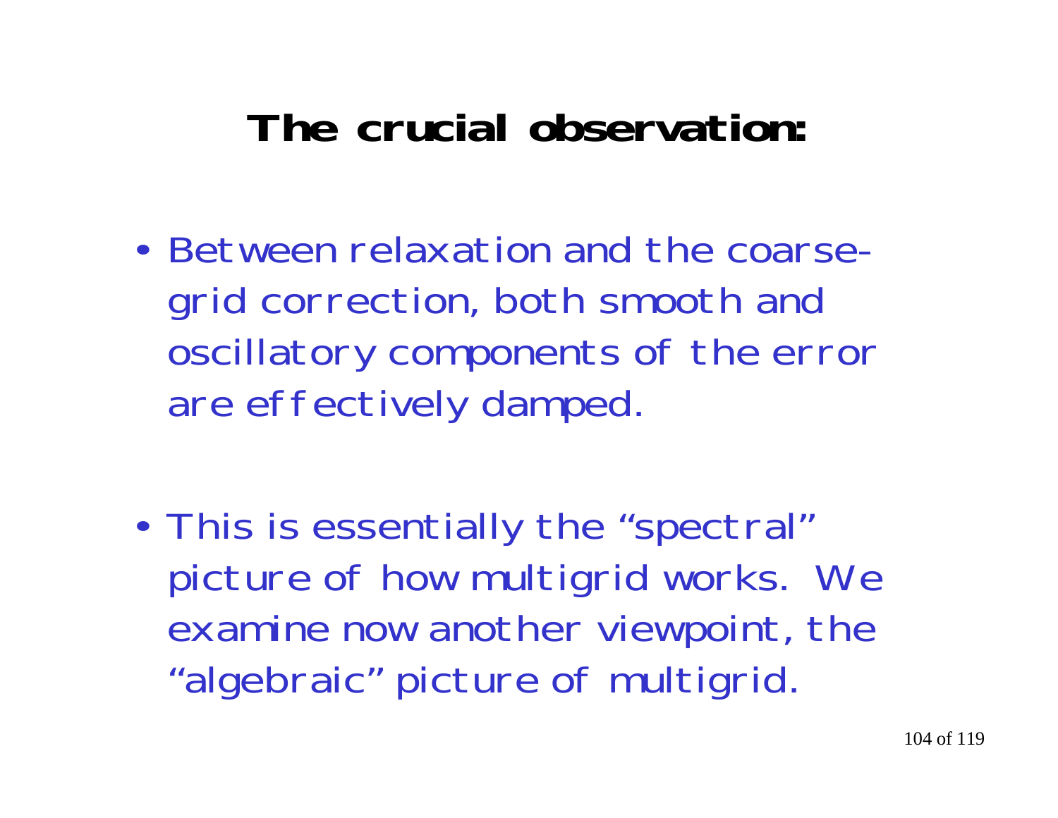# The crucial observation:

- Between relaxation and the coarse-grid correction, both smooth and oscillatory components of the error are effectively damped.

- This is essentially the “spectral” picture of how multigrid works. We examine now another viewpoint, the “algebraic” picture of multigrid.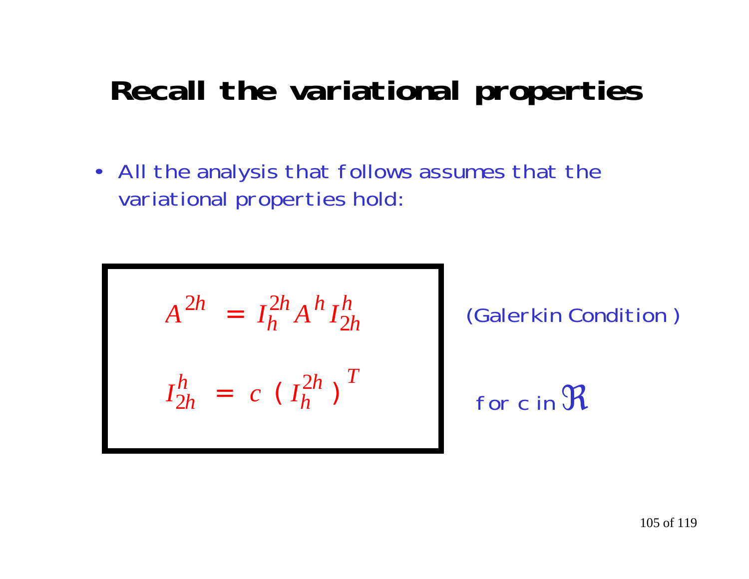# Recall the variational properties

- All the analysis that follows assumes that the variational properties hold:

$$A^{2h} = I_h^{2h} A^h I_{2h}^h \quad \text{(Galerkin Condition)}$$

$$I_{2h}^h = c \, (I_h^{2h})^T \quad \text{for } c \text{ in } \Re$$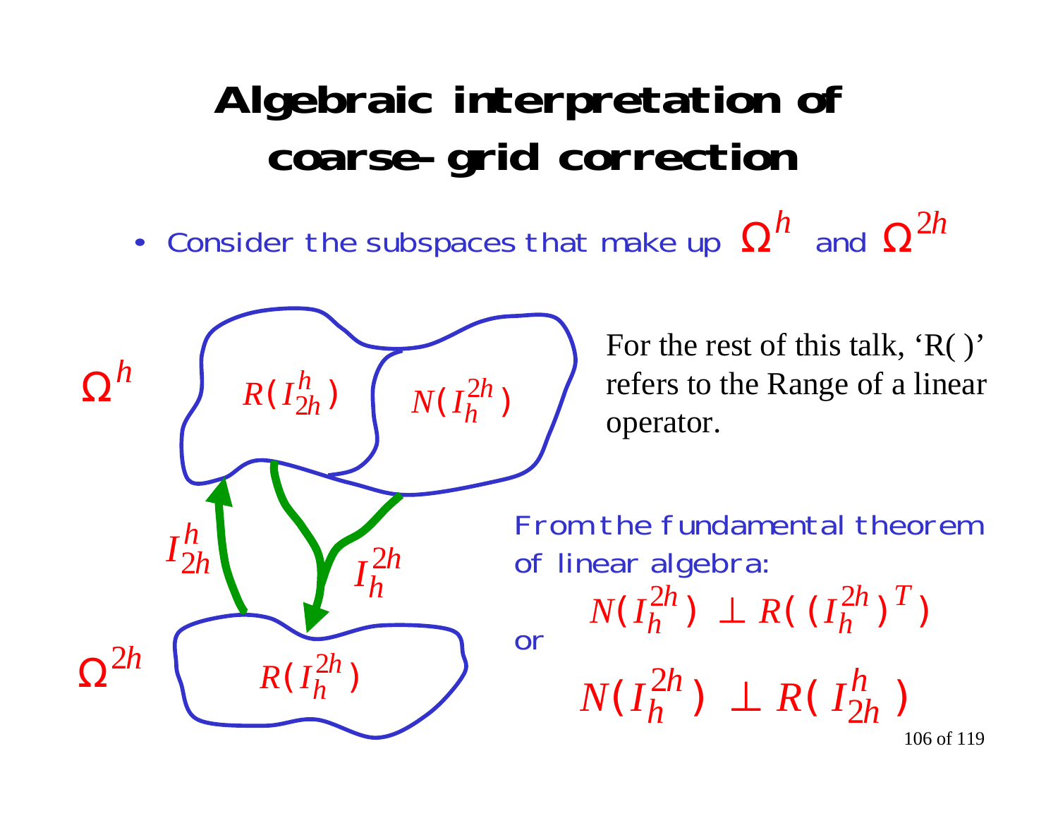# Algebraic interpretation of coarse-grid correction

- Consider the subspaces that make up $\Omega^h$ and $\Omega^{2h}$

$\Omega^h$: $R(I_{2h}^h)$, $N(I_h^{2h})$

$\Omega^{2h}$: $R(I_h^{2h})$

$I_{2h}^h$, $I_h^{2h}$

For the rest of this talk, 'R( )' refers to the Range of a linear operator.

From the fundamental theorem of linear algebra:

$$N(I_h^{2h}) \perp R((I_h^{2h})^T)$$

or

$$N(I_h^{2h}) \perp R(I_{2h}^h)$$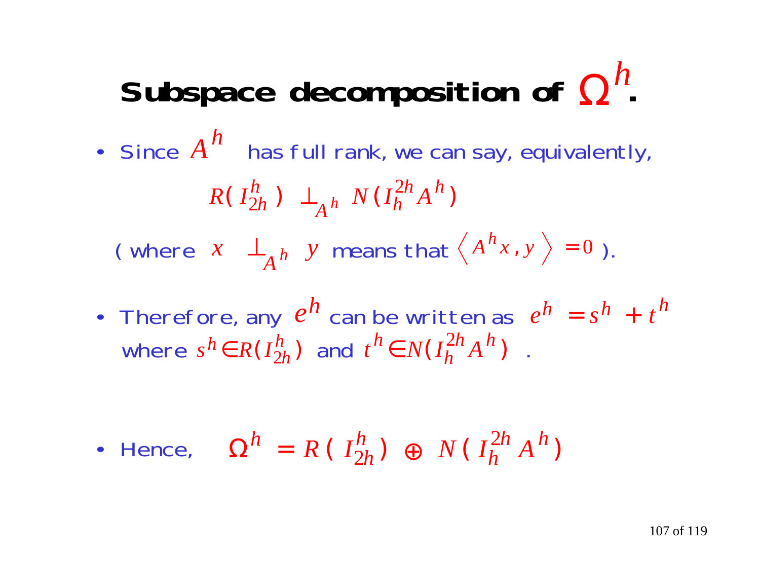# Subspace decomposition of $\Omega^h$.

- Since $A^h$ has full rank, we can say, equivalently,

$$R(I_{2h}^h) \perp_{A^h} N(I_h^{2h} A^h)$$

(where $x \perp_{A^h} y$ means that $\langle A^h x, y \rangle = 0$ ).

- Therefore, any $e^h$ can be written as $e^h = s^h + t^h$ where $s^h \in R(I_{2h}^h)$ and $t^h \in N(I_h^{2h} A^h)$ .

- Hence, $\Omega^h = R(I_{2h}^h) \oplus N(I_h^{2h} A^h)$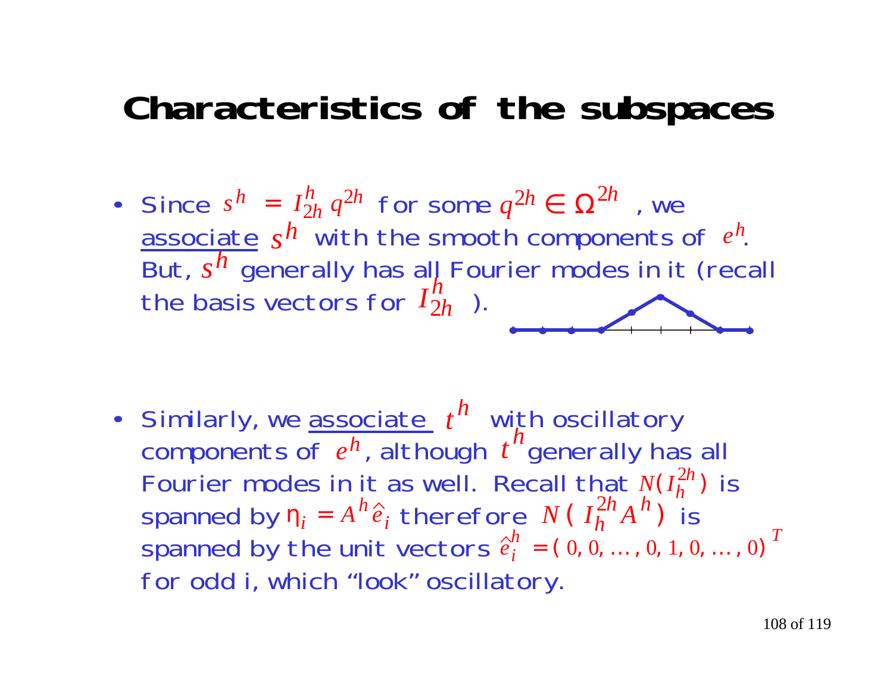# Characteristics of the subspaces

- Since $s^h = I_{2h}^h q^{2h}$ for some $q^{2h} \in \Omega^{2h}$, we <u>associate</u> $s^h$ with the smooth components of $e^h$. But, $s^h$ generally has all Fourier modes in it (recall the basis vectors for $I_{2h}^h$).

- Similarly, we <u>associate</u> $t^h$ with oscillatory components of $e^h$, although $t^h$ generally has all Fourier modes in it as well. Recall that $N(I_h^{2h})$ is spanned by $\eta_i = A^h \hat{e}_i$ therefore $N(I_h^{2h} A^h)$ is spanned by the unit vectors $\hat{e}_i^h = (0, 0, \ldots, 0, 1, 0, \ldots, 0)^T$ for odd i, which "look" oscillatory.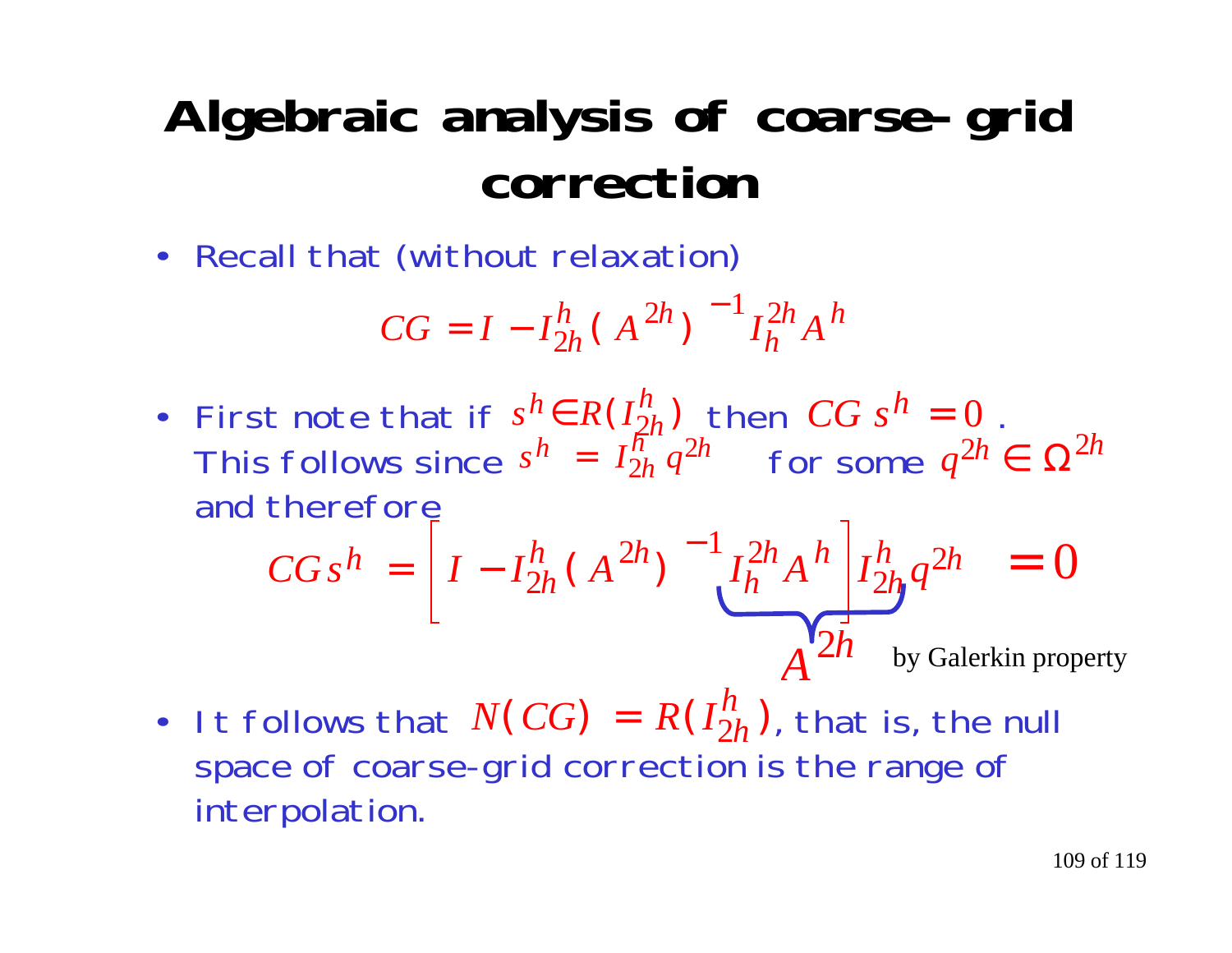# Algebraic analysis of coarse-grid correction

- Recall that (without relaxation)

$$CG = I - I_{2h}^{h} ( A^{2h} )^{-1} I_{h}^{2h} A^{h}$$

- First note that if $s^h \in R(I_{2h}^h)$ then $CG\, s^h = 0$. This follows since $s^h = I_{2h}^h q^{2h}$ for some $q^{2h} \in \Omega^{2h}$ and therefore

$$CG s^h = \left[ I - I_{2h}^{h} ( A^{2h} )^{-1} \underbrace{I_{h}^{2h} A^{h} I_{2h}^{h}}_{A^{2h}} \right] q^{2h} = 0$$

by Galerkin property

- It follows that $N(CG) = R(I_{2h}^h)$, that is, the null space of coarse-grid correction is the range of interpolation.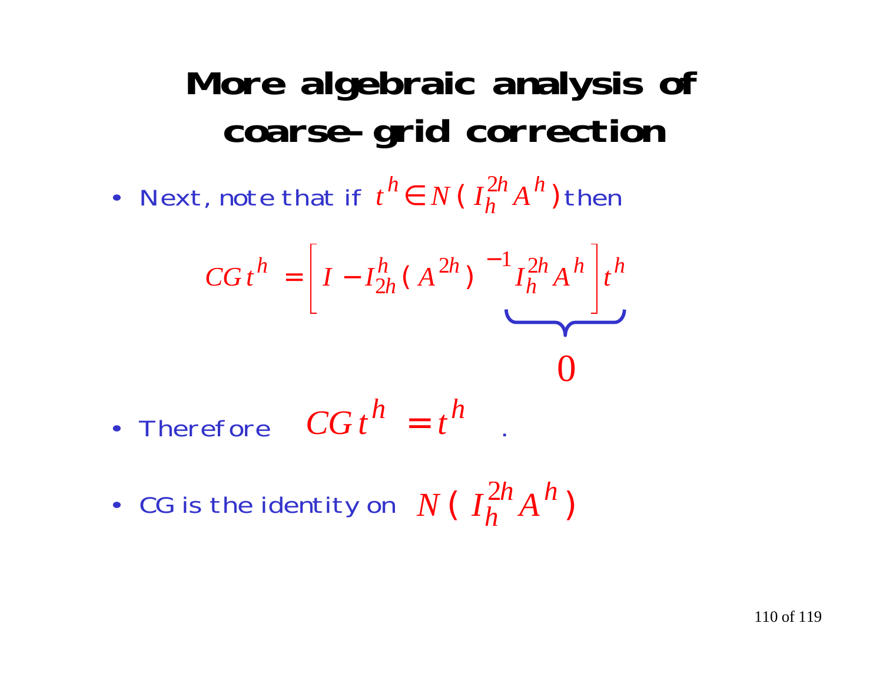# More algebraic analysis of coarse-grid correction

- Next, note that if $t^h \in N(I_h^{2h} A^h)$ then

$$CG\, t^h = \left[ I - I_{2h}^h (A^{2h})^{-1} \underbrace{I_h^{2h} A^h \Big] t^h}_{0}$$

- Therefore $CG\, t^h = t^h$ .

- CG is the identity on $N(I_h^{2h} A^h)$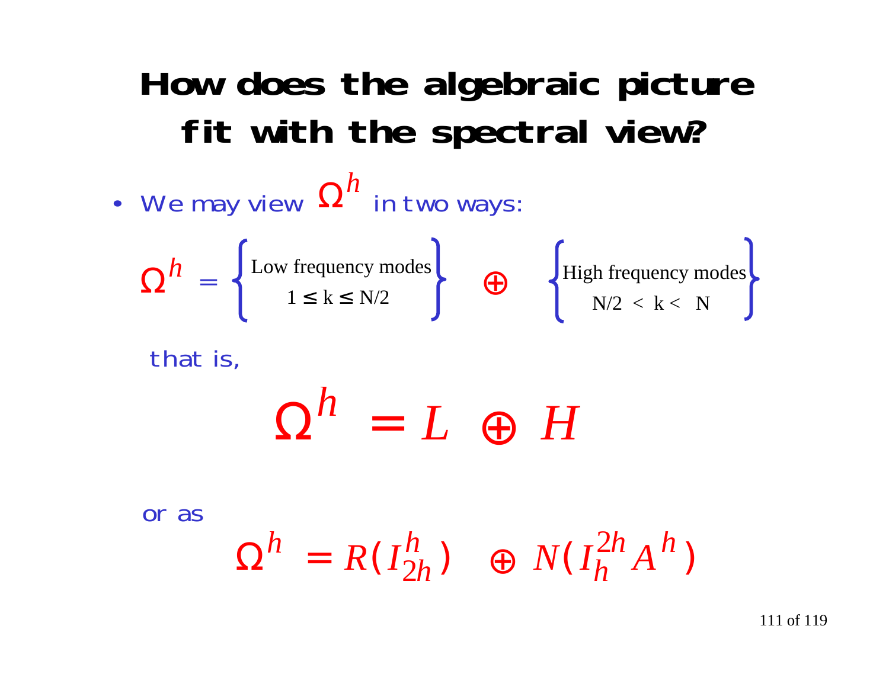# How does the algebraic picture fit with the spectral view?

- We may view $\Omega^h$ in two ways:

$$\Omega^h = \left\{ \begin{array}{c} \text{Low frequency modes} \\ 1 \leq k \leq N/2 \end{array} \right\} \oplus \left\{ \begin{array}{c} \text{High frequency modes} \\ N/2 < k < N \end{array} \right\}$$

that is,

$$\Omega^h = L \oplus H$$

or as

$$\Omega^h = R(I_{2h}^h) \oplus N(I_h^{2h} A^h)$$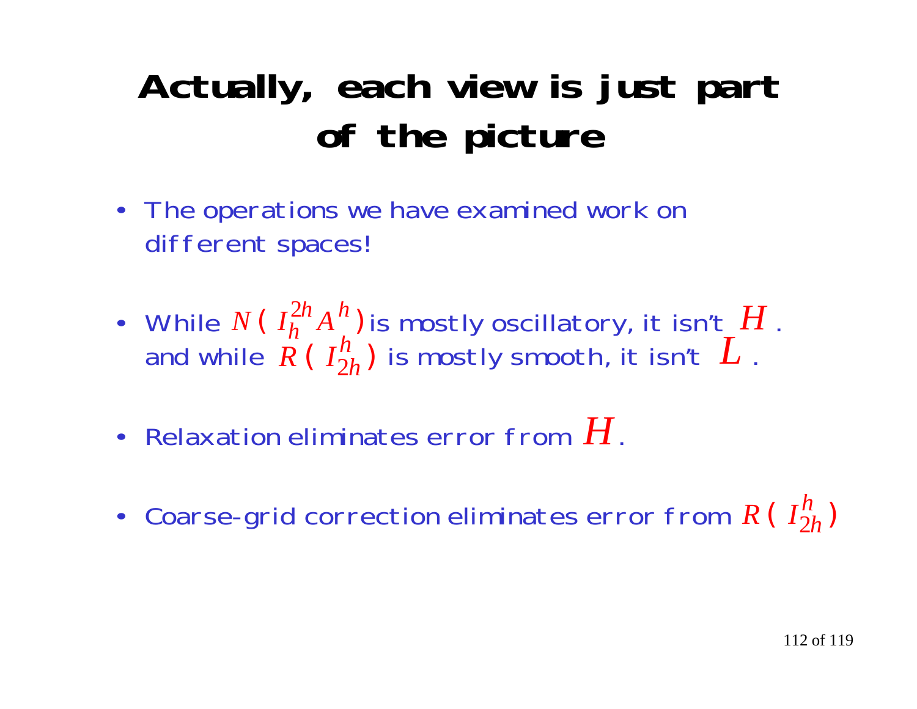# Actually, each view is just part of the picture

- The operations we have examined work on different spaces!
- While $N(I_h^{2h} A^h)$ is mostly oscillatory, it isn't $H$. and while $R(I_{2h}^h)$ is mostly smooth, it isn't $L$.
- Relaxation eliminates error from $H$.
- Coarse-grid correction eliminates error from $R(I_{2h}^h)$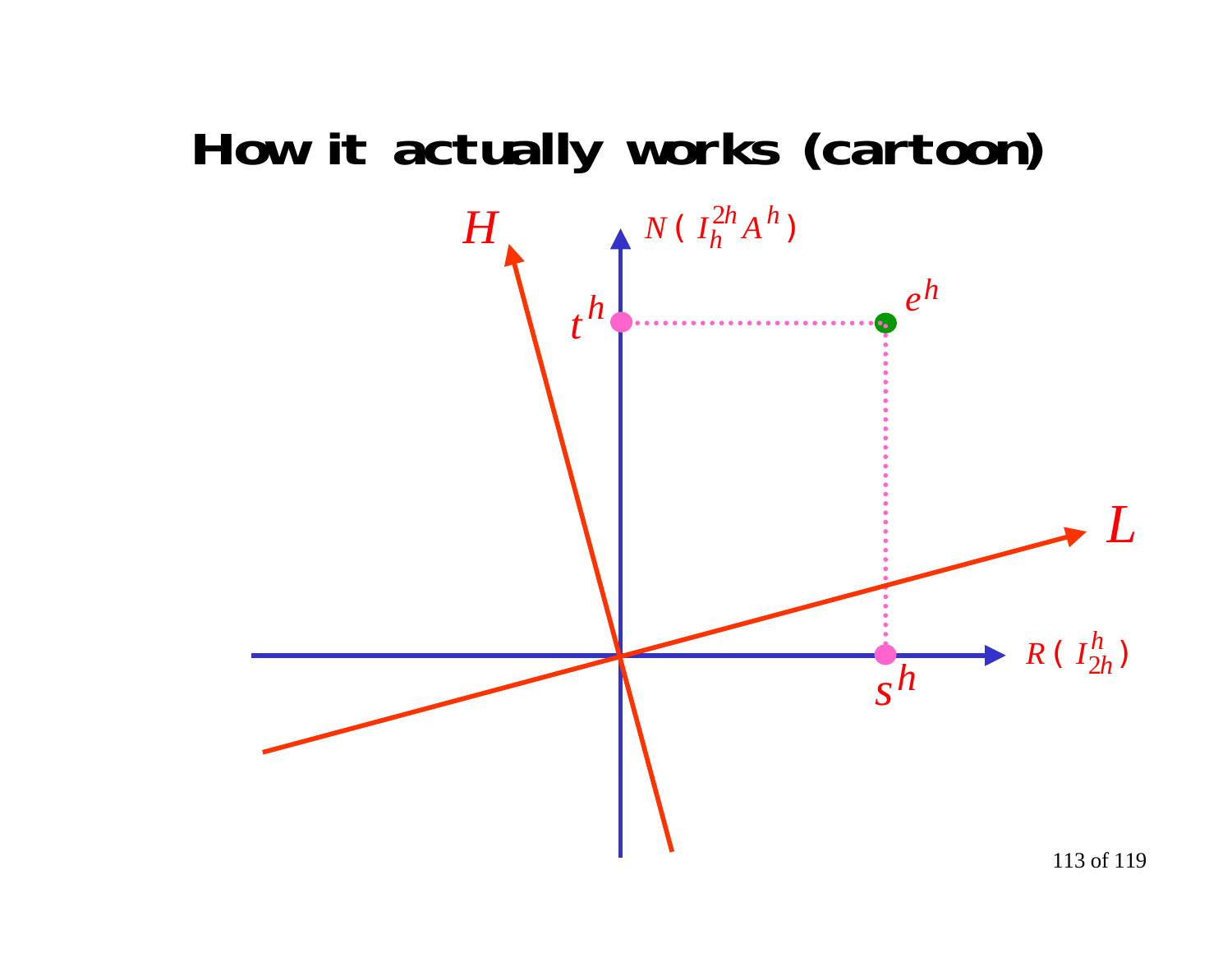# How it actually works (cartoon)

$H$

$N(I_h^{2h} A^h)$

$t^h$

$e^h$

$L$

$R(I_{2h}^h)$

$s^h$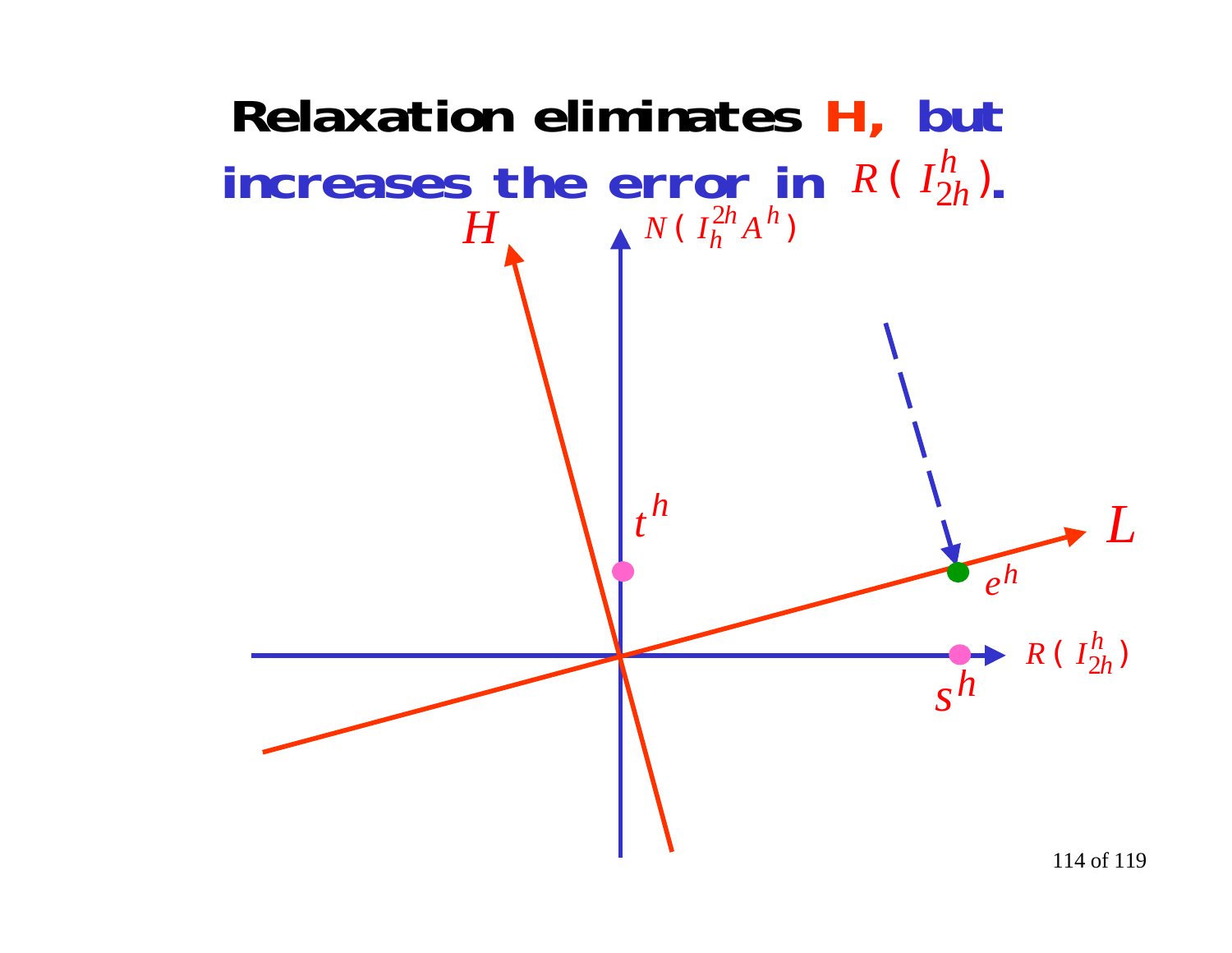# Relaxation eliminates H, but increases the error in $R(I_{2h}^{h})$.

$H$

$N(I_h^{2h} A^h)$

$t^h$

$L$

$e^h$

$R(I_{2h}^{h})$

$s^h$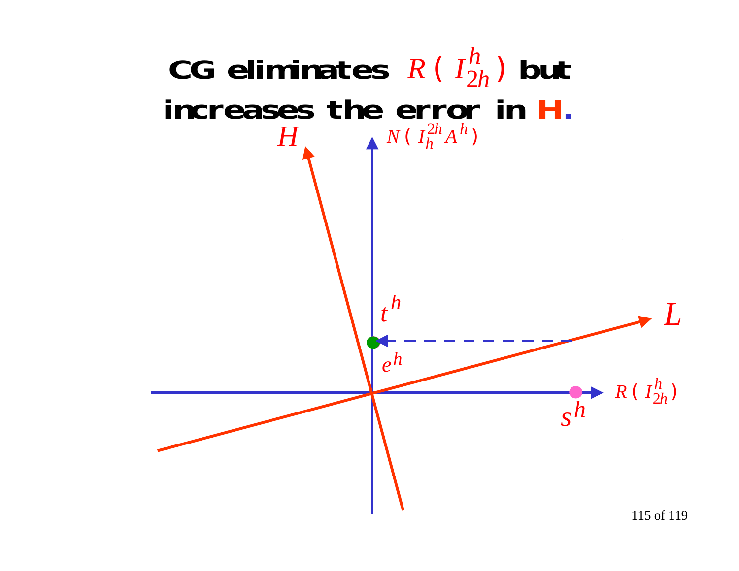# CG eliminates $R(I_{2h}^{h})$ but increases the error in H.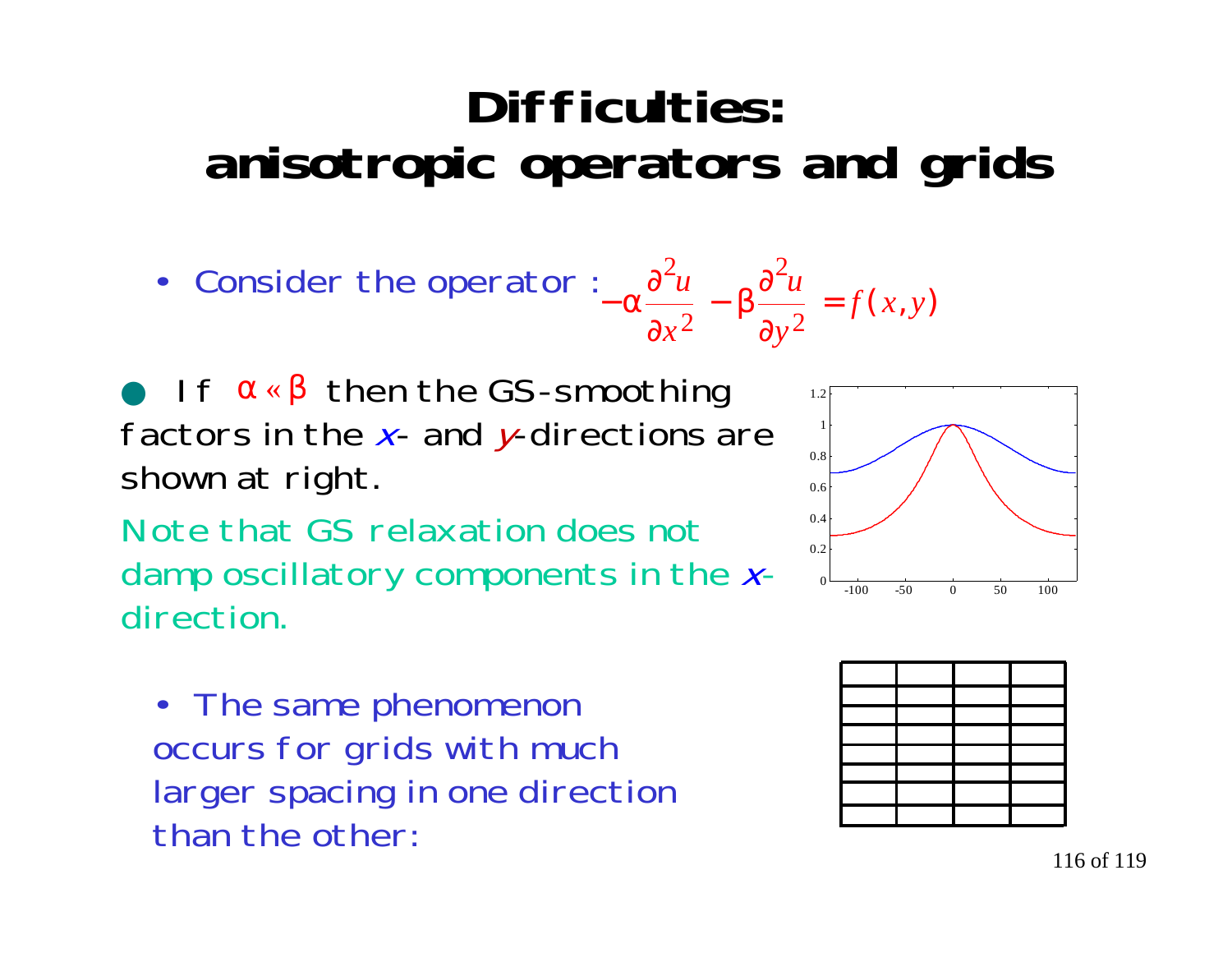# Difficulties: anisotropic operators and grids

- Consider the operator : $-\alpha \frac{\partial^2 u}{\partial x^2} - \beta \frac{\partial^2 u}{\partial y^2} = f(x,y)$

- If $\alpha \ll \beta$ then the GS-smoothing factors in the $x$- and $y$-directions are shown at right.

Note that GS relaxation does not damp oscillatory components in the $x$-direction.

- The same phenomenon occurs for grids with much larger spacing in one direction than the other: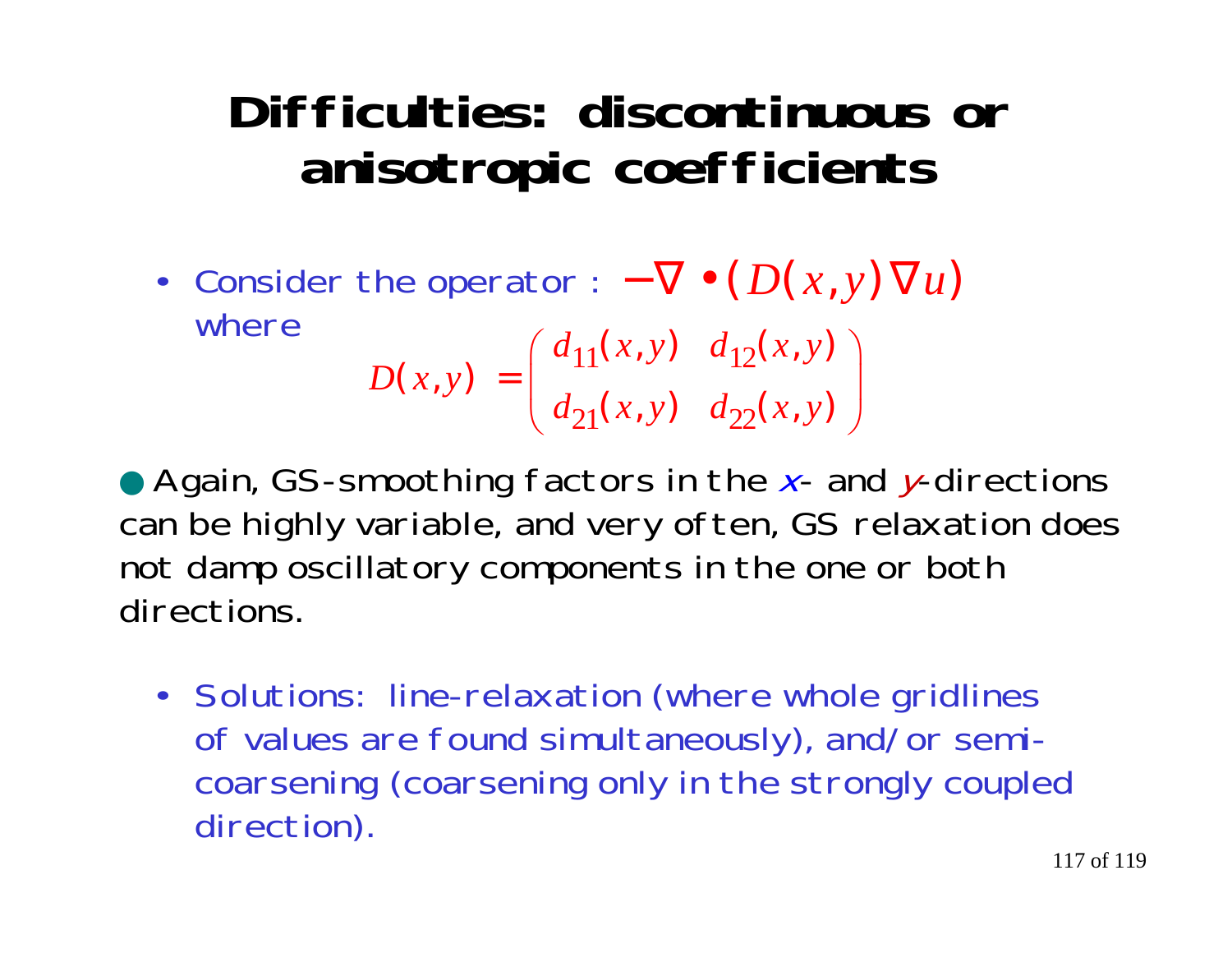# Difficulties: discontinuous or anisotropic coefficients

- Consider the operator : $-\nabla \bullet (D(x,y)\nabla u)$ where

$$D(x,y) = \begin{pmatrix} d_{11}(x,y) & d_{12}(x,y) \\ d_{21}(x,y) & d_{22}(x,y) \end{pmatrix}$$

- Again, GS-smoothing factors in the $x$- and $y$-directions can be highly variable, and very often, GS relaxation does not damp oscillatory components in the one or both directions.

  - Solutions: line-relaxation (where whole gridlines of values are found simultaneously), and/or semi-coarsening (coarsening only in the strongly coupled direction).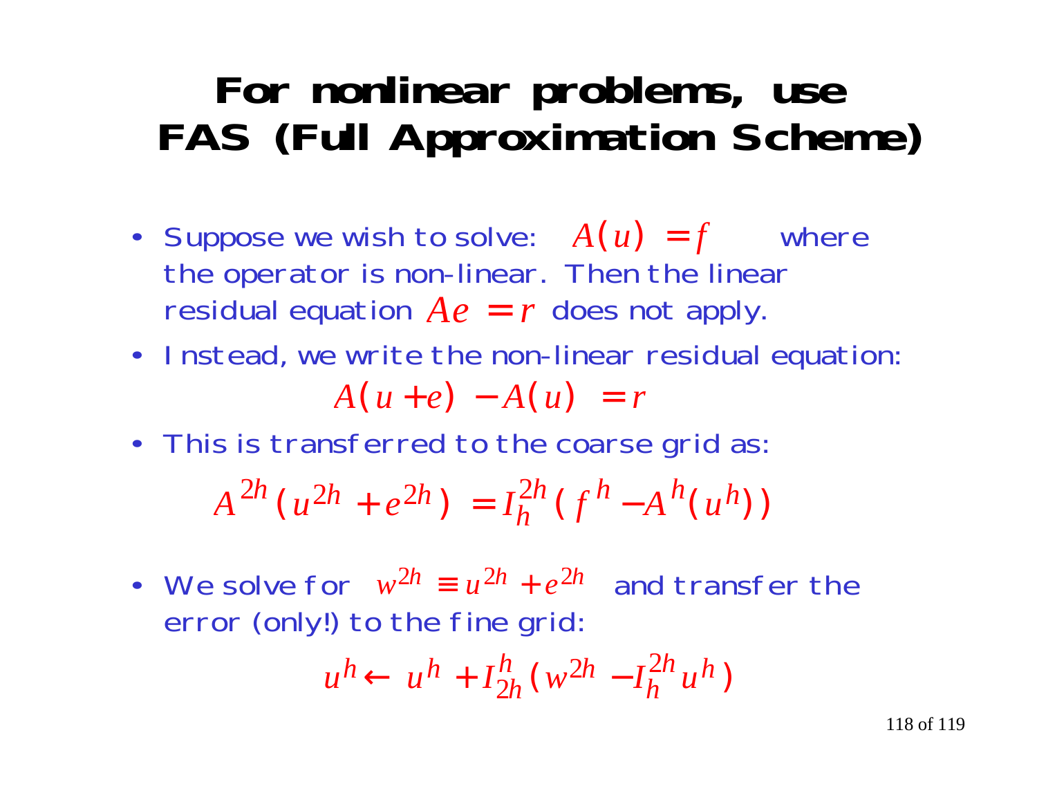# For nonlinear problems, use FAS (Full Approximation Scheme)

- Suppose we wish to solve: $A(u) = f$ where the operator is non-linear. Then the linear residual equation $Ae = r$ does not apply.
- Instead, we write the non-linear residual equation:

$$A(u+e) - A(u) = r$$

- This is transferred to the coarse grid as:

$$A^{2h}(u^{2h} + e^{2h}) = I_h^{2h}(f^h - A^h(u^h))$$

- We solve for $w^{2h} \equiv u^{2h} + e^{2h}$ and transfer the error (only!) to the fine grid:

$$u^h \leftarrow u^h + I_{2h}^h(w^{2h} - I_h^{2h}u^h)$$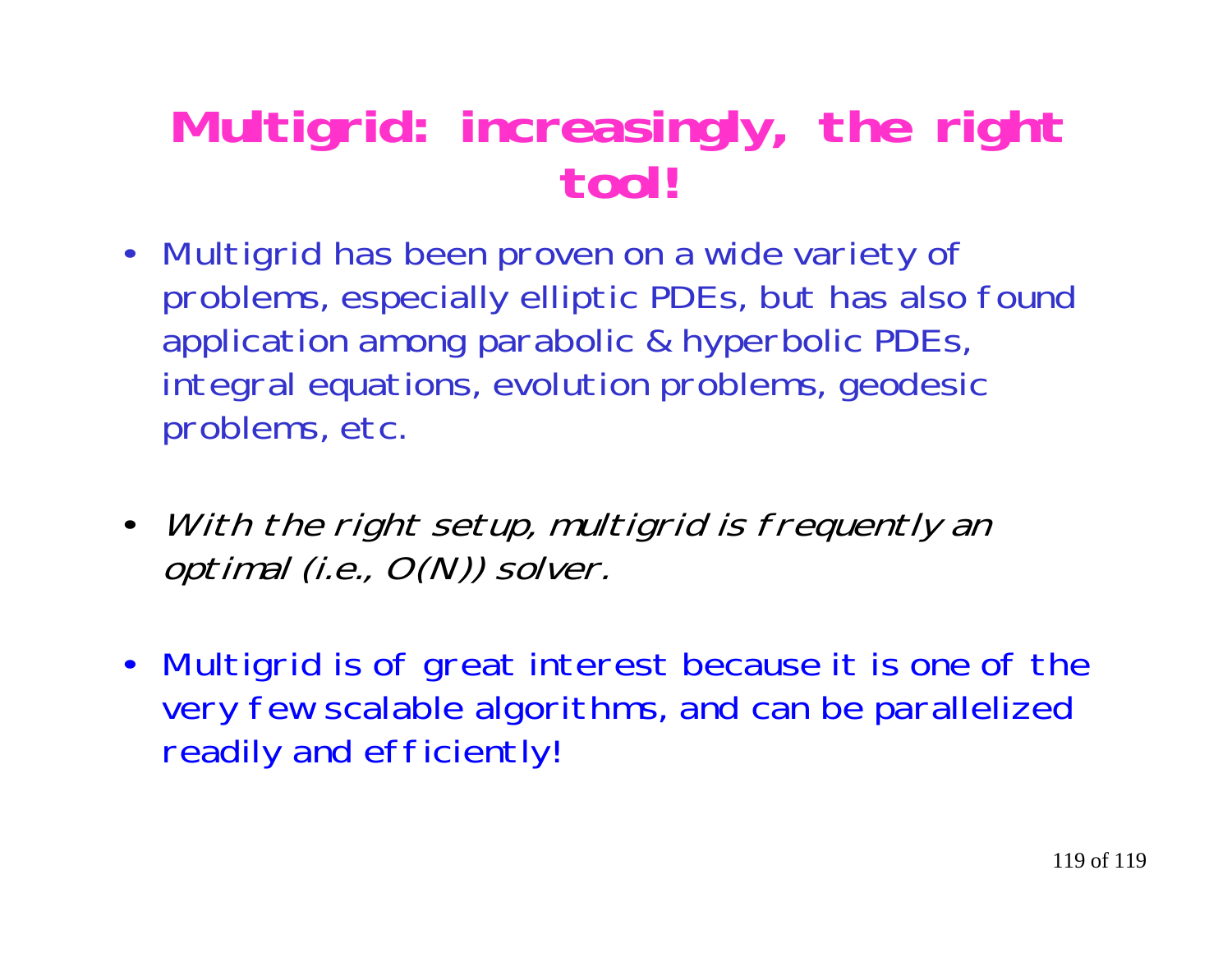# Multigrid: increasingly, the right tool!

- Multigrid has been proven on a wide variety of problems, especially elliptic PDEs, but has also found application among parabolic & hyperbolic PDEs, integral equations, evolution problems, geodesic problems, etc.

- *With the right setup, multigrid is frequently an optimal (i.e., $O(N)$) solver.*

- Multigrid is of great interest because it is one of the very few scalable algorithms, and can be parallelized readily and efficiently!